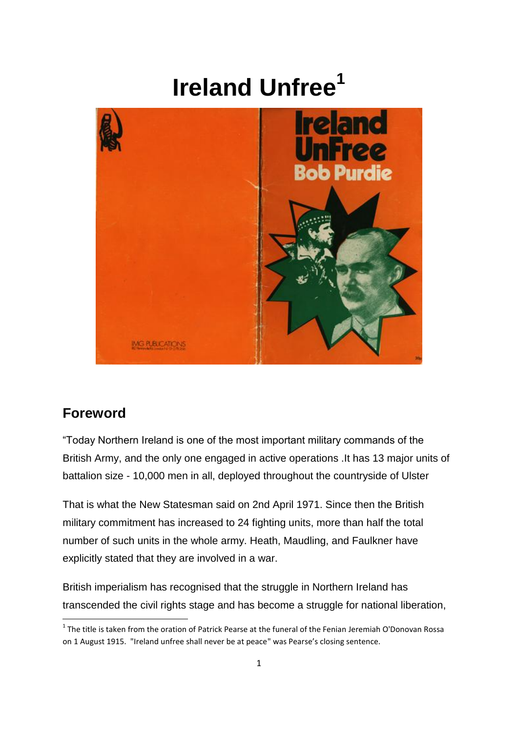# Ireland Unfree[1]

## Foreword

"Today Northern Ireland is one of the most important military commands of the British Army, and the only one engaged in active operations .It has 13 major units of battalion size - 10,000 men in all, deployed throughout the countryside of Ulster

That is what the New Statesman said on 2nd April 1971. Since then the British military commitment has increased to 24 fighting units, more than half the total number of such units in the whole army. Heath, Maudling, and Faulkner have explicitly stated that they are involved in a war.

British imperialism has recognised that the struggle in Northern Ireland has transcended the civil rights stage and has become a struggle for national liberation,

[1] The title is taken from the oration of Patrick Pearse at the funeral of the Fenian Jeremiah O'Donovan Rossa on 1 August 1915. "Ireland unfree shall never be at peace" was Pearse's closing sentence.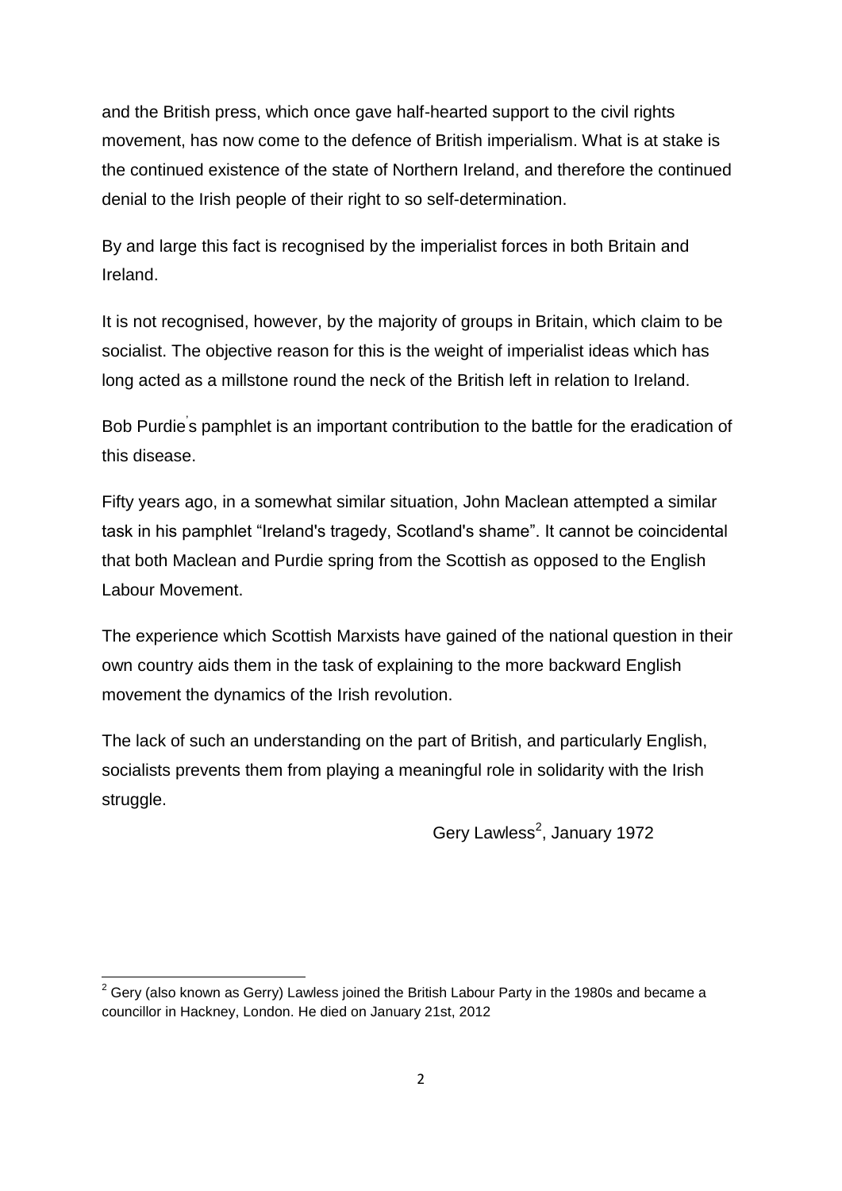and the British press, which once gave half-hearted support to the civil rights movement, has now come to the defence of British imperialism. What is at stake is the continued existence of the state of Northern Ireland, and therefore the continued denial to the Irish people of their right to so self-determination.

By and large this fact is recognised by the imperialist forces in both Britain and Ireland.

It is not recognised, however, by the majority of groups in Britain, which claim to be socialist. The objective reason for this is the weight of imperialist ideas which has long acted as a millstone round the neck of the British left in relation to Ireland.

Bob Purdie's pamphlet is an important contribution to the battle for the eradication of this disease.

Fifty years ago, in a somewhat similar situation, John Maclean attempted a similar task in his pamphlet "Ireland's tragedy, Scotland's shame". It cannot be coincidental that both Maclean and Purdie spring from the Scottish as opposed to the English Labour Movement.

The experience which Scottish Marxists have gained of the national question in their own country aids them in the task of explaining to the more backward English movement the dynamics of the Irish revolution.

The lack of such an understanding on the part of British, and particularly English, socialists prevents them from playing a meaningful role in solidarity with the Irish struggle.

Gery Lawless[2], January 1972

[2] Gery (also known as Gerry) Lawless joined the British Labour Party in the 1980s and became a councillor in Hackney, London. He died on January 21st, 2012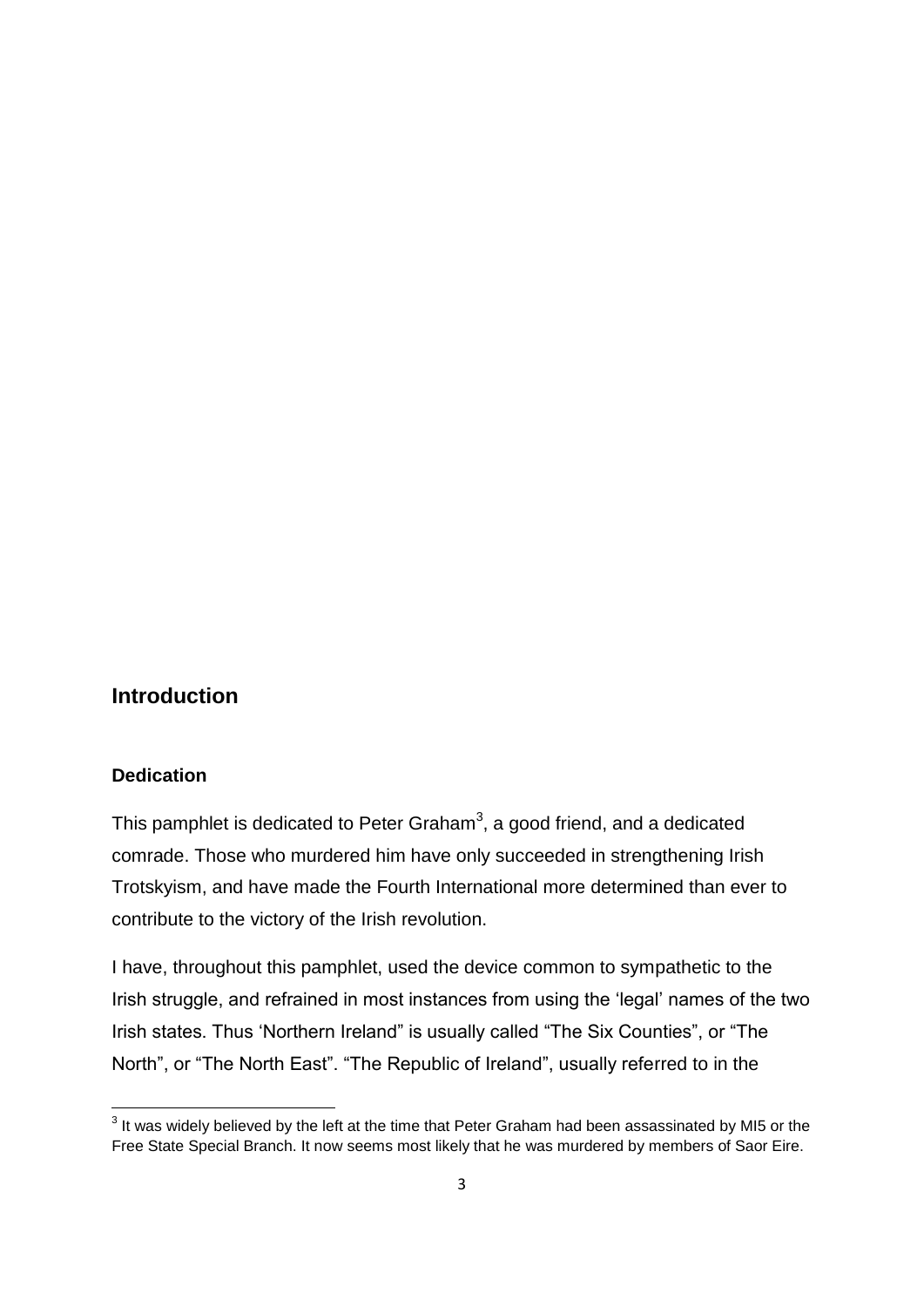## Introduction

### Dedication

This pamphlet is dedicated to Peter Graham[3], a good friend, and a dedicated comrade. Those who murdered him have only succeeded in strengthening Irish Trotskyism, and have made the Fourth International more determined than ever to contribute to the victory of the Irish revolution.

I have, throughout this pamphlet, used the device common to sympathetic to the Irish struggle, and refrained in most instances from using the 'legal' names of the two Irish states. Thus 'Northern Ireland" is usually called "The Six Counties", or "The North", or "The North East". "The Republic of Ireland", usually referred to in the

[3] It was widely believed by the left at the time that Peter Graham had been assassinated by MI5 or the Free State Special Branch. It now seems most likely that he was murdered by members of Saor Eire.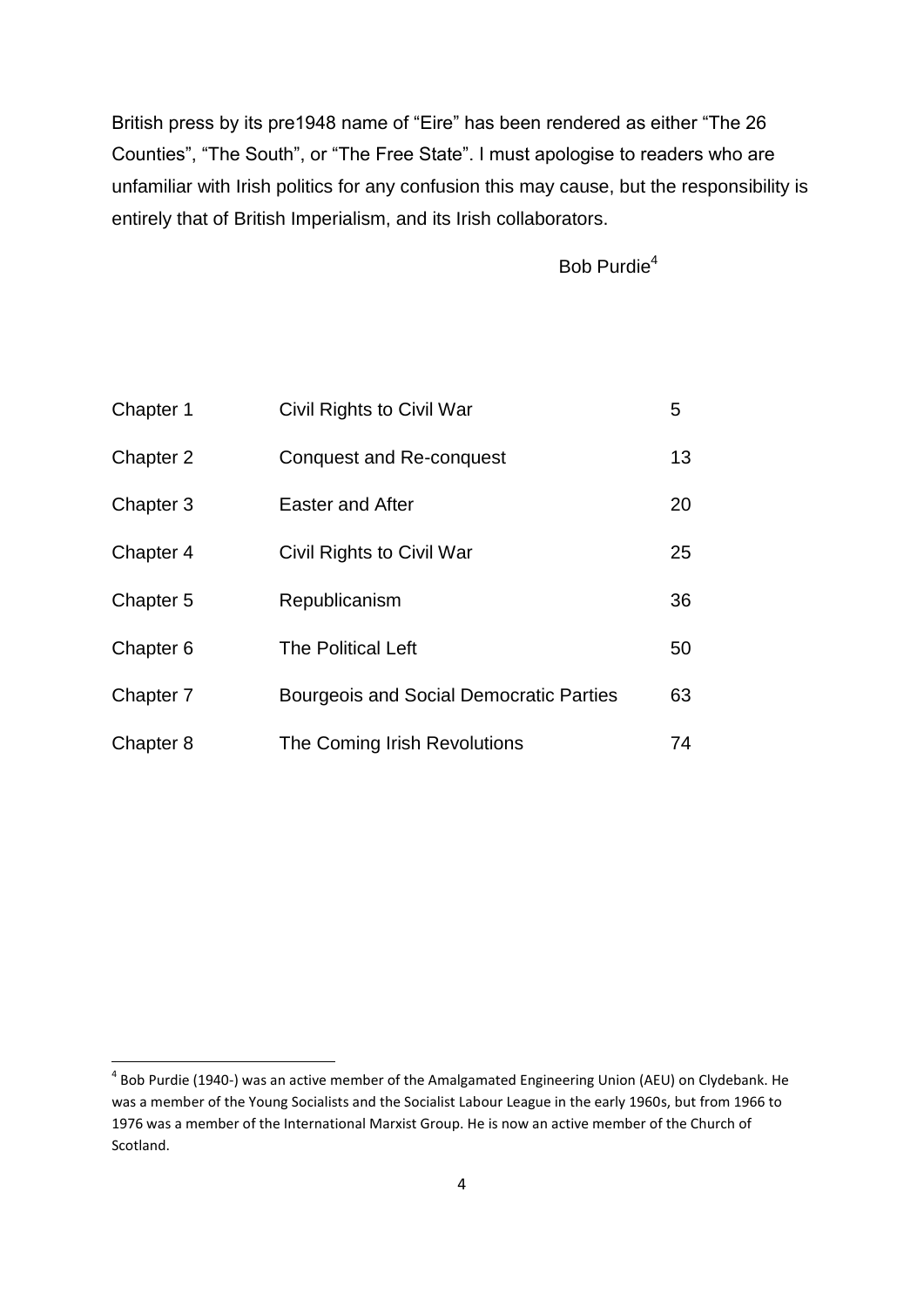British press by its pre1948 name of “Eire” has been rendered as either “The 26 Counties”, “The South”, or “The Free State”. I must apologise to readers who are unfamiliar with Irish politics for any confusion this may cause, but the responsibility is entirely that of British Imperialism, and its Irish collaborators.

Bob Purdie[4]

| | | |
|---|---|---|
| Chapter 1 | Civil Rights to Civil War | 5 |
| Chapter 2 | Conquest and Re-conquest | 13 |
| Chapter 3 | Easter and After | 20 |
| Chapter 4 | Civil Rights to Civil War | 25 |
| Chapter 5 | Republicanism | 36 |
| Chapter 6 | The Political Left | 50 |
| Chapter 7 | Bourgeois and Social Democratic Parties | 63 |
| Chapter 8 | The Coming Irish Revolutions | 74 |

[4] Bob Purdie (1940-) was an active member of the Amalgamated Engineering Union (AEU) on Clydebank. He was a member of the Young Socialists and the Socialist Labour League in the early 1960s, but from 1966 to 1976 was a member of the International Marxist Group. He is now an active member of the Church of Scotland.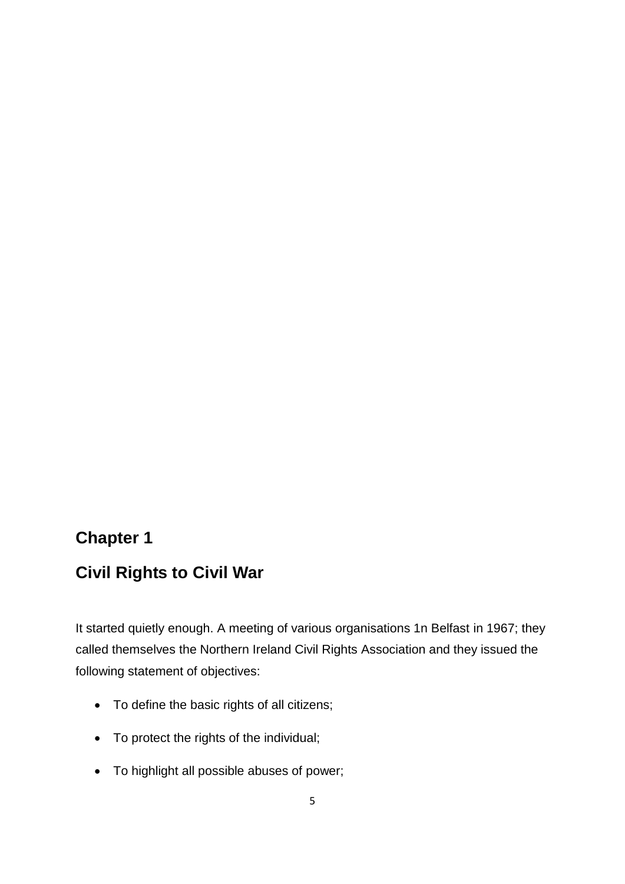## Chapter 1

## Civil Rights to Civil War

It started quietly enough. A meeting of various organisations 1n Belfast in 1967; they called themselves the Northern Ireland Civil Rights Association and they issued the following statement of objectives:

- To define the basic rights of all citizens;
- To protect the rights of the individual;
- To highlight all possible abuses of power;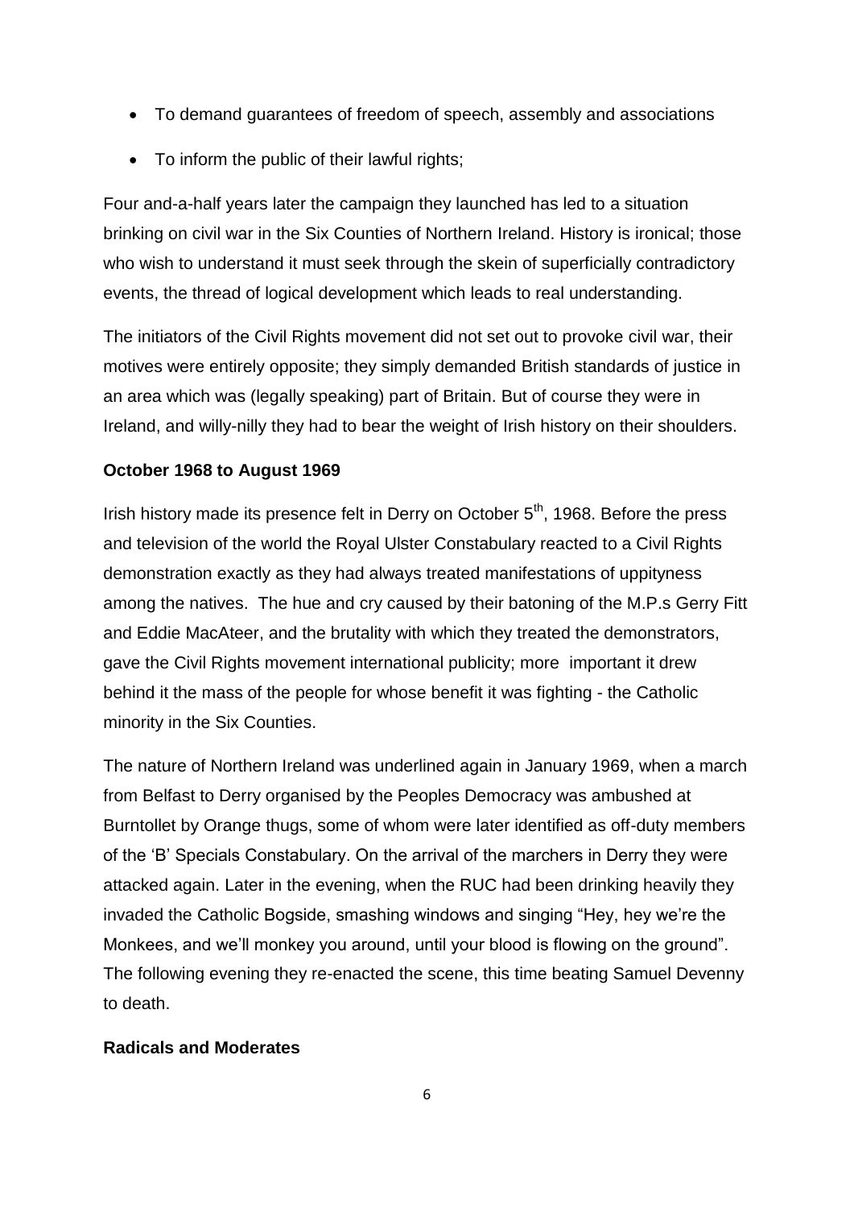- To demand guarantees of freedom of speech, assembly and associations
- To inform the public of their lawful rights;

Four and-a-half years later the campaign they launched has led to a situation brinking on civil war in the Six Counties of Northern Ireland. History is ironical; those who wish to understand it must seek through the skein of superficially contradictory events, the thread of logical development which leads to real understanding.

The initiators of the Civil Rights movement did not set out to provoke civil war, their motives were entirely opposite; they simply demanded British standards of justice in an area which was (legally speaking) part of Britain. But of course they were in Ireland, and willy-nilly they had to bear the weight of Irish history on their shoulders.

**October 1968 to August 1969**

Irish history made its presence felt in Derry on October 5th, 1968. Before the press and television of the world the Royal Ulster Constabulary reacted to a Civil Rights demonstration exactly as they had always treated manifestations of uppityness among the natives. The hue and cry caused by their batoning of the M.P.s Gerry Fitt and Eddie MacAteer, and the brutality with which they treated the demonstrators, gave the Civil Rights movement international publicity; more important it drew behind it the mass of the people for whose benefit it was fighting - the Catholic minority in the Six Counties.

The nature of Northern Ireland was underlined again in January 1969, when a march from Belfast to Derry organised by the Peoples Democracy was ambushed at Burntollet by Orange thugs, some of whom were later identified as off-duty members of the 'B' Specials Constabulary. On the arrival of the marchers in Derry they were attacked again. Later in the evening, when the RUC had been drinking heavily they invaded the Catholic Bogside, smashing windows and singing "Hey, hey we're the Monkees, and we'll monkey you around, until your blood is flowing on the ground". The following evening they re-enacted the scene, this time beating Samuel Devenny to death.

**Radicals and Moderates**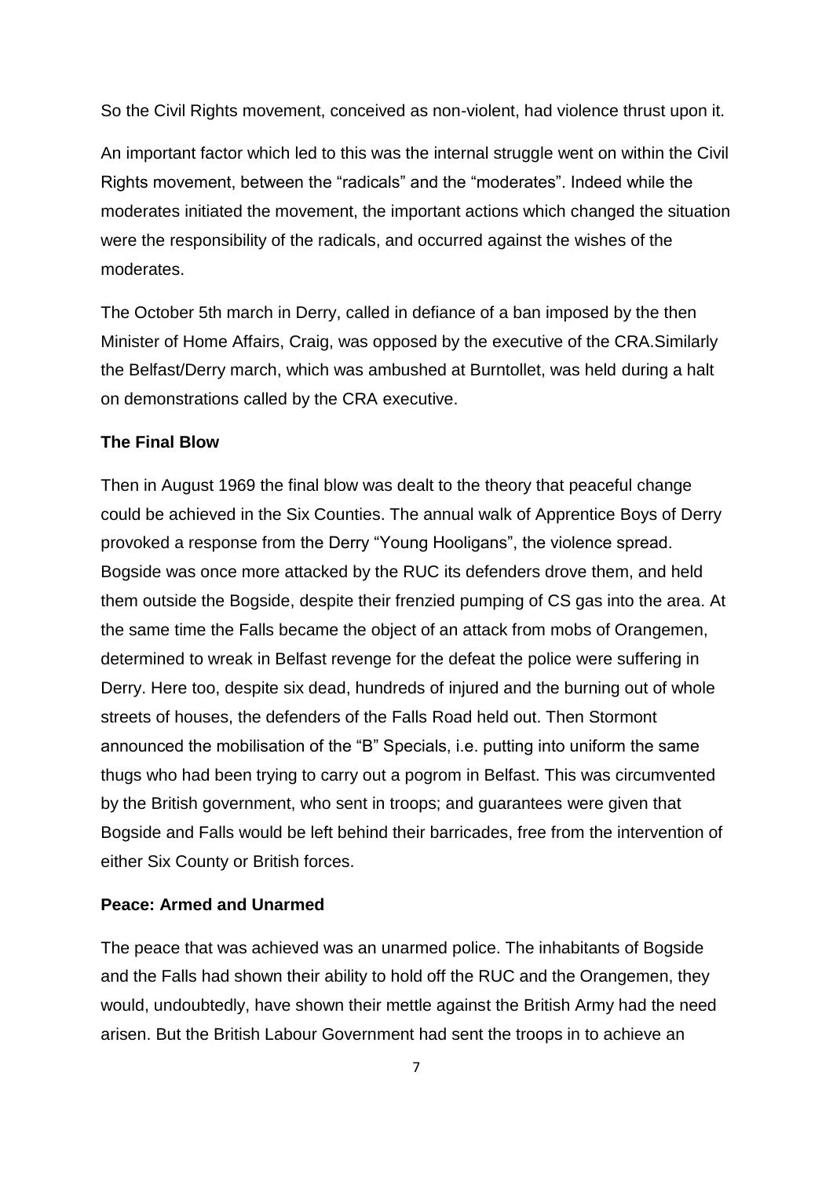So the Civil Rights movement, conceived as non-violent, had violence thrust upon it.

An important factor which led to this was the internal struggle went on within the Civil Rights movement, between the "radicals" and the "moderates". Indeed while the moderates initiated the movement, the important actions which changed the situation were the responsibility of the radicals, and occurred against the wishes of the moderates.

The October 5th march in Derry, called in defiance of a ban imposed by the then Minister of Home Affairs, Craig, was opposed by the executive of the CRA.Similarly the Belfast/Derry march, which was ambushed at Burntollet, was held during a halt on demonstrations called by the CRA executive.

**The Final Blow**

Then in August 1969 the final blow was dealt to the theory that peaceful change could be achieved in the Six Counties. The annual walk of Apprentice Boys of Derry provoked a response from the Derry "Young Hooligans", the violence spread. Bogside was once more attacked by the RUC its defenders drove them, and held them outside the Bogside, despite their frenzied pumping of CS gas into the area. At the same time the Falls became the object of an attack from mobs of Orangemen, determined to wreak in Belfast revenge for the defeat the police were suffering in Derry. Here too, despite six dead, hundreds of injured and the burning out of whole streets of houses, the defenders of the Falls Road held out. Then Stormont announced the mobilisation of the "B" Specials, i.e. putting into uniform the same thugs who had been trying to carry out a pogrom in Belfast. This was circumvented by the British government, who sent in troops; and guarantees were given that Bogside and Falls would be left behind their barricades, free from the intervention of either Six County or British forces.

**Peace: Armed and Unarmed**

The peace that was achieved was an unarmed police. The inhabitants of Bogside and the Falls had shown their ability to hold off the RUC and the Orangemen, they would, undoubtedly, have shown their mettle against the British Army had the need arisen. But the British Labour Government had sent the troops in to achieve an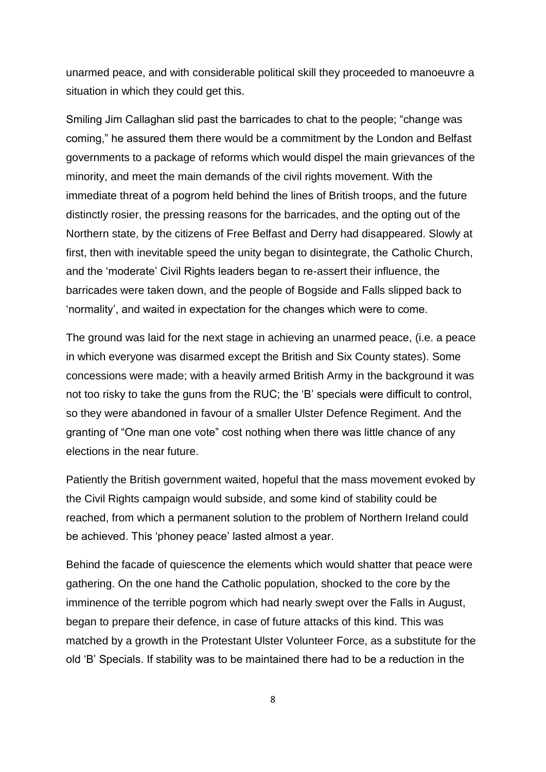unarmed peace, and with considerable political skill they proceeded to manoeuvre a situation in which they could get this.

Smiling Jim Callaghan slid past the barricades to chat to the people; "change was coming," he assured them there would be a commitment by the London and Belfast governments to a package of reforms which would dispel the main grievances of the minority, and meet the main demands of the civil rights movement. With the immediate threat of a pogrom held behind the lines of British troops, and the future distinctly rosier, the pressing reasons for the barricades, and the opting out of the Northern state, by the citizens of Free Belfast and Derry had disappeared. Slowly at first, then with inevitable speed the unity began to disintegrate, the Catholic Church, and the 'moderate' Civil Rights leaders began to re-assert their influence, the barricades were taken down, and the people of Bogside and Falls slipped back to 'normality', and waited in expectation for the changes which were to come.

The ground was laid for the next stage in achieving an unarmed peace, (i.e. a peace in which everyone was disarmed except the British and Six County states). Some concessions were made; with a heavily armed British Army in the background it was not too risky to take the guns from the RUC; the 'B' specials were difficult to control, so they were abandoned in favour of a smaller Ulster Defence Regiment. And the granting of "One man one vote" cost nothing when there was little chance of any elections in the near future.

Patiently the British government waited, hopeful that the mass movement evoked by the Civil Rights campaign would subside, and some kind of stability could be reached, from which a permanent solution to the problem of Northern Ireland could be achieved. This 'phoney peace' lasted almost a year.

Behind the facade of quiescence the elements which would shatter that peace were gathering. On the one hand the Catholic population, shocked to the core by the imminence of the terrible pogrom which had nearly swept over the Falls in August, began to prepare their defence, in case of future attacks of this kind. This was matched by a growth in the Protestant Ulster Volunteer Force, as a substitute for the old 'B' Specials. If stability was to be maintained there had to be a reduction in the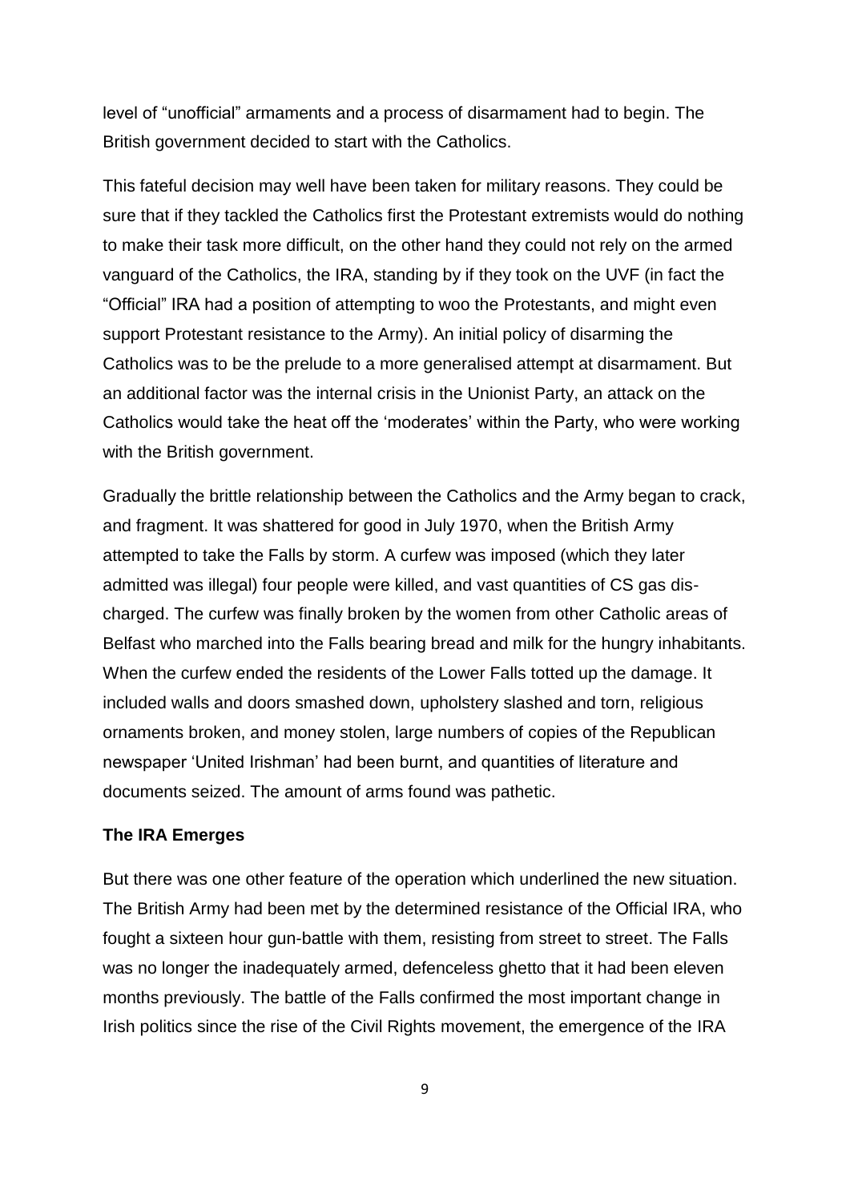level of "unofficial" armaments and a process of disarmament had to begin. The British government decided to start with the Catholics.

This fateful decision may well have been taken for military reasons. They could be sure that if they tackled the Catholics first the Protestant extremists would do nothing to make their task more difficult, on the other hand they could not rely on the armed vanguard of the Catholics, the IRA, standing by if they took on the UVF (in fact the "Official" IRA had a position of attempting to woo the Protestants, and might even support Protestant resistance to the Army). An initial policy of disarming the Catholics was to be the prelude to a more generalised attempt at disarmament. But an additional factor was the internal crisis in the Unionist Party, an attack on the Catholics would take the heat off the 'moderates' within the Party, who were working with the British government.

Gradually the brittle relationship between the Catholics and the Army began to crack, and fragment. It was shattered for good in July 1970, when the British Army attempted to take the Falls by storm. A curfew was imposed (which they later admitted was illegal) four people were killed, and vast quantities of CS gas discharged. The curfew was finally broken by the women from other Catholic areas of Belfast who marched into the Falls bearing bread and milk for the hungry inhabitants. When the curfew ended the residents of the Lower Falls totted up the damage. It included walls and doors smashed down, upholstery slashed and torn, religious ornaments broken, and money stolen, large numbers of copies of the Republican newspaper 'United Irishman' had been burnt, and quantities of literature and documents seized. The amount of arms found was pathetic.

**The IRA Emerges**

But there was one other feature of the operation which underlined the new situation. The British Army had been met by the determined resistance of the Official IRA, who fought a sixteen hour gun-battle with them, resisting from street to street. The Falls was no longer the inadequately armed, defenceless ghetto that it had been eleven months previously. The battle of the Falls confirmed the most important change in Irish politics since the rise of the Civil Rights movement, the emergence of the IRA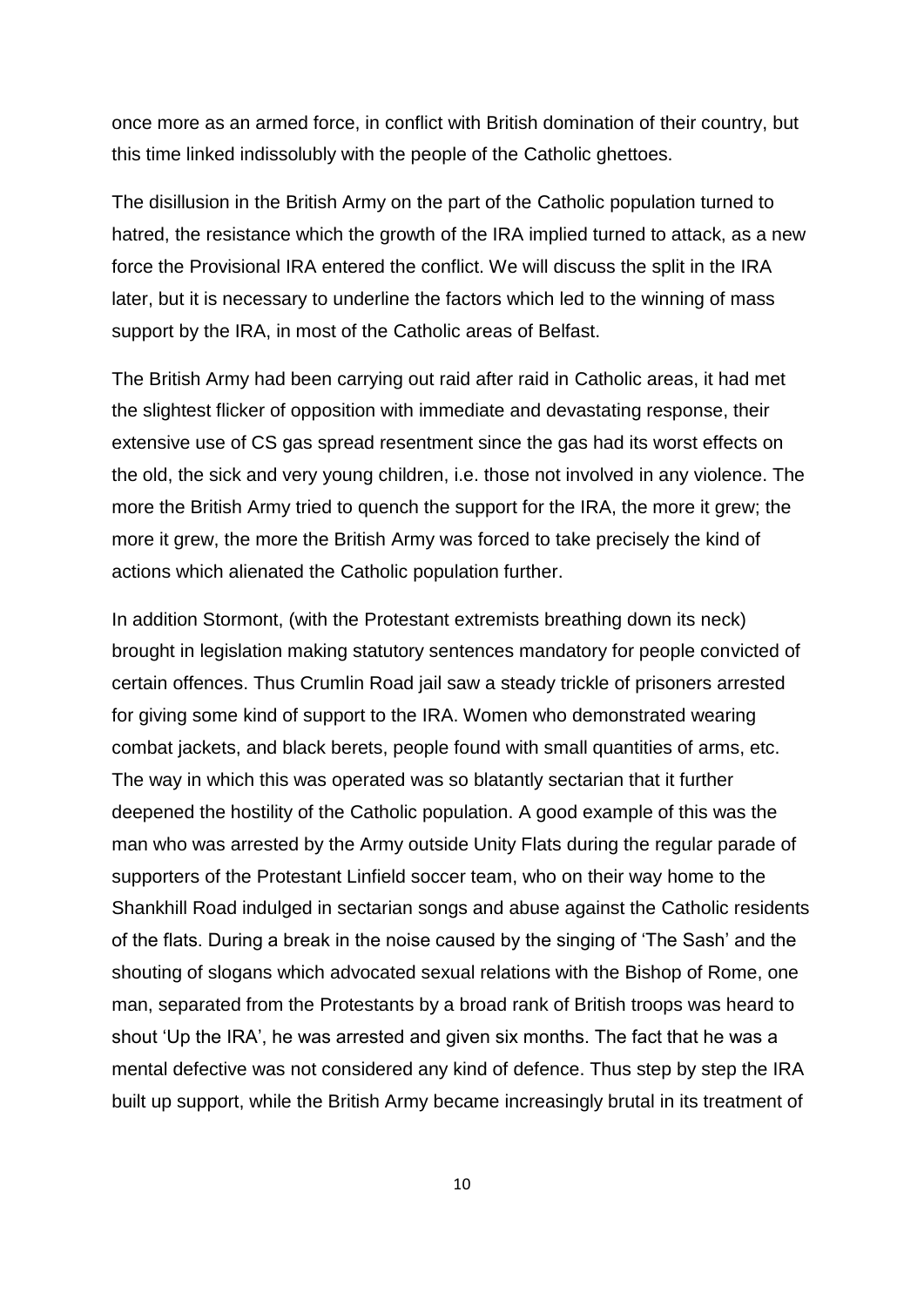once more as an armed force, in conflict with British domination of their country, but this time linked indissolubly with the people of the Catholic ghettoes.

The disillusion in the British Army on the part of the Catholic population turned to hatred, the resistance which the growth of the IRA implied turned to attack, as a new force the Provisional IRA entered the conflict. We will discuss the split in the IRA later, but it is necessary to underline the factors which led to the winning of mass support by the IRA, in most of the Catholic areas of Belfast.

The British Army had been carrying out raid after raid in Catholic areas, it had met the slightest flicker of opposition with immediate and devastating response, their extensive use of CS gas spread resentment since the gas had its worst effects on the old, the sick and very young children, i.e. those not involved in any violence. The more the British Army tried to quench the support for the IRA, the more it grew; the more it grew, the more the British Army was forced to take precisely the kind of actions which alienated the Catholic population further.

In addition Stormont, (with the Protestant extremists breathing down its neck) brought in legislation making statutory sentences mandatory for people convicted of certain offences. Thus Crumlin Road jail saw a steady trickle of prisoners arrested for giving some kind of support to the IRA. Women who demonstrated wearing combat jackets, and black berets, people found with small quantities of arms, etc. The way in which this was operated was so blatantly sectarian that it further deepened the hostility of the Catholic population. A good example of this was the man who was arrested by the Army outside Unity Flats during the regular parade of supporters of the Protestant Linfield soccer team, who on their way home to the Shankhill Road indulged in sectarian songs and abuse against the Catholic residents of the flats. During a break in the noise caused by the singing of 'The Sash' and the shouting of slogans which advocated sexual relations with the Bishop of Rome, one man, separated from the Protestants by a broad rank of British troops was heard to shout 'Up the IRA', he was arrested and given six months. The fact that he was a mental defective was not considered any kind of defence. Thus step by step the IRA built up support, while the British Army became increasingly brutal in its treatment of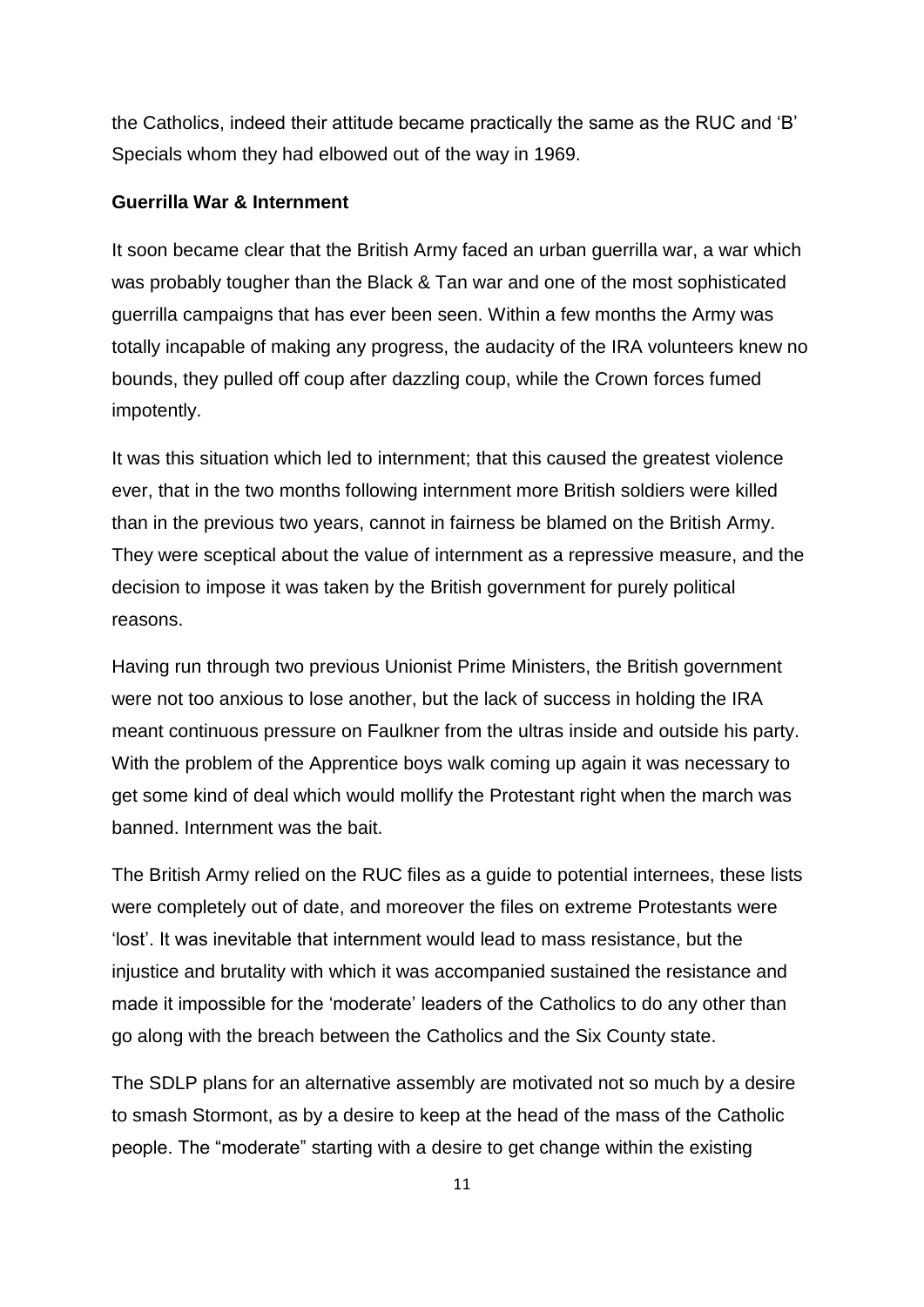the Catholics, indeed their attitude became practically the same as the RUC and 'B' Specials whom they had elbowed out of the way in 1969.

**Guerrilla War & Internment**

It soon became clear that the British Army faced an urban guerrilla war, a war which was probably tougher than the Black & Tan war and one of the most sophisticated guerrilla campaigns that has ever been seen. Within a few months the Army was totally incapable of making any progress, the audacity of the IRA volunteers knew no bounds, they pulled off coup after dazzling coup, while the Crown forces fumed impotently.

It was this situation which led to internment; that this caused the greatest violence ever, that in the two months following internment more British soldiers were killed than in the previous two years, cannot in fairness be blamed on the British Army. They were sceptical about the value of internment as a repressive measure, and the decision to impose it was taken by the British government for purely political reasons.

Having run through two previous Unionist Prime Ministers, the British government were not too anxious to lose another, but the lack of success in holding the IRA meant continuous pressure on Faulkner from the ultras inside and outside his party. With the problem of the Apprentice boys walk coming up again it was necessary to get some kind of deal which would mollify the Protestant right when the march was banned. Internment was the bait.

The British Army relied on the RUC files as a guide to potential internees, these lists were completely out of date, and moreover the files on extreme Protestants were 'lost'. It was inevitable that internment would lead to mass resistance, but the injustice and brutality with which it was accompanied sustained the resistance and made it impossible for the 'moderate' leaders of the Catholics to do any other than go along with the breach between the Catholics and the Six County state.

The SDLP plans for an alternative assembly are motivated not so much by a desire to smash Stormont, as by a desire to keep at the head of the mass of the Catholic people. The "moderate" starting with a desire to get change within the existing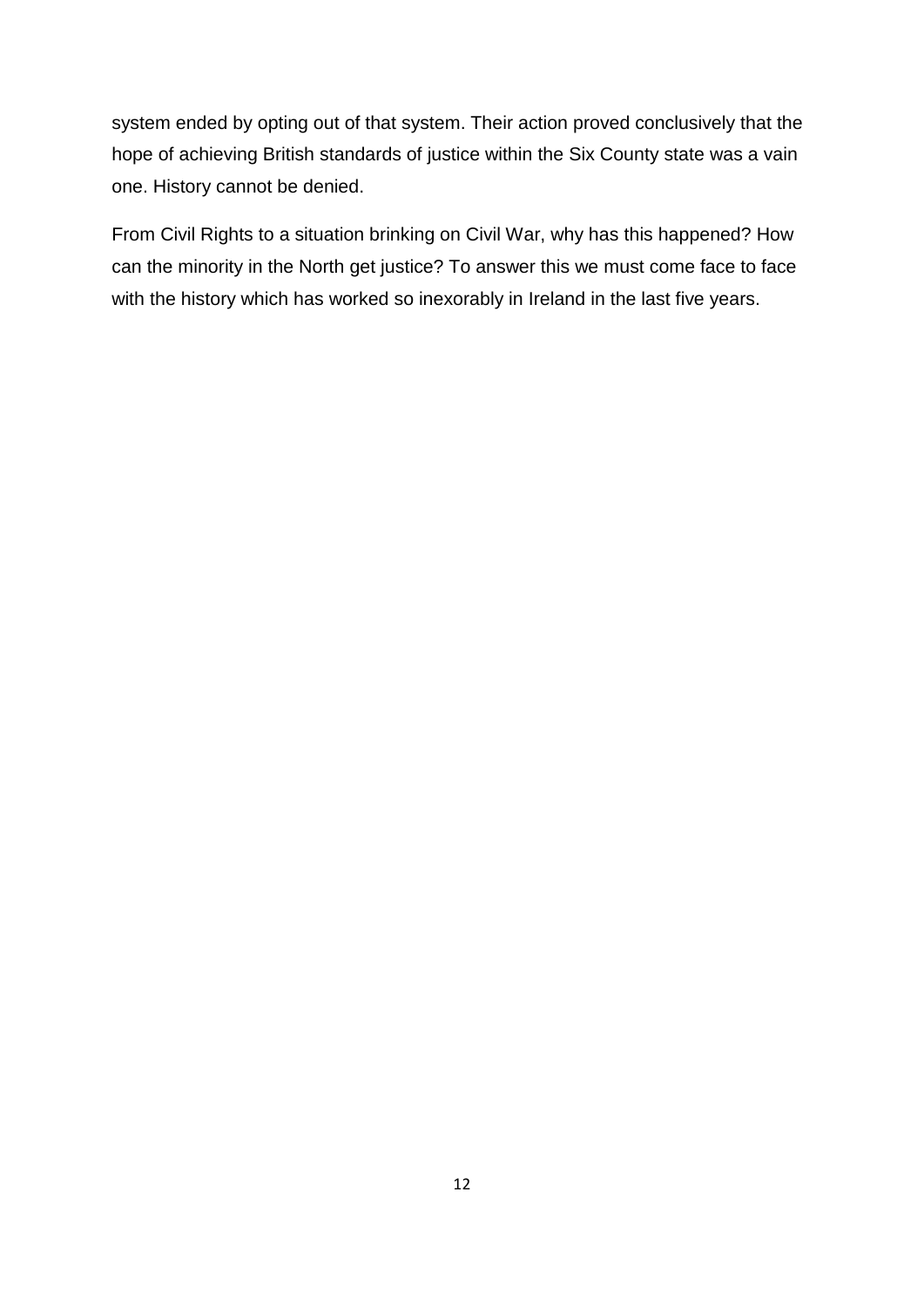system ended by opting out of that system. Their action proved conclusively that the hope of achieving British standards of justice within the Six County state was a vain one. History cannot be denied.

From Civil Rights to a situation brinking on Civil War, why has this happened? How can the minority in the North get justice? To answer this we must come face to face with the history which has worked so inexorably in Ireland in the last five years.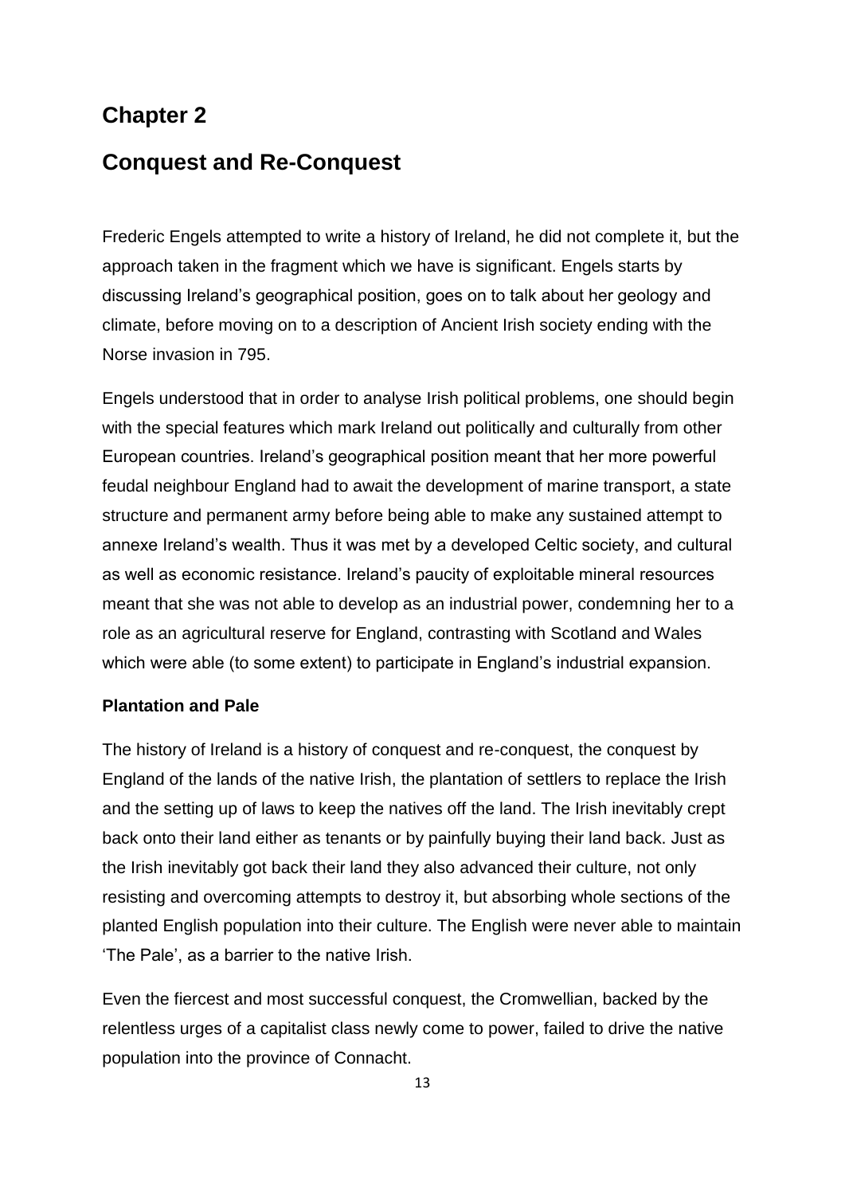# Chapter 2

# Conquest and Re-Conquest

Frederic Engels attempted to write a history of Ireland, he did not complete it, but the approach taken in the fragment which we have is significant. Engels starts by discussing Ireland's geographical position, goes on to talk about her geology and climate, before moving on to a description of Ancient Irish society ending with the Norse invasion in 795.

Engels understood that in order to analyse Irish political problems, one should begin with the special features which mark Ireland out politically and culturally from other European countries. Ireland's geographical position meant that her more powerful feudal neighbour England had to await the development of marine transport, a state structure and permanent army before being able to make any sustained attempt to annexe Ireland's wealth. Thus it was met by a developed Celtic society, and cultural as well as economic resistance. Ireland's paucity of exploitable mineral resources meant that she was not able to develop as an industrial power, condemning her to a role as an agricultural reserve for England, contrasting with Scotland and Wales which were able (to some extent) to participate in England's industrial expansion.

### Plantation and Pale

The history of Ireland is a history of conquest and re-conquest, the conquest by England of the lands of the native Irish, the plantation of settlers to replace the Irish and the setting up of laws to keep the natives off the land. The Irish inevitably crept back onto their land either as tenants or by painfully buying their land back. Just as the Irish inevitably got back their land they also advanced their culture, not only resisting and overcoming attempts to destroy it, but absorbing whole sections of the planted English population into their culture. The English were never able to maintain 'The Pale', as a barrier to the native Irish.

Even the fiercest and most successful conquest, the Cromwellian, backed by the relentless urges of a capitalist class newly come to power, failed to drive the native population into the province of Connacht.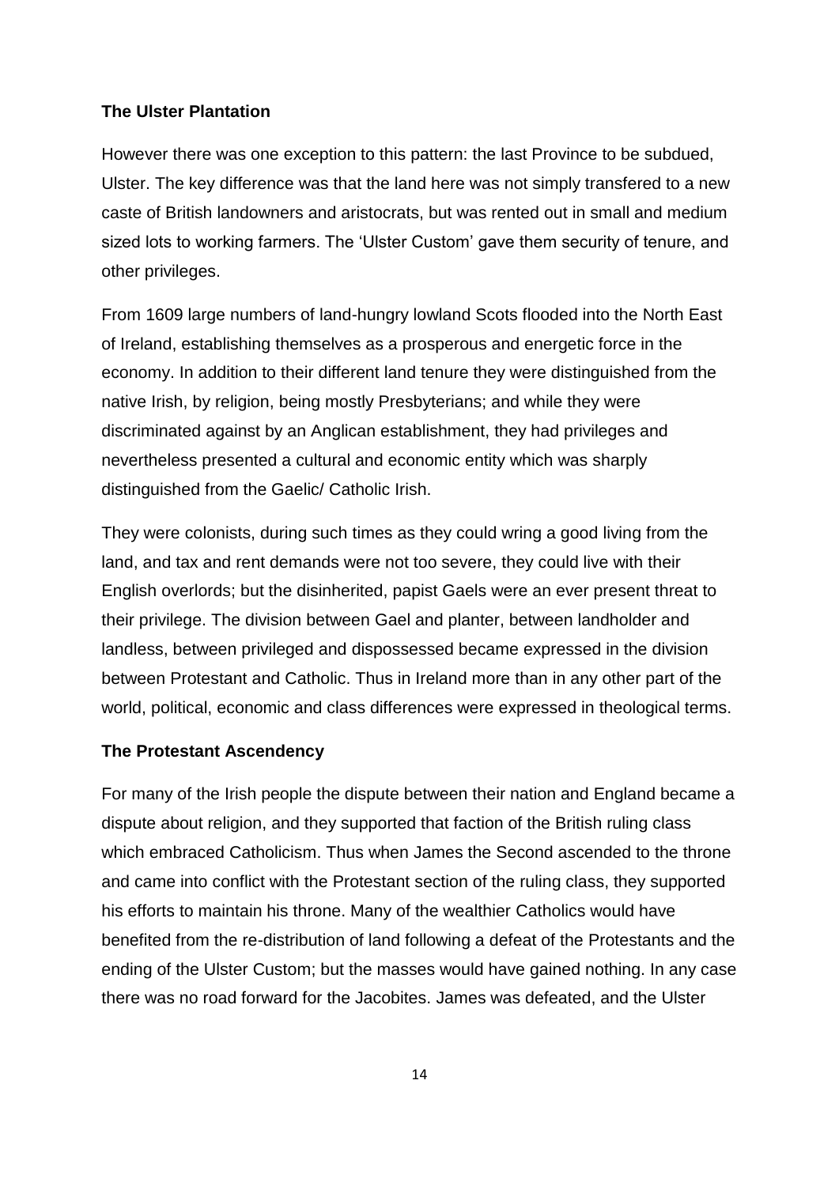**The Ulster Plantation**

However there was one exception to this pattern: the last Province to be subdued, Ulster. The key difference was that the land here was not simply transfered to a new caste of British landowners and aristocrats, but was rented out in small and medium sized lots to working farmers. The 'Ulster Custom' gave them security of tenure, and other privileges.

From 1609 large numbers of land-hungry lowland Scots flooded into the North East of Ireland, establishing themselves as a prosperous and energetic force in the economy. In addition to their different land tenure they were distinguished from the native Irish, by religion, being mostly Presbyterians; and while they were discriminated against by an Anglican establishment, they had privileges and nevertheless presented a cultural and economic entity which was sharply distinguished from the Gaelic/ Catholic Irish.

They were colonists, during such times as they could wring a good living from the land, and tax and rent demands were not too severe, they could live with their English overlords; but the disinherited, papist Gaels were an ever present threat to their privilege. The division between Gael and planter, between landholder and landless, between privileged and dispossessed became expressed in the division between Protestant and Catholic. Thus in Ireland more than in any other part of the world, political, economic and class differences were expressed in theological terms.

**The Protestant Ascendency**

For many of the Irish people the dispute between their nation and England became a dispute about religion, and they supported that faction of the British ruling class which embraced Catholicism. Thus when James the Second ascended to the throne and came into conflict with the Protestant section of the ruling class, they supported his efforts to maintain his throne. Many of the wealthier Catholics would have benefited from the re-distribution of land following a defeat of the Protestants and the ending of the Ulster Custom; but the masses would have gained nothing. In any case there was no road forward for the Jacobites. James was defeated, and the Ulster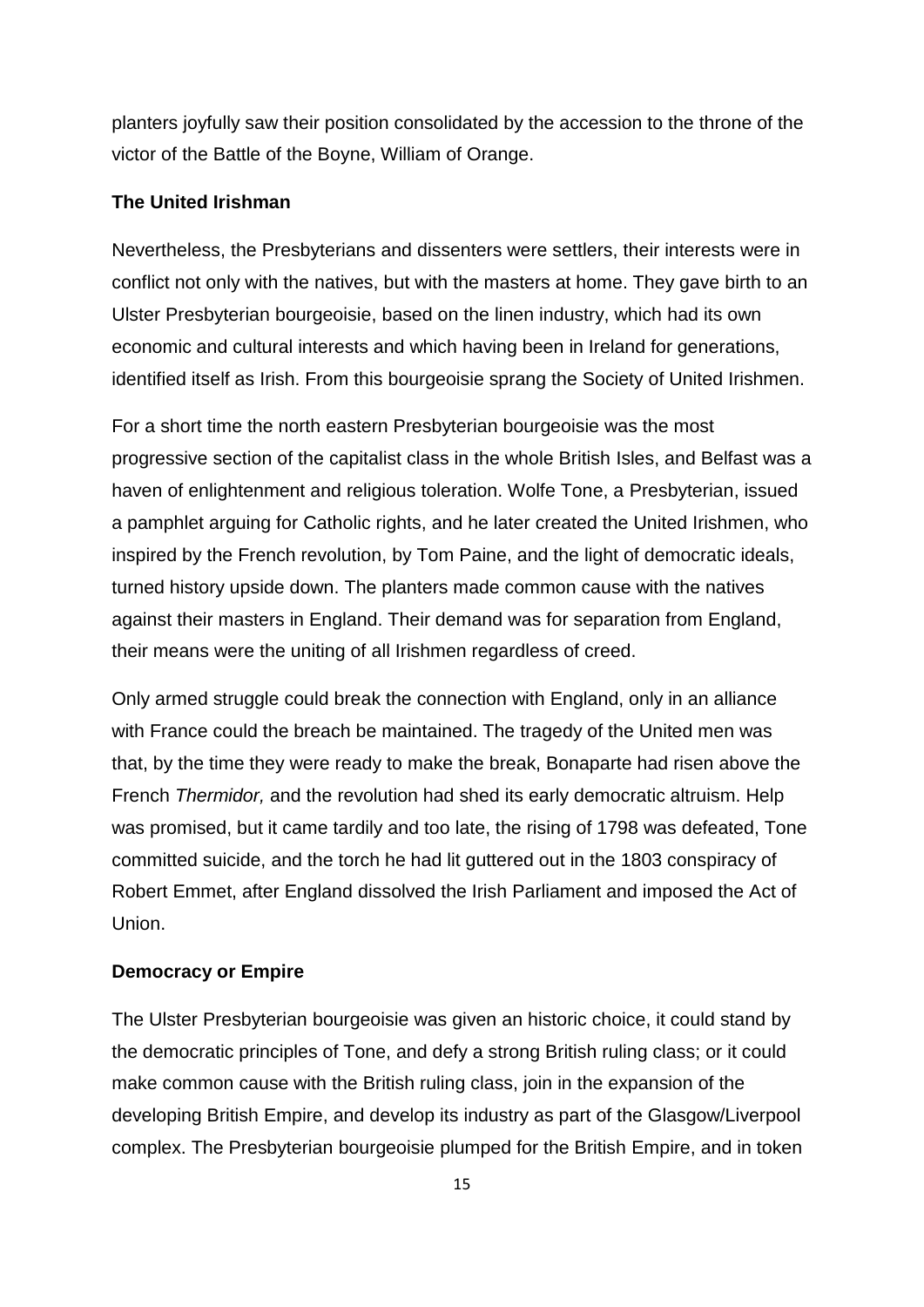planters joyfully saw their position consolidated by the accession to the throne of the victor of the Battle of the Boyne, William of Orange.

**The United Irishman**

Nevertheless, the Presbyterians and dissenters were settlers, their interests were in conflict not only with the natives, but with the masters at home. They gave birth to an Ulster Presbyterian bourgeoisie, based on the linen industry, which had its own economic and cultural interests and which having been in Ireland for generations, identified itself as Irish. From this bourgeoisie sprang the Society of United Irishmen.

For a short time the north eastern Presbyterian bourgeoisie was the most progressive section of the capitalist class in the whole British Isles, and Belfast was a haven of enlightenment and religious toleration. Wolfe Tone, a Presbyterian, issued a pamphlet arguing for Catholic rights, and he later created the United Irishmen, who inspired by the French revolution, by Tom Paine, and the light of democratic ideals, turned history upside down. The planters made common cause with the natives against their masters in England. Their demand was for separation from England, their means were the uniting of all Irishmen regardless of creed.

Only armed struggle could break the connection with England, only in an alliance with France could the breach be maintained. The tragedy of the United men was that, by the time they were ready to make the break, Bonaparte had risen above the French *Thermidor,* and the revolution had shed its early democratic altruism. Help was promised, but it came tardily and too late, the rising of 1798 was defeated, Tone committed suicide, and the torch he had lit guttered out in the 1803 conspiracy of Robert Emmet, after England dissolved the Irish Parliament and imposed the Act of Union.

**Democracy or Empire**

The Ulster Presbyterian bourgeoisie was given an historic choice, it could stand by the democratic principles of Tone, and defy a strong British ruling class; or it could make common cause with the British ruling class, join in the expansion of the developing British Empire, and develop its industry as part of the Glasgow/Liverpool complex. The Presbyterian bourgeoisie plumped for the British Empire, and in token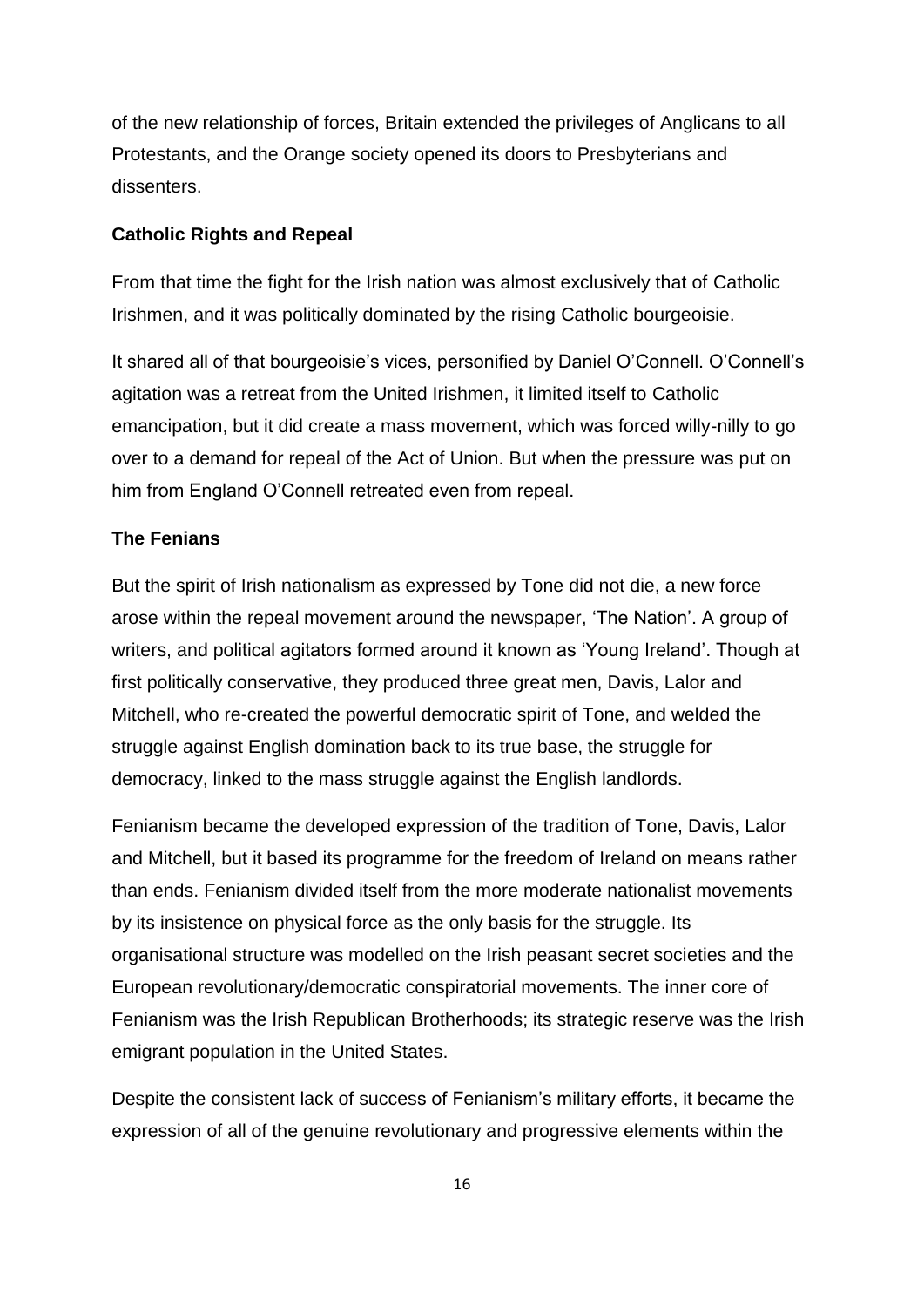of the new relationship of forces, Britain extended the privileges of Anglicans to all Protestants, and the Orange society opened its doors to Presbyterians and dissenters.

**Catholic Rights and Repeal**

From that time the fight for the Irish nation was almost exclusively that of Catholic Irishmen, and it was politically dominated by the rising Catholic bourgeoisie.

It shared all of that bourgeoisie's vices, personified by Daniel O'Connell. O'Connell's agitation was a retreat from the United Irishmen, it limited itself to Catholic emancipation, but it did create a mass movement, which was forced willy-nilly to go over to a demand for repeal of the Act of Union. But when the pressure was put on him from England O'Connell retreated even from repeal.

**The Fenians**

But the spirit of Irish nationalism as expressed by Tone did not die, a new force arose within the repeal movement around the newspaper, 'The Nation'. A group of writers, and political agitators formed around it known as 'Young Ireland'. Though at first politically conservative, they produced three great men, Davis, Lalor and Mitchell, who re-created the powerful democratic spirit of Tone, and welded the struggle against English domination back to its true base, the struggle for democracy, linked to the mass struggle against the English landlords.

Fenianism became the developed expression of the tradition of Tone, Davis, Lalor and Mitchell, but it based its programme for the freedom of Ireland on means rather than ends. Fenianism divided itself from the more moderate nationalist movements by its insistence on physical force as the only basis for the struggle. Its organisational structure was modelled on the Irish peasant secret societies and the European revolutionary/democratic conspiratorial movements. The inner core of Fenianism was the Irish Republican Brotherhoods; its strategic reserve was the Irish emigrant population in the United States.

Despite the consistent lack of success of Fenianism's military efforts, it became the expression of all of the genuine revolutionary and progressive elements within the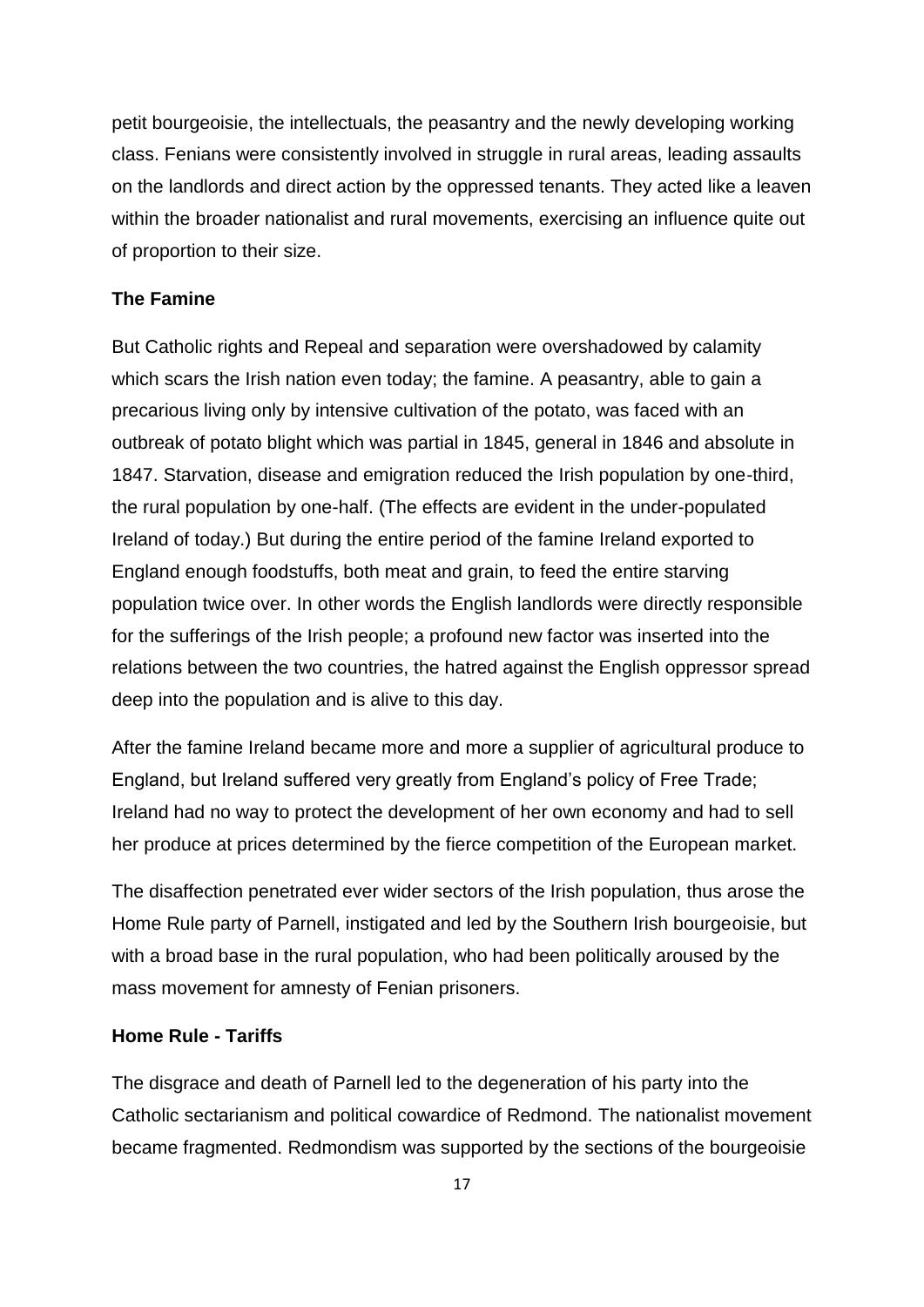petit bourgeoisie, the intellectuals, the peasantry and the newly developing working class. Fenians were consistently involved in struggle in rural areas, leading assaults on the landlords and direct action by the oppressed tenants. They acted like a leaven within the broader nationalist and rural movements, exercising an influence quite out of proportion to their size.

### The Famine

But Catholic rights and Repeal and separation were overshadowed by calamity which scars the Irish nation even today; the famine. A peasantry, able to gain a precarious living only by intensive cultivation of the potato, was faced with an outbreak of potato blight which was partial in 1845, general in 1846 and absolute in 1847. Starvation, disease and emigration reduced the Irish population by one-third, the rural population by one-half. (The effects are evident in the under-populated Ireland of today.) But during the entire period of the famine Ireland exported to England enough foodstuffs, both meat and grain, to feed the entire starving population twice over. In other words the English landlords were directly responsible for the sufferings of the Irish people; a profound new factor was inserted into the relations between the two countries, the hatred against the English oppressor spread deep into the population and is alive to this day.

After the famine Ireland became more and more a supplier of agricultural produce to England, but Ireland suffered very greatly from England's policy of Free Trade; Ireland had no way to protect the development of her own economy and had to sell her produce at prices determined by the fierce competition of the European market.

The disaffection penetrated ever wider sectors of the Irish population, thus arose the Home Rule party of Parnell, instigated and led by the Southern Irish bourgeoisie, but with a broad base in the rural population, who had been politically aroused by the mass movement for amnesty of Fenian prisoners.

### Home Rule - Tariffs

The disgrace and death of Parnell led to the degeneration of his party into the Catholic sectarianism and political cowardice of Redmond. The nationalist movement became fragmented. Redmondism was supported by the sections of the bourgeoisie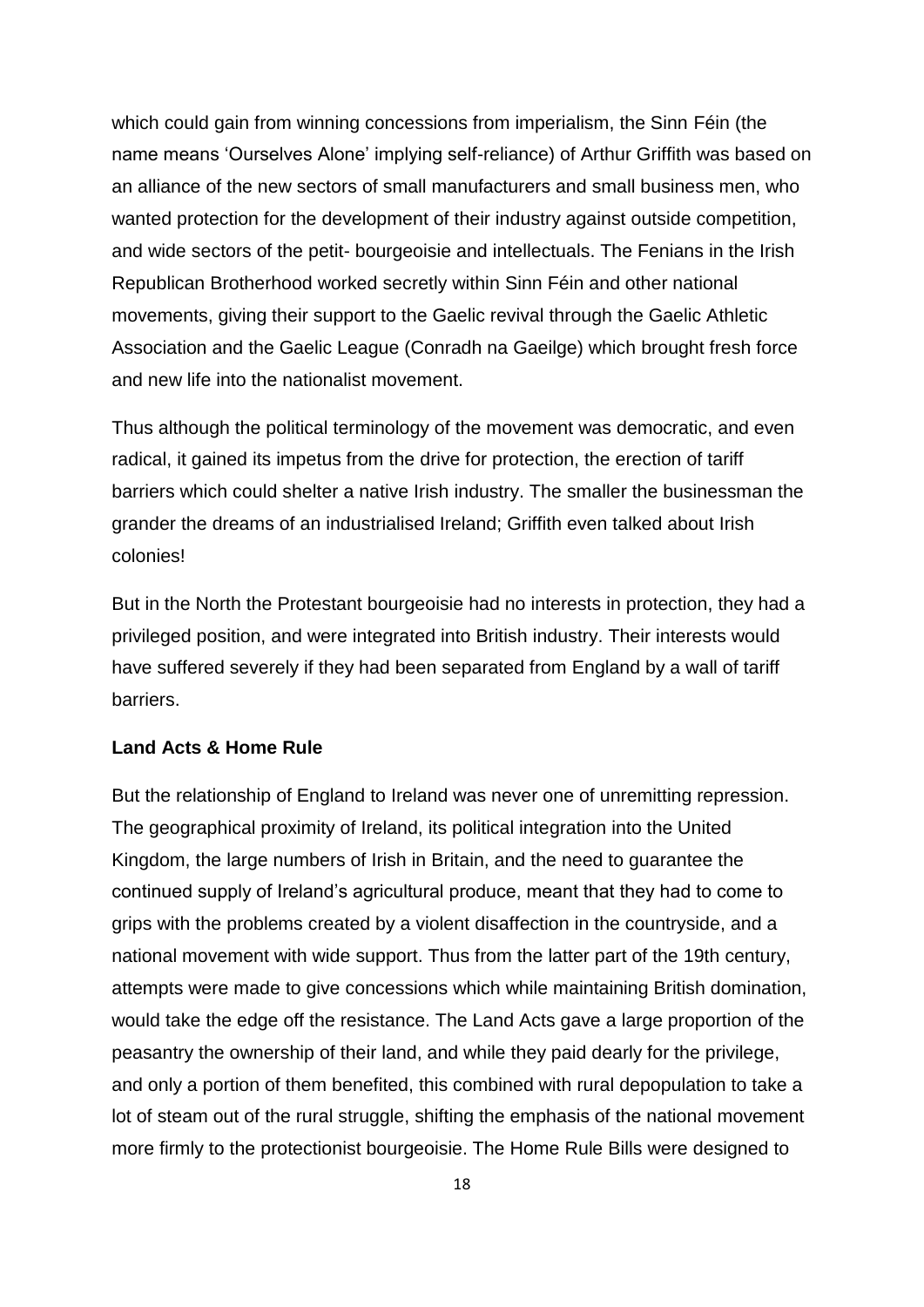which could gain from winning concessions from imperialism, the Sinn Féin (the name means 'Ourselves Alone' implying self-reliance) of Arthur Griffith was based on an alliance of the new sectors of small manufacturers and small business men, who wanted protection for the development of their industry against outside competition, and wide sectors of the petit- bourgeoisie and intellectuals. The Fenians in the Irish Republican Brotherhood worked secretly within Sinn Féin and other national movements, giving their support to the Gaelic revival through the Gaelic Athletic Association and the Gaelic League (Conradh na Gaeilge) which brought fresh force and new life into the nationalist movement.

Thus although the political terminology of the movement was democratic, and even radical, it gained its impetus from the drive for protection, the erection of tariff barriers which could shelter a native Irish industry. The smaller the businessman the grander the dreams of an industrialised Ireland; Griffith even talked about Irish colonies!

But in the North the Protestant bourgeoisie had no interests in protection, they had a privileged position, and were integrated into British industry. Their interests would have suffered severely if they had been separated from England by a wall of tariff barriers.

**Land Acts & Home Rule**

But the relationship of England to Ireland was never one of unremitting repression. The geographical proximity of Ireland, its political integration into the United Kingdom, the large numbers of Irish in Britain, and the need to guarantee the continued supply of Ireland's agricultural produce, meant that they had to come to grips with the problems created by a violent disaffection in the countryside, and a national movement with wide support. Thus from the latter part of the 19th century, attempts were made to give concessions which while maintaining British domination, would take the edge off the resistance. The Land Acts gave a large proportion of the peasantry the ownership of their land, and while they paid dearly for the privilege, and only a portion of them benefited, this combined with rural depopulation to take a lot of steam out of the rural struggle, shifting the emphasis of the national movement more firmly to the protectionist bourgeoisie. The Home Rule Bills were designed to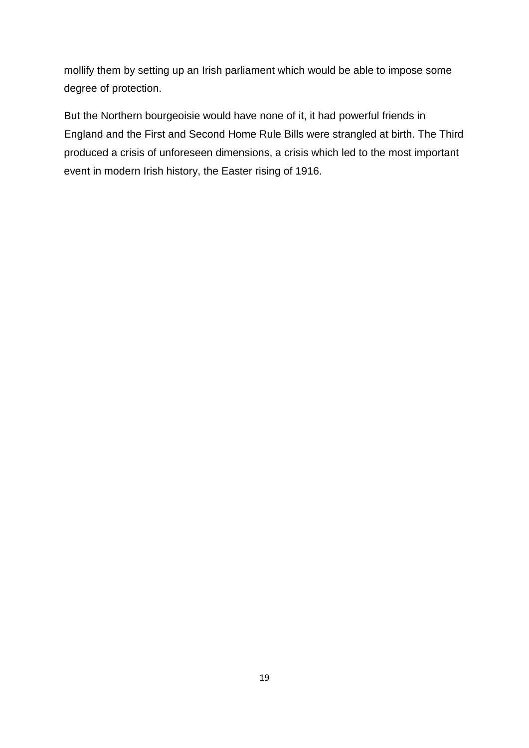mollify them by setting up an Irish parliament which would be able to impose some degree of protection.

But the Northern bourgeoisie would have none of it, it had powerful friends in England and the First and Second Home Rule Bills were strangled at birth. The Third produced a crisis of unforeseen dimensions, a crisis which led to the most important event in modern Irish history, the Easter rising of 1916.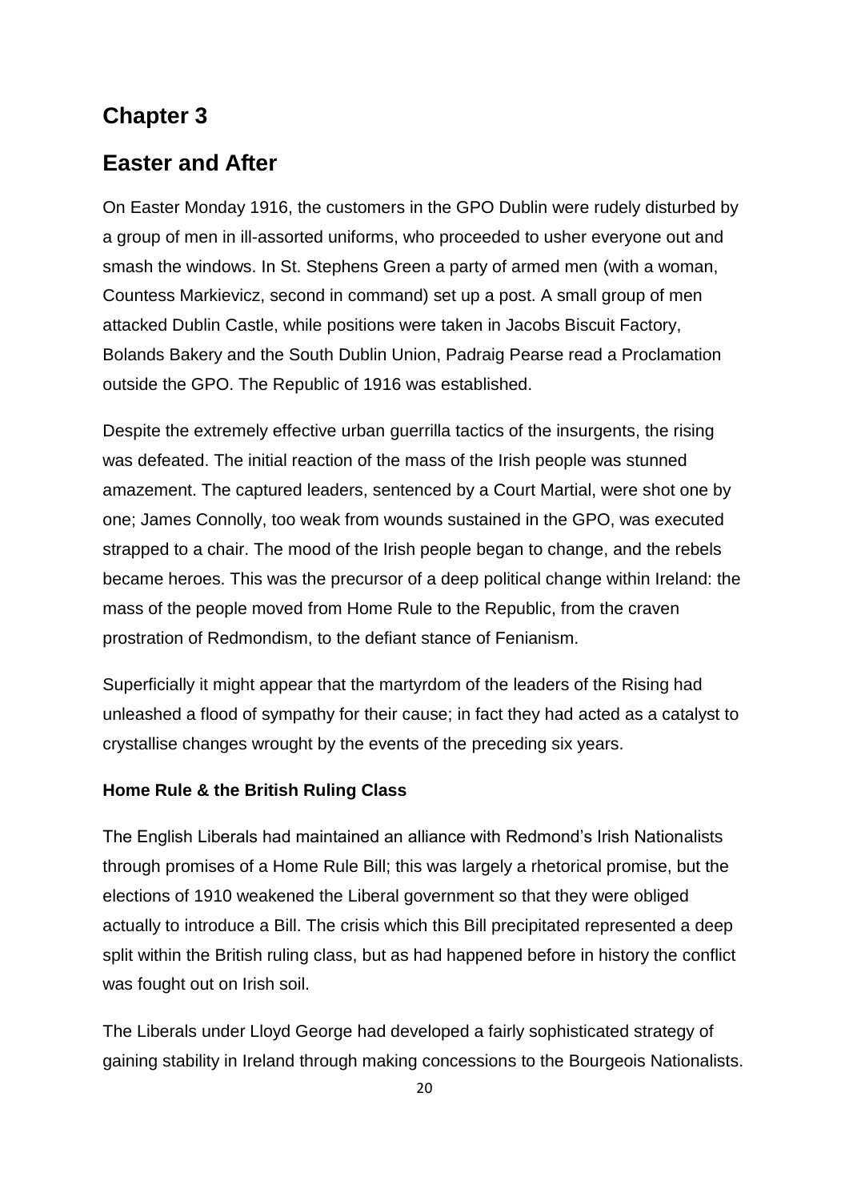## Chapter 3

## Easter and After

On Easter Monday 1916, the customers in the GPO Dublin were rudely disturbed by a group of men in ill-assorted uniforms, who proceeded to usher everyone out and smash the windows. In St. Stephens Green a party of armed men (with a woman, Countess Markievicz, second in command) set up a post. A small group of men attacked Dublin Castle, while positions were taken in Jacobs Biscuit Factory, Bolands Bakery and the South Dublin Union, Padraig Pearse read a Proclamation outside the GPO. The Republic of 1916 was established.

Despite the extremely effective urban guerrilla tactics of the insurgents, the rising was defeated. The initial reaction of the mass of the Irish people was stunned amazement. The captured leaders, sentenced by a Court Martial, were shot one by one; James Connolly, too weak from wounds sustained in the GPO, was executed strapped to a chair. The mood of the Irish people began to change, and the rebels became heroes. This was the precursor of a deep political change within Ireland: the mass of the people moved from Home Rule to the Republic, from the craven prostration of Redmondism, to the defiant stance of Fenianism.

Superficially it might appear that the martyrdom of the leaders of the Rising had unleashed a flood of sympathy for their cause; in fact they had acted as a catalyst to crystallise changes wrought by the events of the preceding six years.

**Home Rule & the British Ruling Class**

The English Liberals had maintained an alliance with Redmond's Irish Nationalists through promises of a Home Rule Bill; this was largely a rhetorical promise, but the elections of 1910 weakened the Liberal government so that they were obliged actually to introduce a Bill. The crisis which this Bill precipitated represented a deep split within the British ruling class, but as had happened before in history the conflict was fought out on Irish soil.

The Liberals under Lloyd George had developed a fairly sophisticated strategy of gaining stability in Ireland through making concessions to the Bourgeois Nationalists.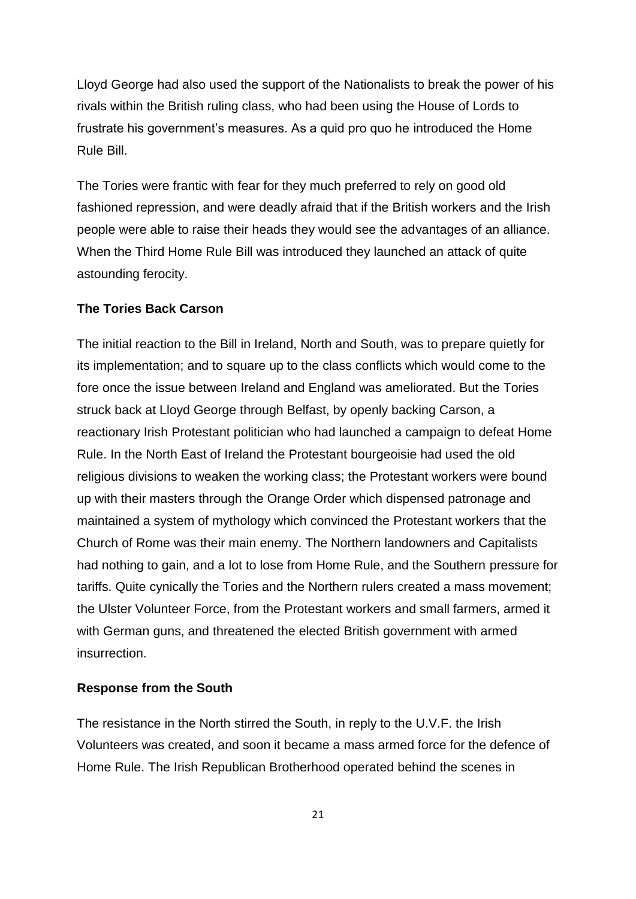Lloyd George had also used the support of the Nationalists to break the power of his rivals within the British ruling class, who had been using the House of Lords to frustrate his government's measures. As a quid pro quo he introduced the Home Rule Bill.

The Tories were frantic with fear for they much preferred to rely on good old fashioned repression, and were deadly afraid that if the British workers and the Irish people were able to raise their heads they would see the advantages of an alliance. When the Third Home Rule Bill was introduced they launched an attack of quite astounding ferocity.

**The Tories Back Carson**

The initial reaction to the Bill in Ireland, North and South, was to prepare quietly for its implementation; and to square up to the class conflicts which would come to the fore once the issue between Ireland and England was ameliorated. But the Tories struck back at Lloyd George through Belfast, by openly backing Carson, a reactionary Irish Protestant politician who had launched a campaign to defeat Home Rule. In the North East of Ireland the Protestant bourgeoisie had used the old religious divisions to weaken the working class; the Protestant workers were bound up with their masters through the Orange Order which dispensed patronage and maintained a system of mythology which convinced the Protestant workers that the Church of Rome was their main enemy. The Northern landowners and Capitalists had nothing to gain, and a lot to lose from Home Rule, and the Southern pressure for tariffs. Quite cynically the Tories and the Northern rulers created a mass movement; the Ulster Volunteer Force, from the Protestant workers and small farmers, armed it with German guns, and threatened the elected British government with armed insurrection.

**Response from the South**

The resistance in the North stirred the South, in reply to the U.V.F. the Irish Volunteers was created, and soon it became a mass armed force for the defence of Home Rule. The Irish Republican Brotherhood operated behind the scenes in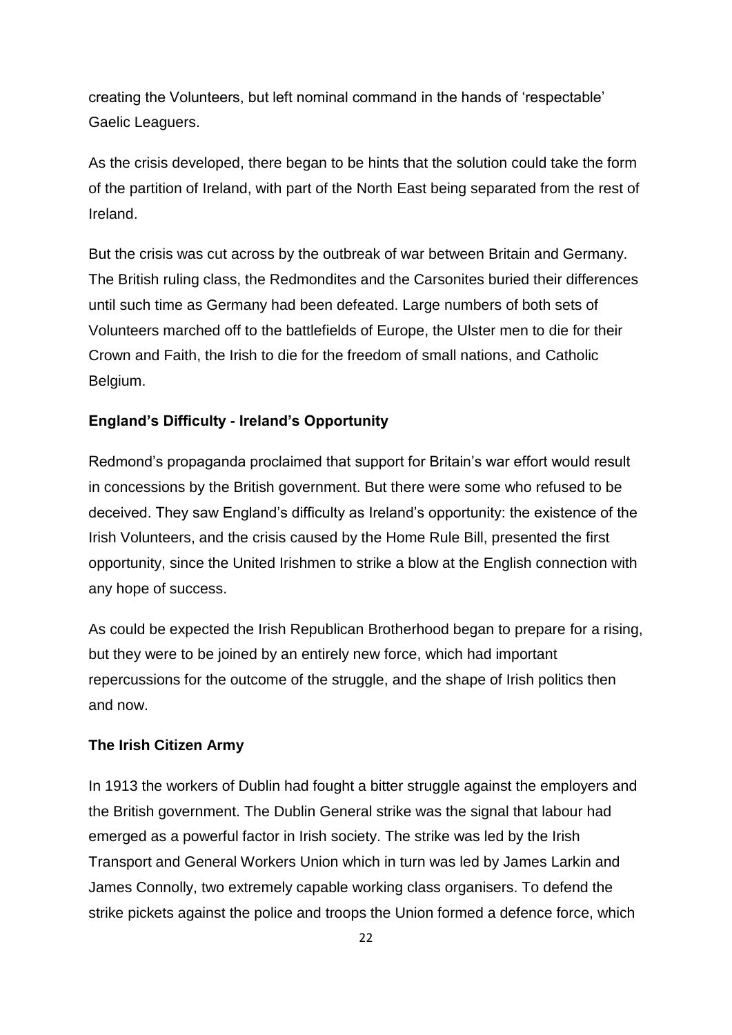creating the Volunteers, but left nominal command in the hands of 'respectable' Gaelic Leaguers.

As the crisis developed, there began to be hints that the solution could take the form of the partition of Ireland, with part of the North East being separated from the rest of Ireland.

But the crisis was cut across by the outbreak of war between Britain and Germany. The British ruling class, the Redmondites and the Carsonites buried their differences until such time as Germany had been defeated. Large numbers of both sets of Volunteers marched off to the battlefields of Europe, the Ulster men to die for their Crown and Faith, the Irish to die for the freedom of small nations, and Catholic Belgium.

### England's Difficulty - Ireland's Opportunity

Redmond's propaganda proclaimed that support for Britain's war effort would result in concessions by the British government. But there were some who refused to be deceived. They saw England's difficulty as Ireland's opportunity: the existence of the Irish Volunteers, and the crisis caused by the Home Rule Bill, presented the first opportunity, since the United Irishmen to strike a blow at the English connection with any hope of success.

As could be expected the Irish Republican Brotherhood began to prepare for a rising, but they were to be joined by an entirely new force, which had important repercussions for the outcome of the struggle, and the shape of Irish politics then and now.

### The Irish Citizen Army

In 1913 the workers of Dublin had fought a bitter struggle against the employers and the British government. The Dublin General strike was the signal that labour had emerged as a powerful factor in Irish society. The strike was led by the Irish Transport and General Workers Union which in turn was led by James Larkin and James Connolly, two extremely capable working class organisers. To defend the strike pickets against the police and troops the Union formed a defence force, which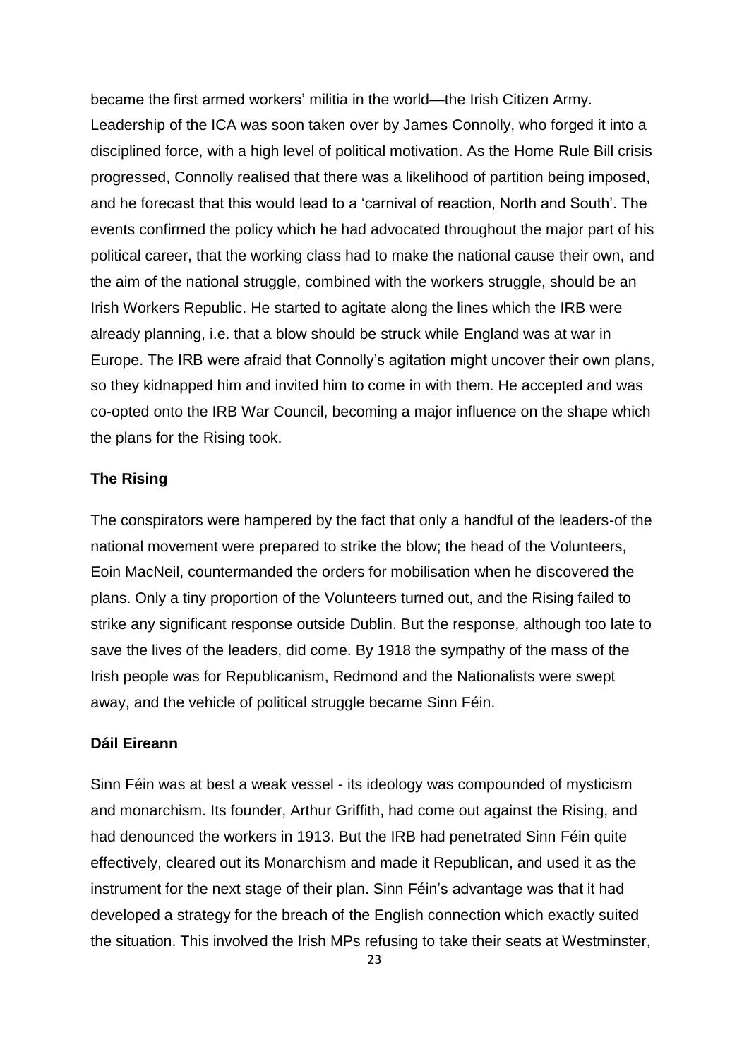became the first armed workers' militia in the world—the Irish Citizen Army. Leadership of the ICA was soon taken over by James Connolly, who forged it into a disciplined force, with a high level of political motivation. As the Home Rule Bill crisis progressed, Connolly realised that there was a likelihood of partition being imposed, and he forecast that this would lead to a 'carnival of reaction, North and South'. The events confirmed the policy which he had advocated throughout the major part of his political career, that the working class had to make the national cause their own, and the aim of the national struggle, combined with the workers struggle, should be an Irish Workers Republic. He started to agitate along the lines which the IRB were already planning, i.e. that a blow should be struck while England was at war in Europe. The IRB were afraid that Connolly's agitation might uncover their own plans, so they kidnapped him and invited him to come in with them. He accepted and was co-opted onto the IRB War Council, becoming a major influence on the shape which the plans for the Rising took.

**The Rising**

The conspirators were hampered by the fact that only a handful of the leaders-of the national movement were prepared to strike the blow; the head of the Volunteers, Eoin MacNeil, countermanded the orders for mobilisation when he discovered the plans. Only a tiny proportion of the Volunteers turned out, and the Rising failed to strike any significant response outside Dublin. But the response, although too late to save the lives of the leaders, did come. By 1918 the sympathy of the mass of the Irish people was for Republicanism, Redmond and the Nationalists were swept away, and the vehicle of political struggle became Sinn Féin.

**Dáil Eireann**

Sinn Féin was at best a weak vessel - its ideology was compounded of mysticism and monarchism. Its founder, Arthur Griffith, had come out against the Rising, and had denounced the workers in 1913. But the IRB had penetrated Sinn Féin quite effectively, cleared out its Monarchism and made it Republican, and used it as the instrument for the next stage of their plan. Sinn Féin's advantage was that it had developed a strategy for the breach of the English connection which exactly suited the situation. This involved the Irish MPs refusing to take their seats at Westminster,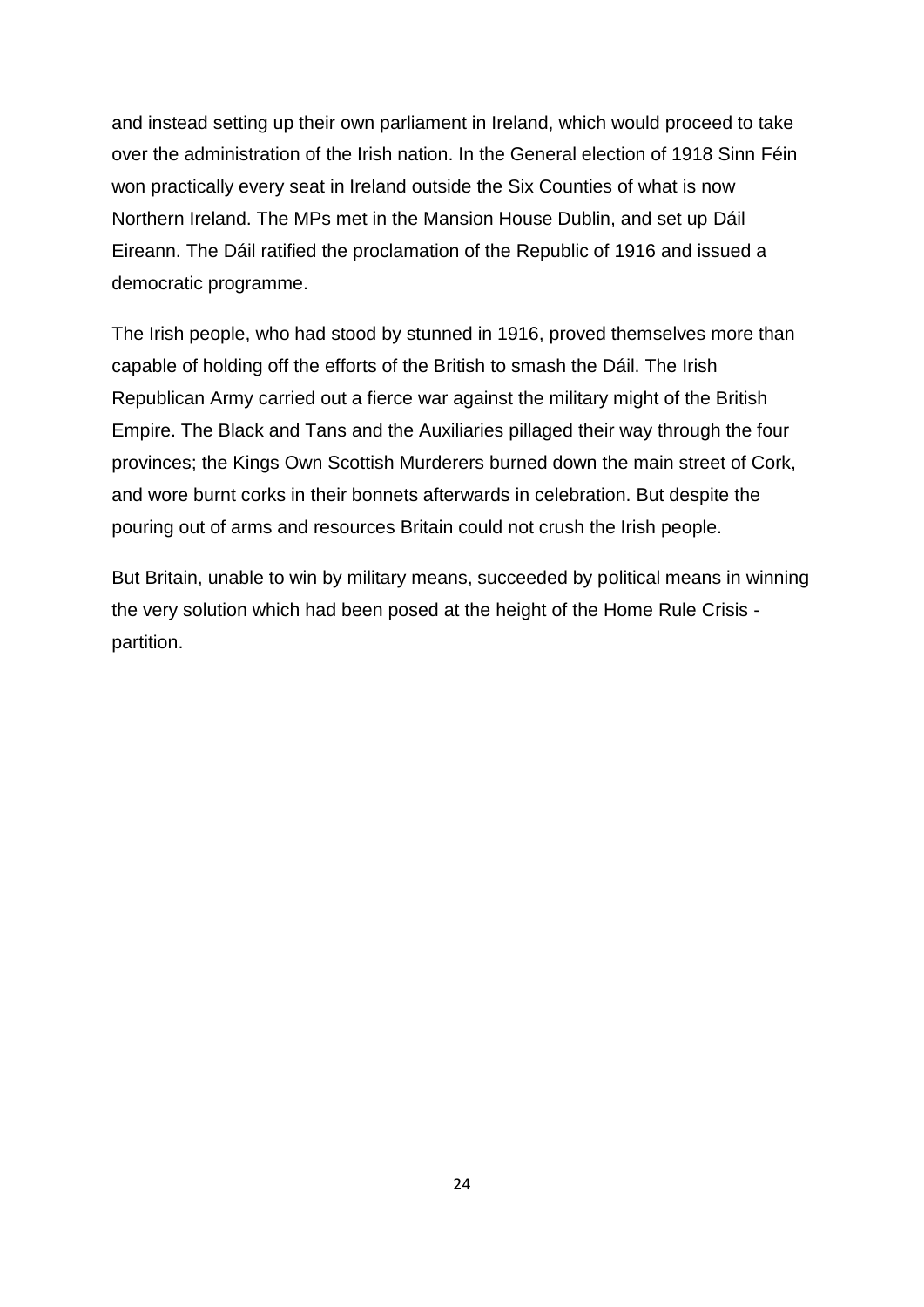and instead setting up their own parliament in Ireland, which would proceed to take over the administration of the Irish nation. In the General election of 1918 Sinn Féin won practically every seat in Ireland outside the Six Counties of what is now Northern Ireland. The MPs met in the Mansion House Dublin, and set up Dáil Eireann. The Dáil ratified the proclamation of the Republic of 1916 and issued a democratic programme.

The Irish people, who had stood by stunned in 1916, proved themselves more than capable of holding off the efforts of the British to smash the Dáil. The Irish Republican Army carried out a fierce war against the military might of the British Empire. The Black and Tans and the Auxiliaries pillaged their way through the four provinces; the Kings Own Scottish Murderers burned down the main street of Cork, and wore burnt corks in their bonnets afterwards in celebration. But despite the pouring out of arms and resources Britain could not crush the Irish people.

But Britain, unable to win by military means, succeeded by political means in winning the very solution which had been posed at the height of the Home Rule Crisis - partition.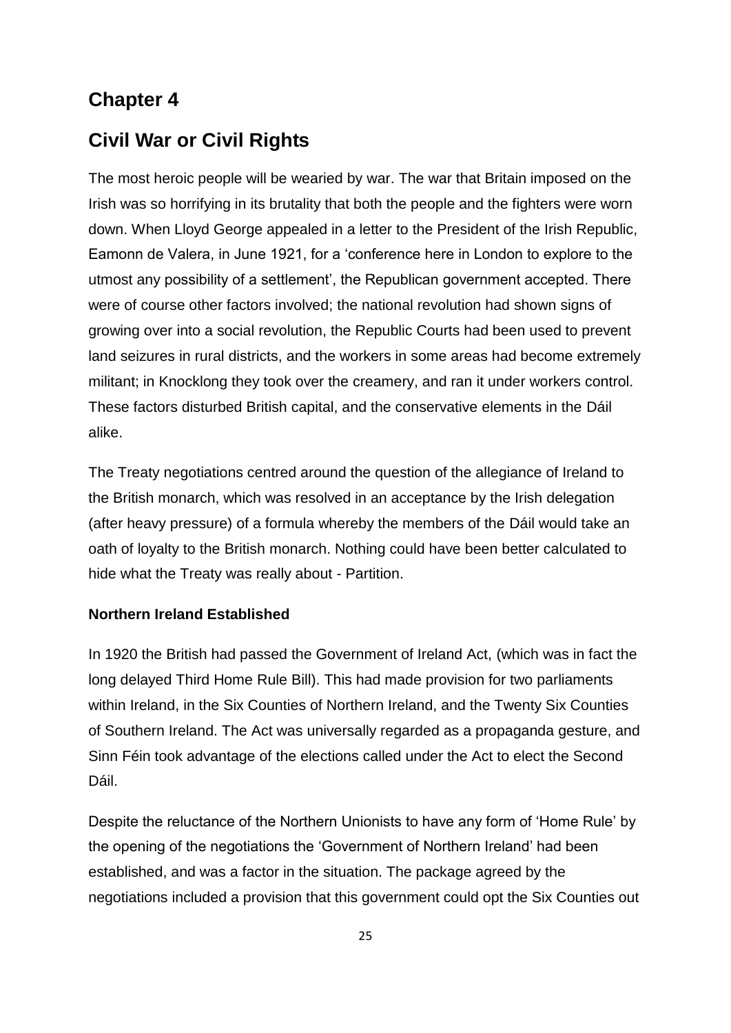# Chapter 4

# Civil War or Civil Rights

The most heroic people will be wearied by war. The war that Britain imposed on the Irish was so horrifying in its brutality that both the people and the fighters were worn down. When Lloyd George appealed in a letter to the President of the Irish Republic, Eamonn de Valera, in June 1921, for a 'conference here in London to explore to the utmost any possibility of a settlement', the Republican government accepted. There were of course other factors involved; the national revolution had shown signs of growing over into a social revolution, the Republic Courts had been used to prevent land seizures in rural districts, and the workers in some areas had become extremely militant; in Knocklong they took over the creamery, and ran it under workers control. These factors disturbed British capital, and the conservative elements in the Dáil alike.

The Treaty negotiations centred around the question of the allegiance of Ireland to the British monarch, which was resolved in an acceptance by the Irish delegation (after heavy pressure) of a formula whereby the members of the Dáil would take an oath of loyalty to the British monarch. Nothing could have been better calculated to hide what the Treaty was really about - Partition.

### Northern Ireland Established

In 1920 the British had passed the Government of Ireland Act, (which was in fact the long delayed Third Home Rule Bill). This had made provision for two parliaments within Ireland, in the Six Counties of Northern Ireland, and the Twenty Six Counties of Southern Ireland. The Act was universally regarded as a propaganda gesture, and Sinn Féin took advantage of the elections called under the Act to elect the Second Dáil.

Despite the reluctance of the Northern Unionists to have any form of 'Home Rule' by the opening of the negotiations the 'Government of Northern Ireland' had been established, and was a factor in the situation. The package agreed by the negotiations included a provision that this government could opt the Six Counties out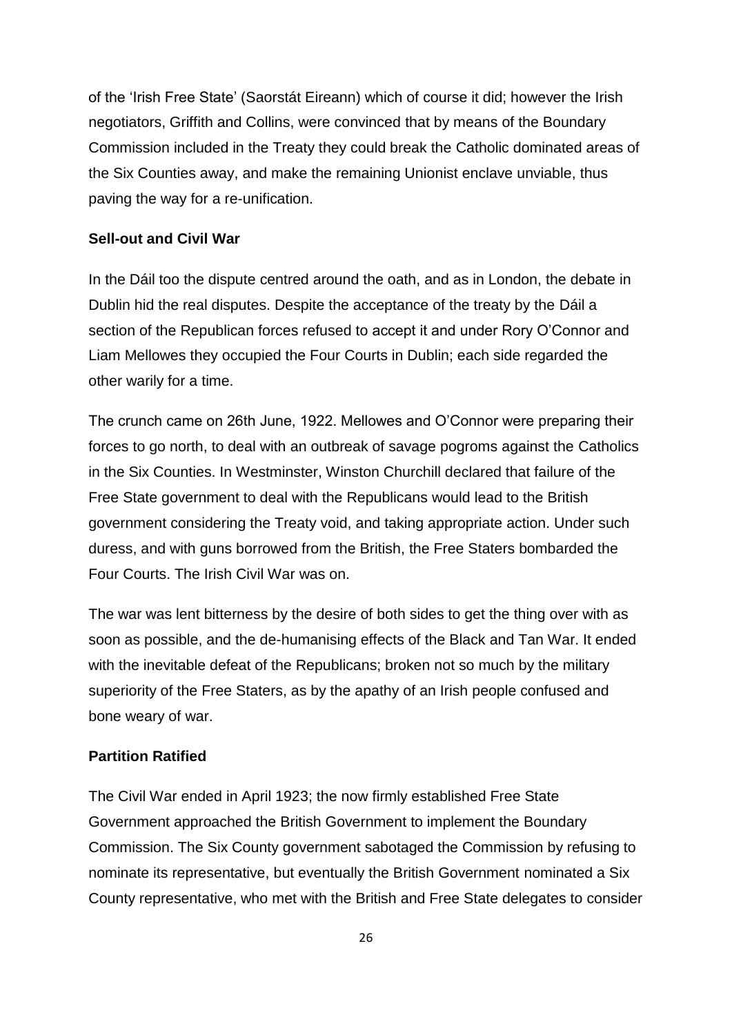of the 'Irish Free State' (Saorstát Eireann) which of course it did; however the Irish negotiators, Griffith and Collins, were convinced that by means of the Boundary Commission included in the Treaty they could break the Catholic dominated areas of the Six Counties away, and make the remaining Unionist enclave unviable, thus paving the way for a re-unification.

**Sell-out and Civil War**

In the Dáil too the dispute centred around the oath, and as in London, the debate in Dublin hid the real disputes. Despite the acceptance of the treaty by the Dáil a section of the Republican forces refused to accept it and under Rory O'Connor and Liam Mellowes they occupied the Four Courts in Dublin; each side regarded the other warily for a time.

The crunch came on 26th June, 1922. Mellowes and O'Connor were preparing their forces to go north, to deal with an outbreak of savage pogroms against the Catholics in the Six Counties. In Westminster, Winston Churchill declared that failure of the Free State government to deal with the Republicans would lead to the British government considering the Treaty void, and taking appropriate action. Under such duress, and with guns borrowed from the British, the Free Staters bombarded the Four Courts. The Irish Civil War was on.

The war was lent bitterness by the desire of both sides to get the thing over with as soon as possible, and the de-humanising effects of the Black and Tan War. It ended with the inevitable defeat of the Republicans; broken not so much by the military superiority of the Free Staters, as by the apathy of an Irish people confused and bone weary of war.

**Partition Ratified**

The Civil War ended in April 1923; the now firmly established Free State Government approached the British Government to implement the Boundary Commission. The Six County government sabotaged the Commission by refusing to nominate its representative, but eventually the British Government nominated a Six County representative, who met with the British and Free State delegates to consider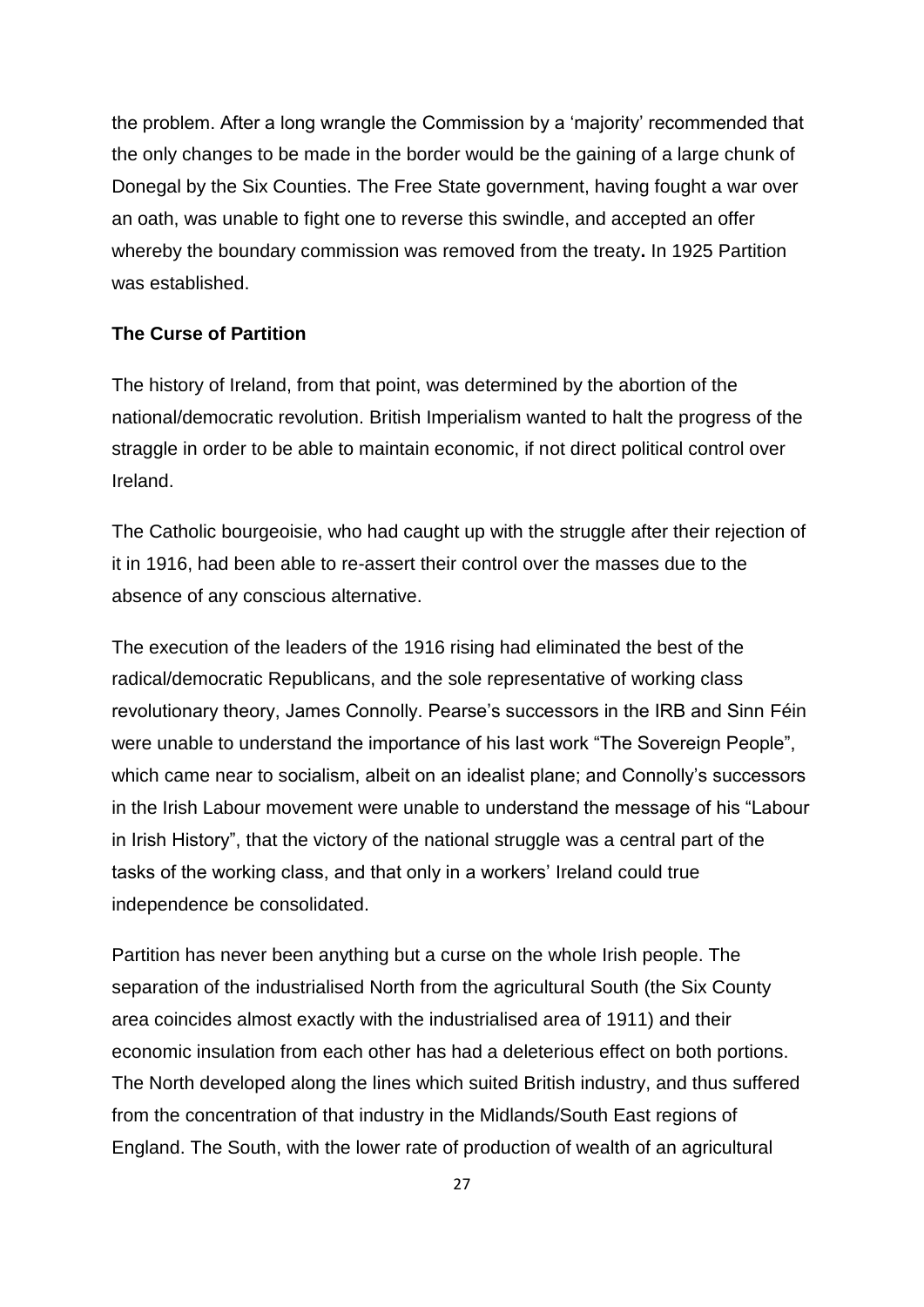the problem. After a long wrangle the Commission by a 'majority' recommended that the only changes to be made in the border would be the gaining of a large chunk of Donegal by the Six Counties. The Free State government, having fought a war over an oath, was unable to fight one to reverse this swindle, and accepted an offer whereby the boundary commission was removed from the treaty**.** In 1925 Partition was established.

**The Curse of Partition**

The history of Ireland, from that point, was determined by the abortion of the national/democratic revolution. British Imperialism wanted to halt the progress of the straggle in order to be able to maintain economic, if not direct political control over Ireland.

The Catholic bourgeoisie, who had caught up with the struggle after their rejection of it in 1916, had been able to re-assert their control over the masses due to the absence of any conscious alternative.

The execution of the leaders of the 1916 rising had eliminated the best of the radical/democratic Republicans, and the sole representative of working class revolutionary theory, James Connolly. Pearse's successors in the IRB and Sinn Féin were unable to understand the importance of his last work "The Sovereign People", which came near to socialism, albeit on an idealist plane; and Connolly's successors in the Irish Labour movement were unable to understand the message of his "Labour in Irish History", that the victory of the national struggle was a central part of the tasks of the working class, and that only in a workers' Ireland could true independence be consolidated.

Partition has never been anything but a curse on the whole Irish people. The separation of the industrialised North from the agricultural South (the Six County area coincides almost exactly with the industrialised area of 1911) and their economic insulation from each other has had a deleterious effect on both portions. The North developed along the lines which suited British industry, and thus suffered from the concentration of that industry in the Midlands/South East regions of England. The South, with the lower rate of production of wealth of an agricultural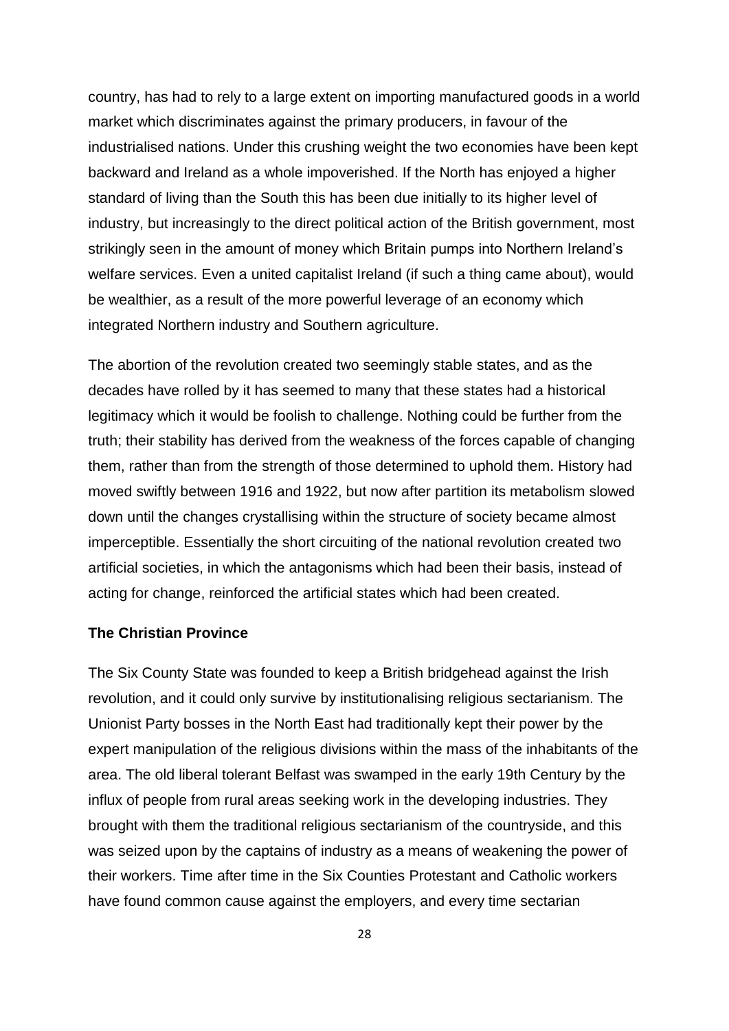country, has had to rely to a large extent on importing manufactured goods in a world market which discriminates against the primary producers, in favour of the industrialised nations. Under this crushing weight the two economies have been kept backward and Ireland as a whole impoverished. If the North has enjoyed a higher standard of living than the South this has been due initially to its higher level of industry, but increasingly to the direct political action of the British government, most strikingly seen in the amount of money which Britain pumps into Northern Ireland's welfare services. Even a united capitalist Ireland (if such a thing came about), would be wealthier, as a result of the more powerful leverage of an economy which integrated Northern industry and Southern agriculture.

The abortion of the revolution created two seemingly stable states, and as the decades have rolled by it has seemed to many that these states had a historical legitimacy which it would be foolish to challenge. Nothing could be further from the truth; their stability has derived from the weakness of the forces capable of changing them, rather than from the strength of those determined to uphold them. History had moved swiftly between 1916 and 1922, but now after partition its metabolism slowed down until the changes crystallising within the structure of society became almost imperceptible. Essentially the short circuiting of the national revolution created two artificial societies, in which the antagonisms which had been their basis, instead of acting for change, reinforced the artificial states which had been created.

### The Christian Province

The Six County State was founded to keep a British bridgehead against the Irish revolution, and it could only survive by institutionalising religious sectarianism. The Unionist Party bosses in the North East had traditionally kept their power by the expert manipulation of the religious divisions within the mass of the inhabitants of the area. The old liberal tolerant Belfast was swamped in the early 19th Century by the influx of people from rural areas seeking work in the developing industries. They brought with them the traditional religious sectarianism of the countryside, and this was seized upon by the captains of industry as a means of weakening the power of their workers. Time after time in the Six Counties Protestant and Catholic workers have found common cause against the employers, and every time sectarian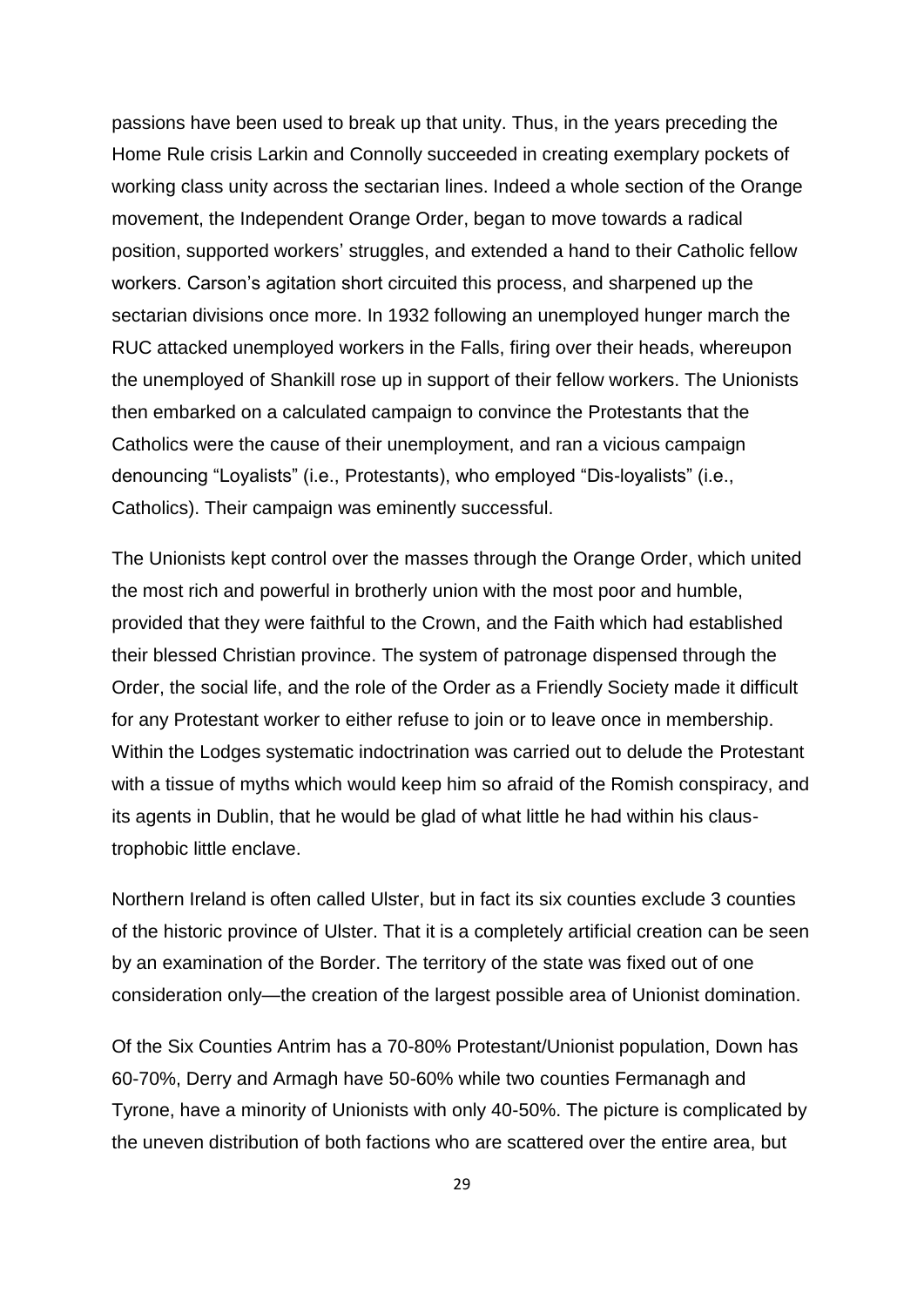passions have been used to break up that unity. Thus, in the years preceding the Home Rule crisis Larkin and Connolly succeeded in creating exemplary pockets of working class unity across the sectarian lines. Indeed a whole section of the Orange movement, the Independent Orange Order, began to move towards a radical position, supported workers' struggles, and extended a hand to their Catholic fellow workers. Carson's agitation short circuited this process, and sharpened up the sectarian divisions once more. In 1932 following an unemployed hunger march the RUC attacked unemployed workers in the Falls, firing over their heads, whereupon the unemployed of Shankill rose up in support of their fellow workers. The Unionists then embarked on a calculated campaign to convince the Protestants that the Catholics were the cause of their unemployment, and ran a vicious campaign denouncing "Loyalists" (i.e., Protestants), who employed "Dis-loyalists" (i.e., Catholics). Their campaign was eminently successful.

The Unionists kept control over the masses through the Orange Order, which united the most rich and powerful in brotherly union with the most poor and humble, provided that they were faithful to the Crown, and the Faith which had established their blessed Christian province. The system of patronage dispensed through the Order, the social life, and the role of the Order as a Friendly Society made it difficult for any Protestant worker to either refuse to join or to leave once in membership. Within the Lodges systematic indoctrination was carried out to delude the Protestant with a tissue of myths which would keep him so afraid of the Romish conspiracy, and its agents in Dublin, that he would be glad of what little he had within his claustrophobic little enclave.

Northern Ireland is often called Ulster, but in fact its six counties exclude 3 counties of the historic province of Ulster. That it is a completely artificial creation can be seen by an examination of the Border. The territory of the state was fixed out of one consideration only—the creation of the largest possible area of Unionist domination.

Of the Six Counties Antrim has a 70-80% Protestant/Unionist population, Down has 60-70%, Derry and Armagh have 50-60% while two counties Fermanagh and Tyrone, have a minority of Unionists with only 40-50%. The picture is complicated by the uneven distribution of both factions who are scattered over the entire area, but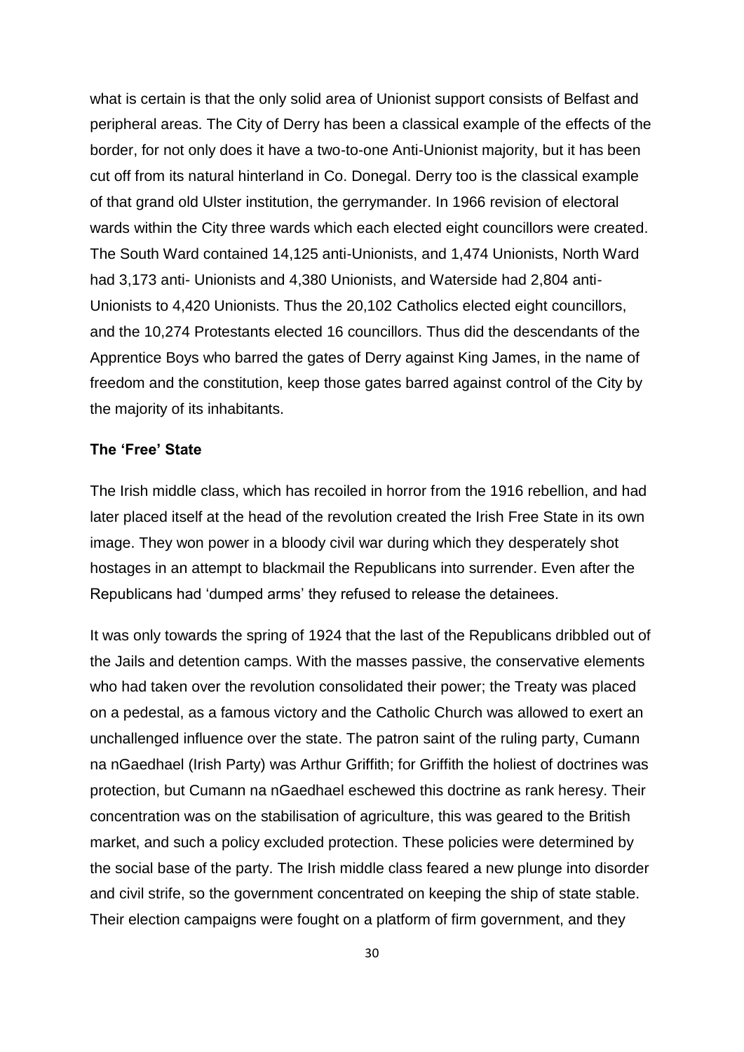what is certain is that the only solid area of Unionist support consists of Belfast and peripheral areas. The City of Derry has been a classical example of the effects of the border, for not only does it have a two-to-one Anti-Unionist majority, but it has been cut off from its natural hinterland in Co. Donegal. Derry too is the classical example of that grand old Ulster institution, the gerrymander. In 1966 revision of electoral wards within the City three wards which each elected eight councillors were created. The South Ward contained 14,125 anti-Unionists, and 1,474 Unionists, North Ward had 3,173 anti- Unionists and 4,380 Unionists, and Waterside had 2,804 anti-Unionists to 4,420 Unionists. Thus the 20,102 Catholics elected eight councillors, and the 10,274 Protestants elected 16 councillors. Thus did the descendants of the Apprentice Boys who barred the gates of Derry against King James, in the name of freedom and the constitution, keep those gates barred against control of the City by the majority of its inhabitants.

**The 'Free' State**

The Irish middle class, which has recoiled in horror from the 1916 rebellion, and had later placed itself at the head of the revolution created the Irish Free State in its own image. They won power in a bloody civil war during which they desperately shot hostages in an attempt to blackmail the Republicans into surrender. Even after the Republicans had 'dumped arms' they refused to release the detainees.

It was only towards the spring of 1924 that the last of the Republicans dribbled out of the Jails and detention camps. With the masses passive, the conservative elements who had taken over the revolution consolidated their power; the Treaty was placed on a pedestal, as a famous victory and the Catholic Church was allowed to exert an unchallenged influence over the state. The patron saint of the ruling party, Cumann na nGaedhael (Irish Party) was Arthur Griffith; for Griffith the holiest of doctrines was protection, but Cumann na nGaedhael eschewed this doctrine as rank heresy. Their concentration was on the stabilisation of agriculture, this was geared to the British market, and such a policy excluded protection. These policies were determined by the social base of the party. The Irish middle class feared a new plunge into disorder and civil strife, so the government concentrated on keeping the ship of state stable. Their election campaigns were fought on a platform of firm government, and they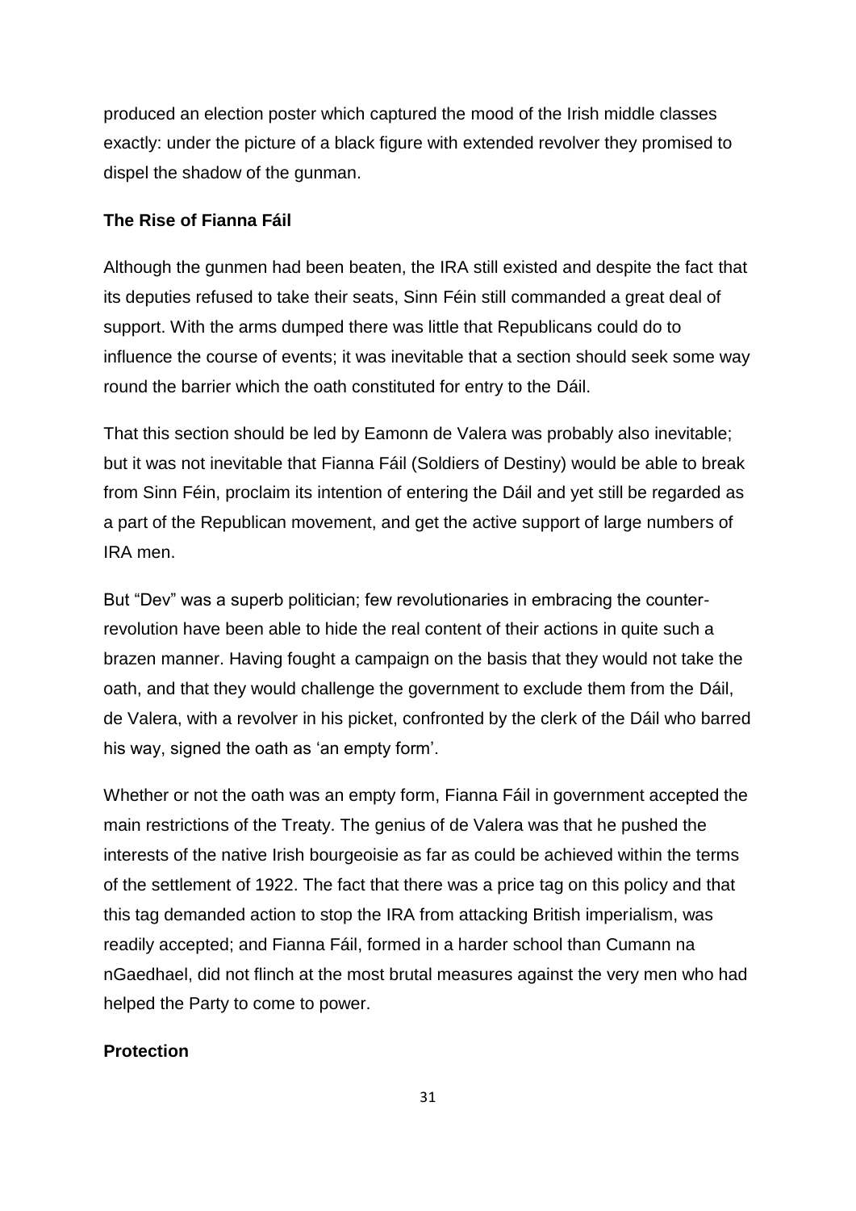produced an election poster which captured the mood of the Irish middle classes exactly: under the picture of a black figure with extended revolver they promised to dispel the shadow of the gunman.

### The Rise of Fianna Fáil

Although the gunmen had been beaten, the IRA still existed and despite the fact that its deputies refused to take their seats, Sinn Féin still commanded a great deal of support. With the arms dumped there was little that Republicans could do to influence the course of events; it was inevitable that a section should seek some way round the barrier which the oath constituted for entry to the Dáil.

That this section should be led by Eamonn de Valera was probably also inevitable; but it was not inevitable that Fianna Fáil (Soldiers of Destiny) would be able to break from Sinn Féin, proclaim its intention of entering the Dáil and yet still be regarded as a part of the Republican movement, and get the active support of large numbers of IRA men.

But "Dev" was a superb politician; few revolutionaries in embracing the counter-revolution have been able to hide the real content of their actions in quite such a brazen manner. Having fought a campaign on the basis that they would not take the oath, and that they would challenge the government to exclude them from the Dáil, de Valera, with a revolver in his picket, confronted by the clerk of the Dáil who barred his way, signed the oath as 'an empty form'.

Whether or not the oath was an empty form, Fianna Fáil in government accepted the main restrictions of the Treaty. The genius of de Valera was that he pushed the interests of the native Irish bourgeoisie as far as could be achieved within the terms of the settlement of 1922. The fact that there was a price tag on this policy and that this tag demanded action to stop the IRA from attacking British imperialism, was readily accepted; and Fianna Fáil, formed in a harder school than Cumann na nGaedhael, did not flinch at the most brutal measures against the very men who had helped the Party to come to power.

### Protection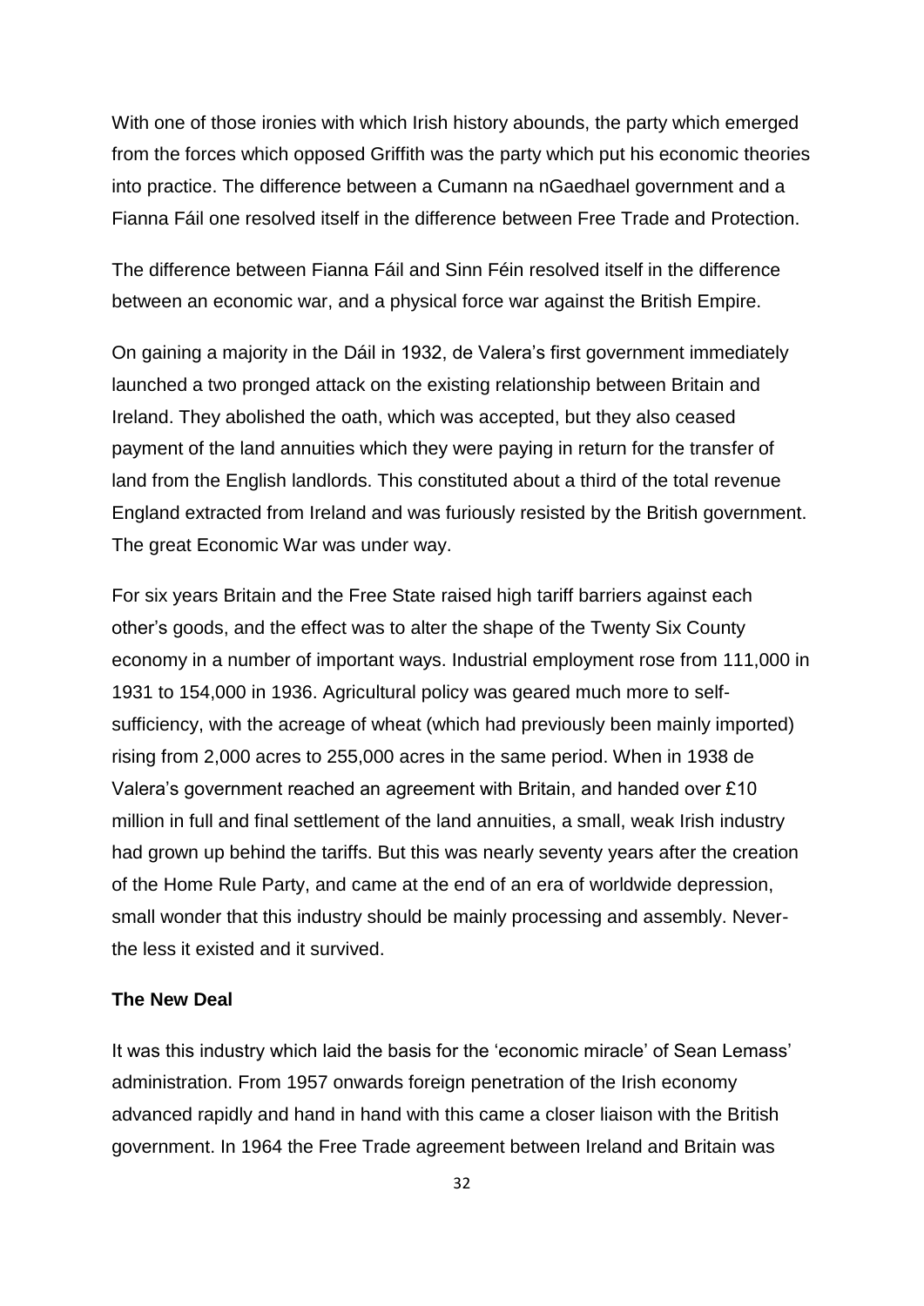With one of those ironies with which Irish history abounds, the party which emerged from the forces which opposed Griffith was the party which put his economic theories into practice. The difference between a Cumann na nGaedhael government and a Fianna Fáil one resolved itself in the difference between Free Trade and Protection.

The difference between Fianna Fáil and Sinn Féin resolved itself in the difference between an economic war, and a physical force war against the British Empire.

On gaining a majority in the Dáil in 1932, de Valera's first government immediately launched a two pronged attack on the existing relationship between Britain and Ireland. They abolished the oath, which was accepted, but they also ceased payment of the land annuities which they were paying in return for the transfer of land from the English landlords. This constituted about a third of the total revenue England extracted from Ireland and was furiously resisted by the British government. The great Economic War was under way.

For six years Britain and the Free State raised high tariff barriers against each other's goods, and the effect was to alter the shape of the Twenty Six County economy in a number of important ways. Industrial employment rose from 111,000 in 1931 to 154,000 in 1936. Agricultural policy was geared much more to self-sufficiency, with the acreage of wheat (which had previously been mainly imported) rising from 2,000 acres to 255,000 acres in the same period. When in 1938 de Valera's government reached an agreement with Britain, and handed over £10 million in full and final settlement of the land annuities, a small, weak Irish industry had grown up behind the tariffs. But this was nearly seventy years after the creation of the Home Rule Party, and came at the end of an era of worldwide depression, small wonder that this industry should be mainly processing and assembly. Never-the less it existed and it survived.

### The New Deal

It was this industry which laid the basis for the 'economic miracle' of Sean Lemass' administration. From 1957 onwards foreign penetration of the Irish economy advanced rapidly and hand in hand with this came a closer liaison with the British government. In 1964 the Free Trade agreement between Ireland and Britain was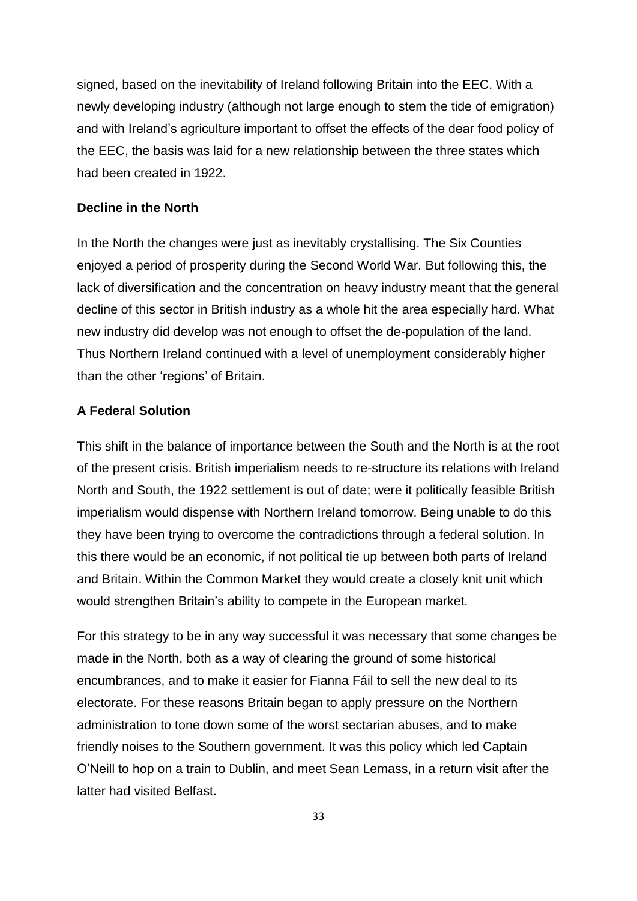signed, based on the inevitability of Ireland following Britain into the EEC. With a newly developing industry (although not large enough to stem the tide of emigration) and with Ireland's agriculture important to offset the effects of the dear food policy of the EEC, the basis was laid for a new relationship between the three states which had been created in 1922.

### Decline in the North

In the North the changes were just as inevitably crystallising. The Six Counties enjoyed a period of prosperity during the Second World War. But following this, the lack of diversification and the concentration on heavy industry meant that the general decline of this sector in British industry as a whole hit the area especially hard. What new industry did develop was not enough to offset the de-population of the land. Thus Northern Ireland continued with a level of unemployment considerably higher than the other 'regions' of Britain.

### A Federal Solution

This shift in the balance of importance between the South and the North is at the root of the present crisis. British imperialism needs to re-structure its relations with Ireland North and South, the 1922 settlement is out of date; were it politically feasible British imperialism would dispense with Northern Ireland tomorrow. Being unable to do this they have been trying to overcome the contradictions through a federal solution. In this there would be an economic, if not political tie up between both parts of Ireland and Britain. Within the Common Market they would create a closely knit unit which would strengthen Britain's ability to compete in the European market.

For this strategy to be in any way successful it was necessary that some changes be made in the North, both as a way of clearing the ground of some historical encumbrances, and to make it easier for Fianna Fáil to sell the new deal to its electorate. For these reasons Britain began to apply pressure on the Northern administration to tone down some of the worst sectarian abuses, and to make friendly noises to the Southern government. It was this policy which led Captain O'Neill to hop on a train to Dublin, and meet Sean Lemass, in a return visit after the latter had visited Belfast.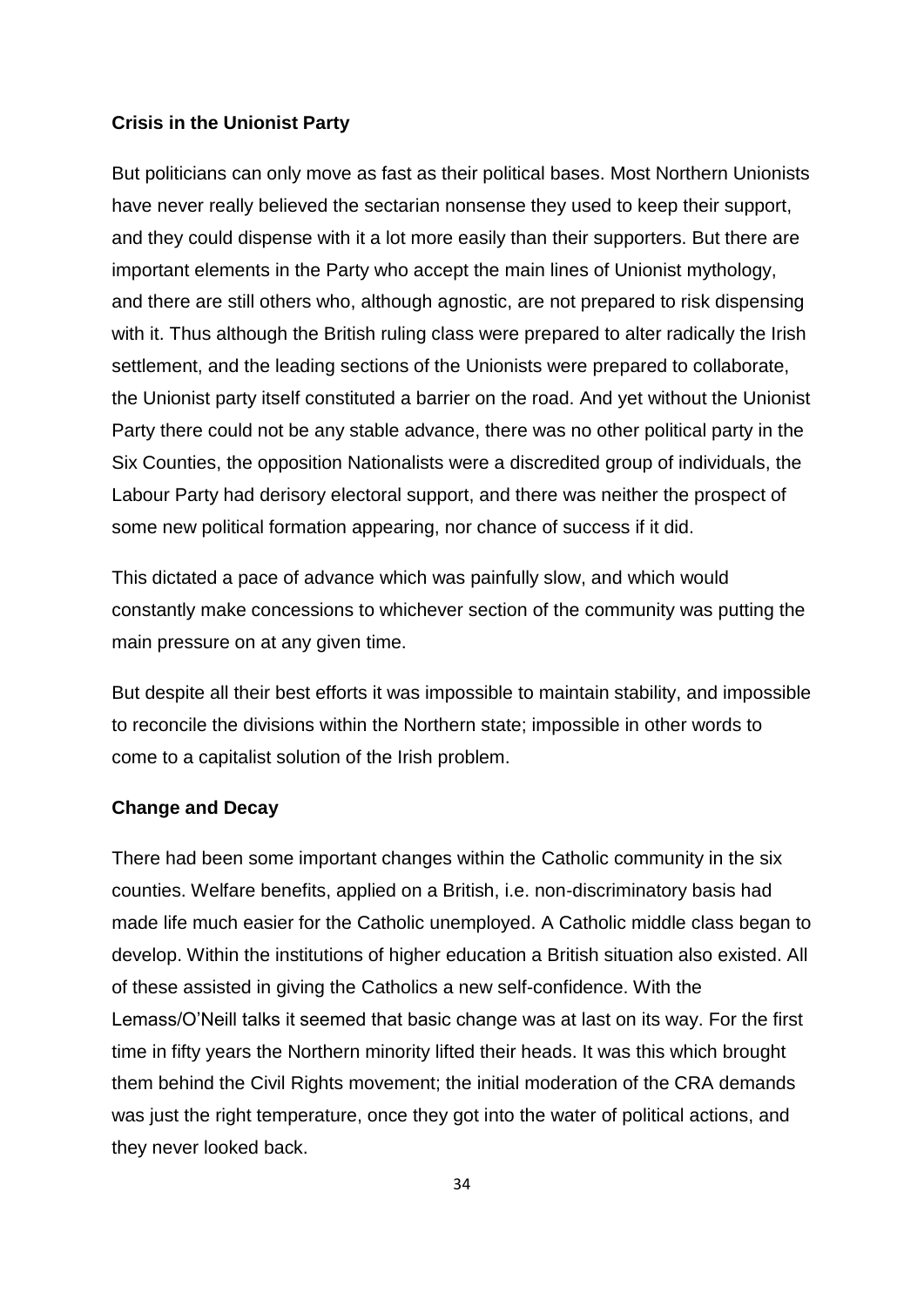**Crisis in the Unionist Party**

But politicians can only move as fast as their political bases. Most Northern Unionists have never really believed the sectarian nonsense they used to keep their support, and they could dispense with it a lot more easily than their supporters. But there are important elements in the Party who accept the main lines of Unionist mythology, and there are still others who, although agnostic, are not prepared to risk dispensing with it. Thus although the British ruling class were prepared to alter radically the Irish settlement, and the leading sections of the Unionists were prepared to collaborate, the Unionist party itself constituted a barrier on the road. And yet without the Unionist Party there could not be any stable advance, there was no other political party in the Six Counties, the opposition Nationalists were a discredited group of individuals, the Labour Party had derisory electoral support, and there was neither the prospect of some new political formation appearing, nor chance of success if it did.

This dictated a pace of advance which was painfully slow, and which would constantly make concessions to whichever section of the community was putting the main pressure on at any given time.

But despite all their best efforts it was impossible to maintain stability, and impossible to reconcile the divisions within the Northern state; impossible in other words to come to a capitalist solution of the Irish problem.

**Change and Decay**

There had been some important changes within the Catholic community in the six counties. Welfare benefits, applied on a British, i.e. non-discriminatory basis had made life much easier for the Catholic unemployed. A Catholic middle class began to develop. Within the institutions of higher education a British situation also existed. All of these assisted in giving the Catholics a new self-confidence. With the Lemass/O'Neill talks it seemed that basic change was at last on its way. For the first time in fifty years the Northern minority lifted their heads. It was this which brought them behind the Civil Rights movement; the initial moderation of the CRA demands was just the right temperature, once they got into the water of political actions, and they never looked back.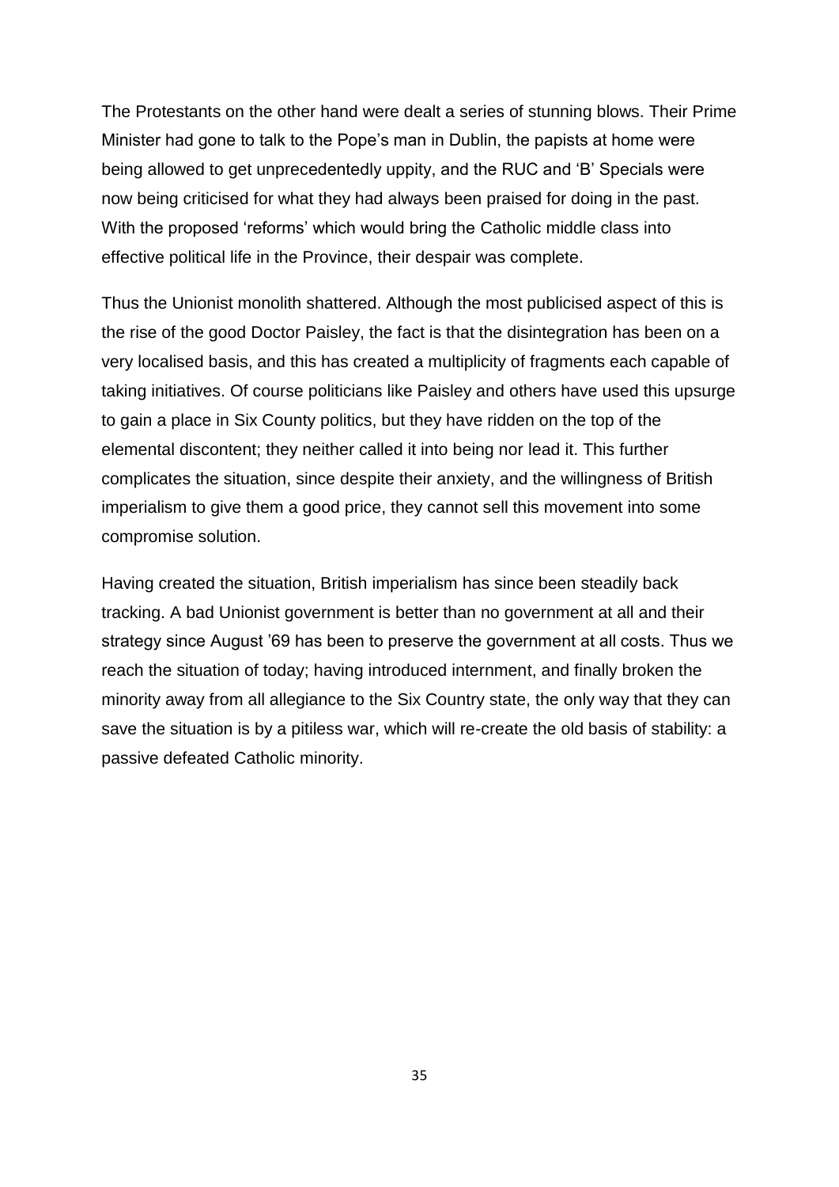The Protestants on the other hand were dealt a series of stunning blows. Their Prime Minister had gone to talk to the Pope's man in Dublin, the papists at home were being allowed to get unprecedentedly uppity, and the RUC and 'B' Specials were now being criticised for what they had always been praised for doing in the past. With the proposed 'reforms' which would bring the Catholic middle class into effective political life in the Province, their despair was complete.

Thus the Unionist monolith shattered. Although the most publicised aspect of this is the rise of the good Doctor Paisley, the fact is that the disintegration has been on a very localised basis, and this has created a multiplicity of fragments each capable of taking initiatives. Of course politicians like Paisley and others have used this upsurge to gain a place in Six County politics, but they have ridden on the top of the elemental discontent; they neither called it into being nor lead it. This further complicates the situation, since despite their anxiety, and the willingness of British imperialism to give them a good price, they cannot sell this movement into some compromise solution.

Having created the situation, British imperialism has since been steadily back tracking. A bad Unionist government is better than no government at all and their strategy since August '69 has been to preserve the government at all costs. Thus we reach the situation of today; having introduced internment, and finally broken the minority away from all allegiance to the Six Country state, the only way that they can save the situation is by a pitiless war, which will re-create the old basis of stability: a passive defeated Catholic minority.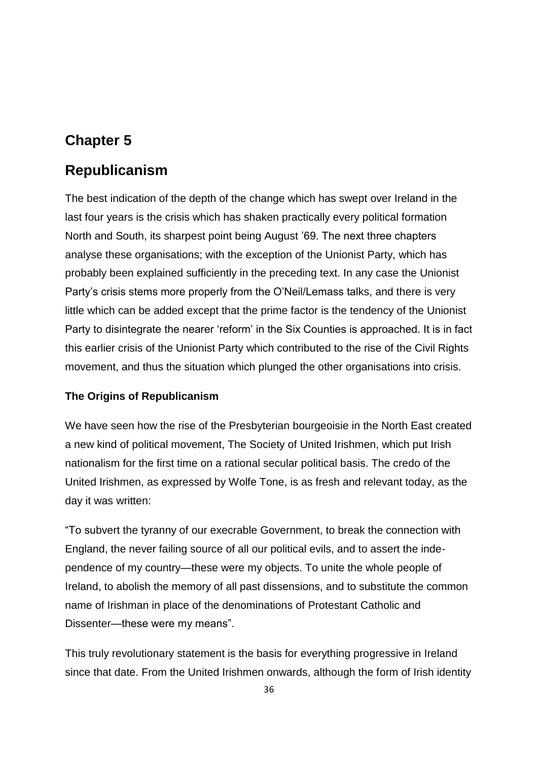## Chapter 5

## Republicanism

The best indication of the depth of the change which has swept over Ireland in the last four years is the crisis which has shaken practically every political formation North and South, its sharpest point being August ’69. The next three chapters analyse these organisations; with the exception of the Unionist Party, which has probably been explained sufficiently in the preceding text. In any case the Unionist Party’s crisis stems more properly from the O’Neil/Lemass talks, and there is very little which can be added except that the prime factor is the tendency of the Unionist Party to disintegrate the nearer ‘reform’ in the Six Counties is approached. It is in fact this earlier crisis of the Unionist Party which contributed to the rise of the Civil Rights movement, and thus the situation which plunged the other organisations into crisis.

### The Origins of Republicanism

We have seen how the rise of the Presbyterian bourgeoisie in the North East created a new kind of political movement, The Society of United Irishmen, which put Irish nationalism for the first time on a rational secular political basis. The credo of the United Irishmen, as expressed by Wolfe Tone, is as fresh and relevant today, as the day it was written:

“To subvert the tyranny of our execrable Government, to break the connection with England, the never failing source of all our political evils, and to assert the independence of my country—these were my objects. To unite the whole people of Ireland, to abolish the memory of all past dissensions, and to substitute the common name of Irishman in place of the denominations of Protestant Catholic and Dissenter—these were my means”.

This truly revolutionary statement is the basis for everything progressive in Ireland since that date. From the United Irishmen onwards, although the form of Irish identity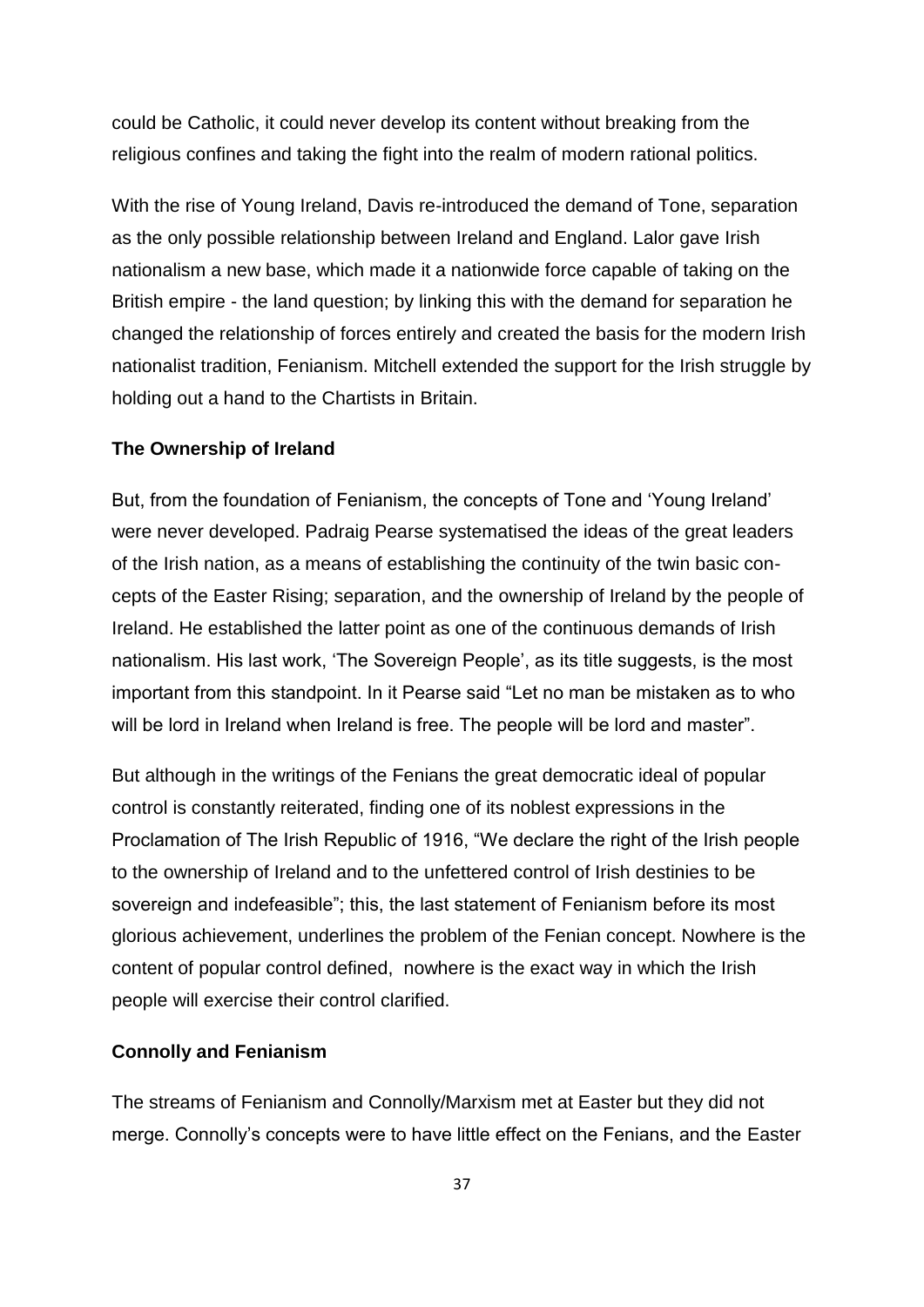could be Catholic, it could never develop its content without breaking from the religious confines and taking the fight into the realm of modern rational politics.

With the rise of Young Ireland, Davis re-introduced the demand of Tone, separation as the only possible relationship between Ireland and England. Lalor gave Irish nationalism a new base, which made it a nationwide force capable of taking on the British empire - the land question; by linking this with the demand for separation he changed the relationship of forces entirely and created the basis for the modern Irish nationalist tradition, Fenianism. Mitchell extended the support for the Irish struggle by holding out a hand to the Chartists in Britain.

**The Ownership of Ireland**

But, from the foundation of Fenianism, the concepts of Tone and 'Young Ireland' were never developed. Padraig Pearse systematised the ideas of the great leaders of the Irish nation, as a means of establishing the continuity of the twin basic concepts of the Easter Rising; separation, and the ownership of Ireland by the people of Ireland. He established the latter point as one of the continuous demands of Irish nationalism. His last work, 'The Sovereign People', as its title suggests, is the most important from this standpoint. In it Pearse said "Let no man be mistaken as to who will be lord in Ireland when Ireland is free. The people will be lord and master".

But although in the writings of the Fenians the great democratic ideal of popular control is constantly reiterated, finding one of its noblest expressions in the Proclamation of The Irish Republic of 1916, "We declare the right of the Irish people to the ownership of Ireland and to the unfettered control of Irish destinies to be sovereign and indefeasible"; this, the last statement of Fenianism before its most glorious achievement, underlines the problem of the Fenian concept. Nowhere is the content of popular control defined, nowhere is the exact way in which the Irish people will exercise their control clarified.

**Connolly and Fenianism**

The streams of Fenianism and Connolly/Marxism met at Easter but they did not merge. Connolly's concepts were to have little effect on the Fenians, and the Easter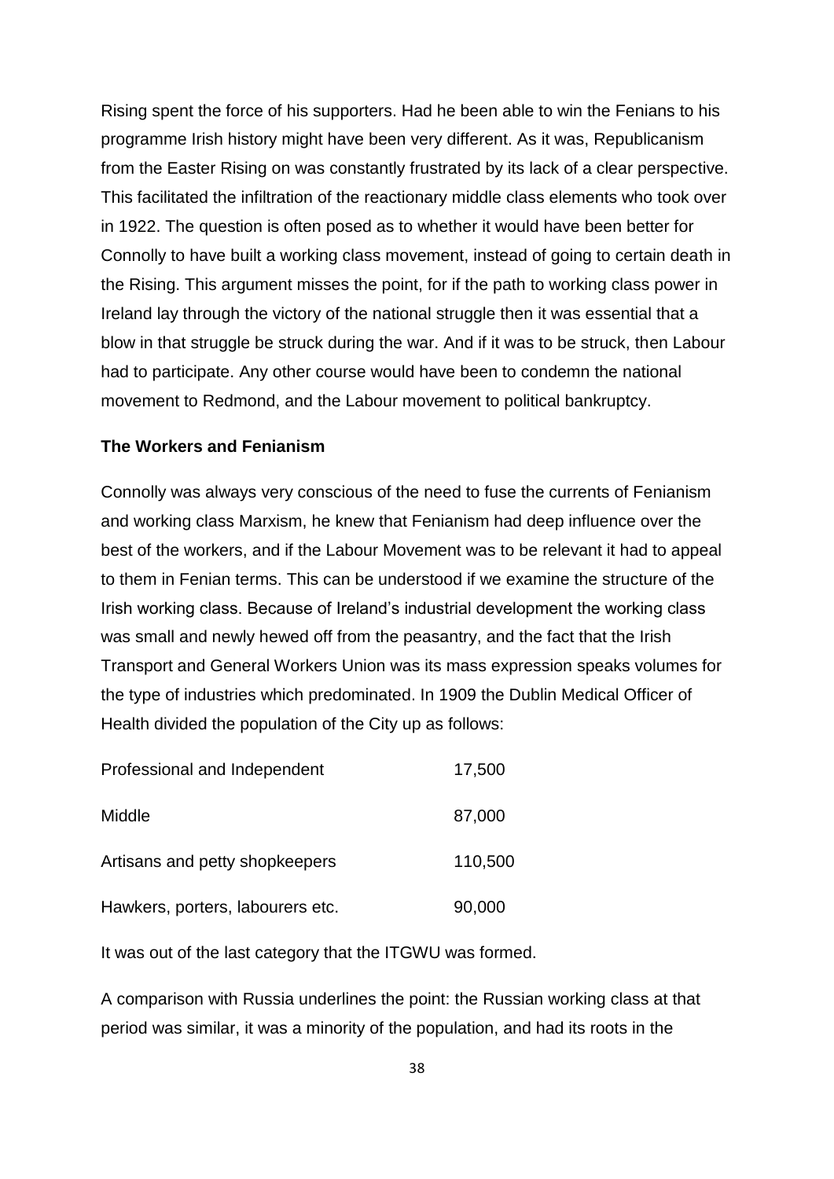Rising spent the force of his supporters. Had he been able to win the Fenians to his programme Irish history might have been very different. As it was, Republicanism from the Easter Rising on was constantly frustrated by its lack of a clear perspective. This facilitated the infiltration of the reactionary middle class elements who took over in 1922. The question is often posed as to whether it would have been better for Connolly to have built a working class movement, instead of going to certain death in the Rising. This argument misses the point, for if the path to working class power in Ireland lay through the victory of the national struggle then it was essential that a blow in that struggle be struck during the war. And if it was to be struck, then Labour had to participate. Any other course would have been to condemn the national movement to Redmond, and the Labour movement to political bankruptcy.

**The Workers and Fenianism**

Connolly was always very conscious of the need to fuse the currents of Fenianism and working class Marxism, he knew that Fenianism had deep influence over the best of the workers, and if the Labour Movement was to be relevant it had to appeal to them in Fenian terms. This can be understood if we examine the structure of the Irish working class. Because of Ireland's industrial development the working class was small and newly hewed off from the peasantry, and the fact that the Irish Transport and General Workers Union was its mass expression speaks volumes for the type of industries which predominated. In 1909 the Dublin Medical Officer of Health divided the population of the City up as follows:

| | |
|---|---|
| Professional and Independent | 17,500 |
| Middle | 87,000 |
| Artisans and petty shopkeepers | 110,500 |
| Hawkers, porters, labourers etc. | 90,000 |

It was out of the last category that the ITGWU was formed.

A comparison with Russia underlines the point: the Russian working class at that period was similar, it was a minority of the population, and had its roots in the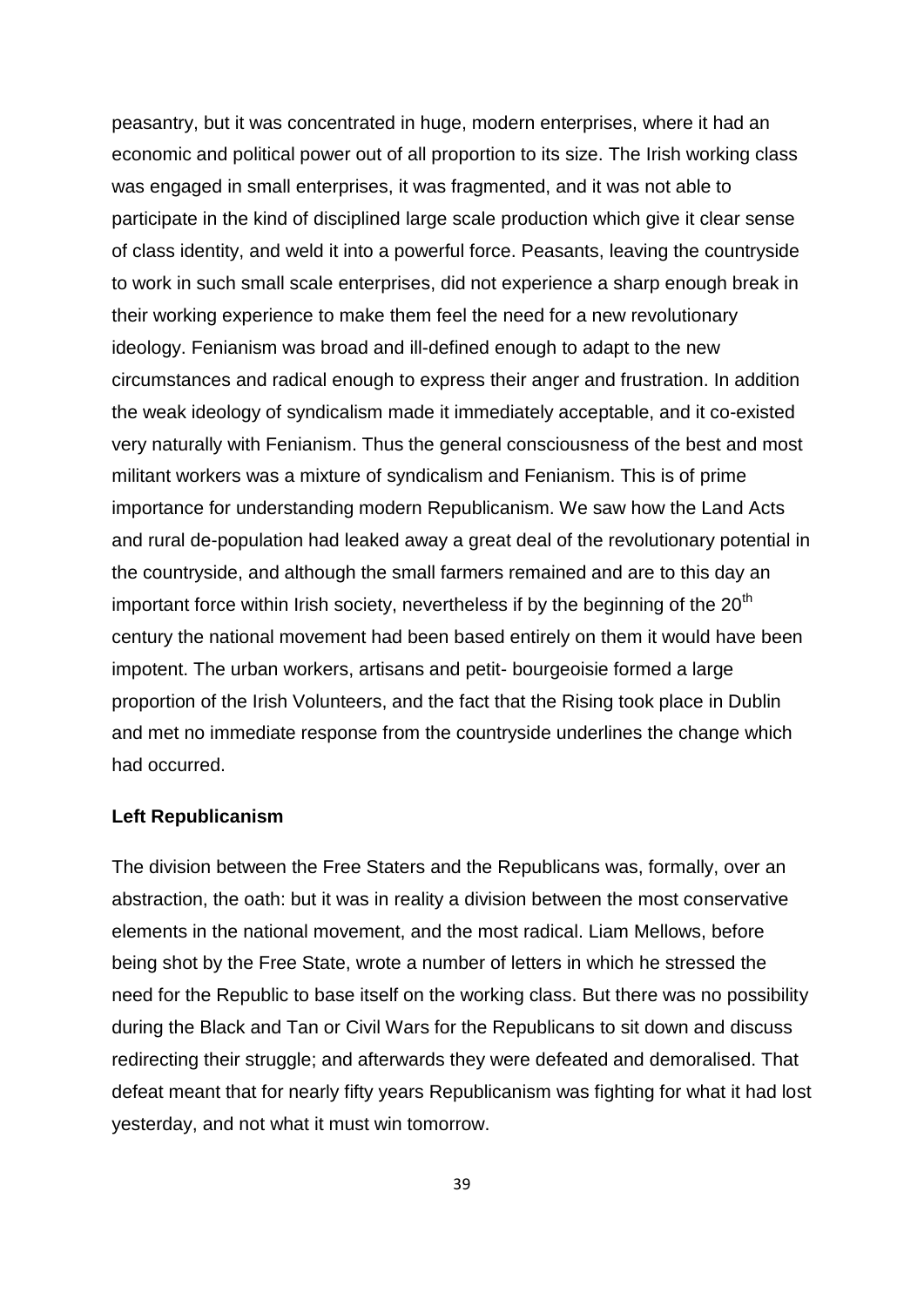peasantry, but it was concentrated in huge, modern enterprises, where it had an economic and political power out of all proportion to its size. The Irish working class was engaged in small enterprises, it was fragmented, and it was not able to participate in the kind of disciplined large scale production which give it clear sense of class identity, and weld it into a powerful force. Peasants, leaving the countryside to work in such small scale enterprises, did not experience a sharp enough break in their working experience to make them feel the need for a new revolutionary ideology. Fenianism was broad and ill-defined enough to adapt to the new circumstances and radical enough to express their anger and frustration. In addition the weak ideology of syndicalism made it immediately acceptable, and it co-existed very naturally with Fenianism. Thus the general consciousness of the best and most militant workers was a mixture of syndicalism and Fenianism. This is of prime importance for understanding modern Republicanism. We saw how the Land Acts and rural de-population had leaked away a great deal of the revolutionary potential in the countryside, and although the small farmers remained and are to this day an important force within Irish society, nevertheless if by the beginning of the 20th century the national movement had been based entirely on them it would have been impotent. The urban workers, artisans and petit- bourgeoisie formed a large proportion of the Irish Volunteers, and the fact that the Rising took place in Dublin and met no immediate response from the countryside underlines the change which had occurred.

**Left Republicanism**

The division between the Free Staters and the Republicans was, formally, over an abstraction, the oath: but it was in reality a division between the most conservative elements in the national movement, and the most radical. Liam Mellows, before being shot by the Free State, wrote a number of letters in which he stressed the need for the Republic to base itself on the working class. But there was no possibility during the Black and Tan or Civil Wars for the Republicans to sit down and discuss redirecting their struggle; and afterwards they were defeated and demoralised. That defeat meant that for nearly fifty years Republicanism was fighting for what it had lost yesterday, and not what it must win tomorrow.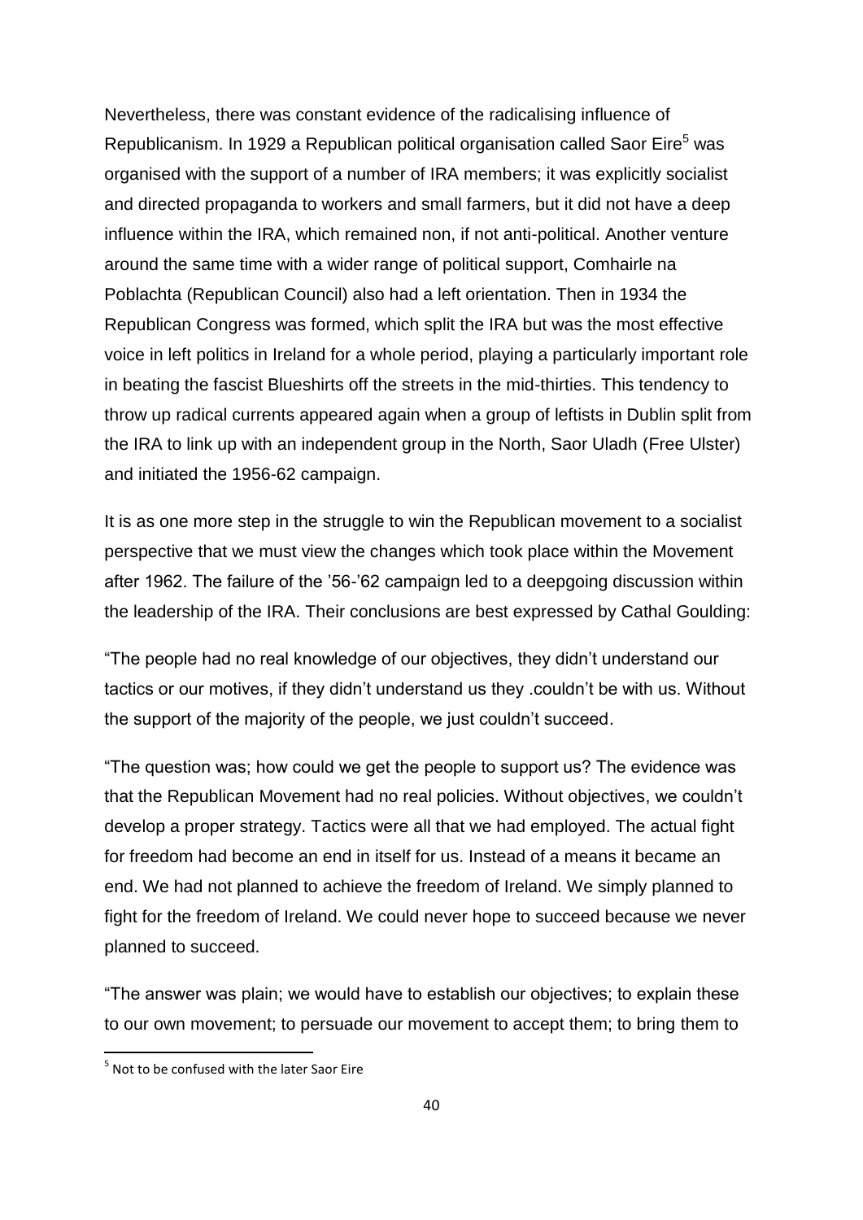Nevertheless, there was constant evidence of the radicalising influence of Republicanism. In 1929 a Republican political organisation called Saor Eire[5] was organised with the support of a number of IRA members; it was explicitly socialist and directed propaganda to workers and small farmers, but it did not have a deep influence within the IRA, which remained non, if not anti-political. Another venture around the same time with a wider range of political support, Comhairle na Poblachta (Republican Council) also had a left orientation. Then in 1934 the Republican Congress was formed, which split the IRA but was the most effective voice in left politics in Ireland for a whole period, playing a particularly important role in beating the fascist Blueshirts off the streets in the mid-thirties. This tendency to throw up radical currents appeared again when a group of leftists in Dublin split from the IRA to link up with an independent group in the North, Saor Uladh (Free Ulster) and initiated the 1956-62 campaign.

It is as one more step in the struggle to win the Republican movement to a socialist perspective that we must view the changes which took place within the Movement after 1962. The failure of the '56-'62 campaign led to a deepgoing discussion within the leadership of the IRA. Their conclusions are best expressed by Cathal Goulding:

"The people had no real knowledge of our objectives, they didn't understand our tactics or our motives, if they didn't understand us they .couldn't be with us. Without the support of the majority of the people, we just couldn't succeed.

"The question was; how could we get the people to support us? The evidence was that the Republican Movement had no real policies. Without objectives, we couldn't develop a proper strategy. Tactics were all that we had employed. The actual fight for freedom had become an end in itself for us. Instead of a means it became an end. We had not planned to achieve the freedom of Ireland. We simply planned to fight for the freedom of Ireland. We could never hope to succeed because we never planned to succeed.

"The answer was plain; we would have to establish our objectives; to explain these to our own movement; to persuade our movement to accept them; to bring them to

[5] Not to be confused with the later Saor Eire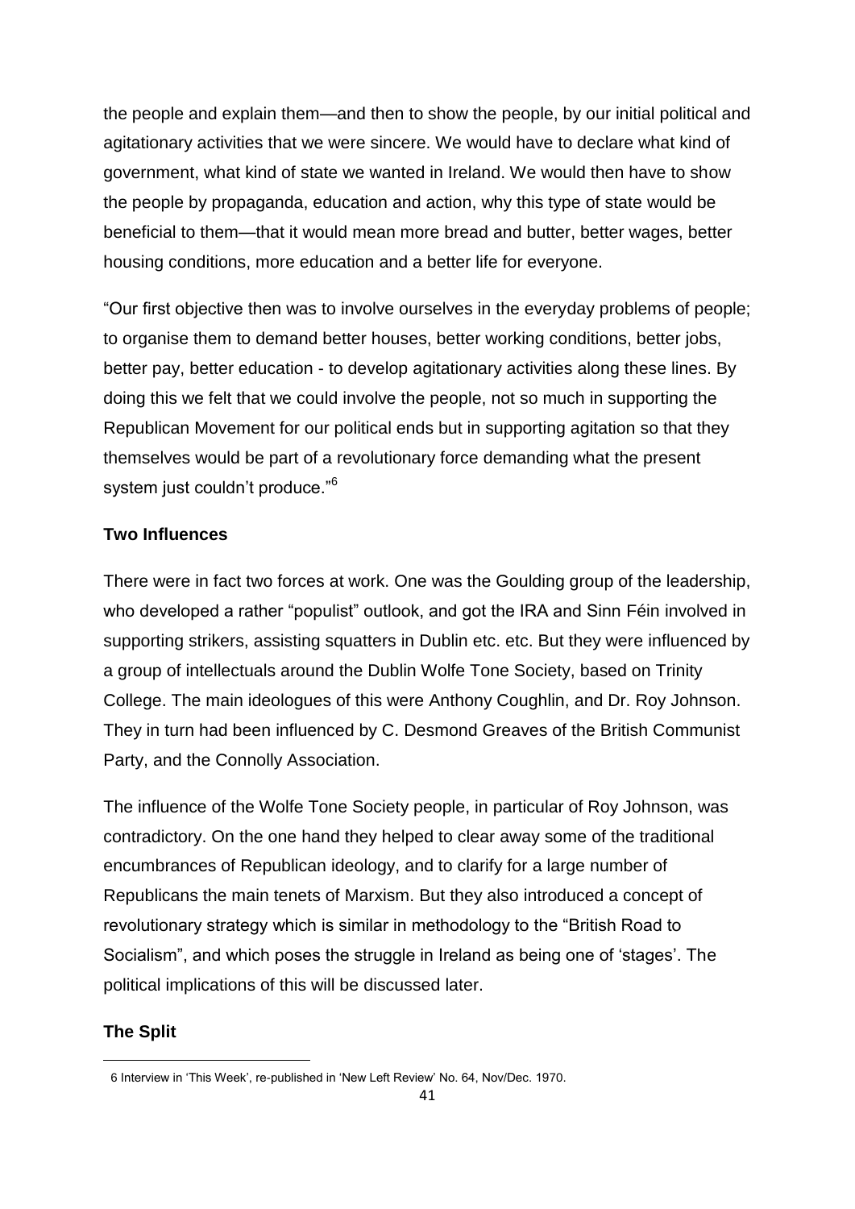the people and explain them—and then to show the people, by our initial political and agitationary activities that we were sincere. We would have to declare what kind of government, what kind of state we wanted in Ireland. We would then have to show the people by propaganda, education and action, why this type of state would be beneficial to them—that it would mean more bread and butter, better wages, better housing conditions, more education and a better life for everyone.

"Our first objective then was to involve ourselves in the everyday problems of people; to organise them to demand better houses, better working conditions, better jobs, better pay, better education - to develop agitationary activities along these lines. By doing this we felt that we could involve the people, not so much in supporting the Republican Movement for our political ends but in supporting agitation so that they themselves would be part of a revolutionary force demanding what the present system just couldn't produce."[6]

**Two Influences**

There were in fact two forces at work. One was the Goulding group of the leadership, who developed a rather "populist" outlook, and got the IRA and Sinn Féin involved in supporting strikers, assisting squatters in Dublin etc. etc. But they were influenced by a group of intellectuals around the Dublin Wolfe Tone Society, based on Trinity College. The main ideologues of this were Anthony Coughlin, and Dr. Roy Johnson. They in turn had been influenced by C. Desmond Greaves of the British Communist Party, and the Connolly Association.

The influence of the Wolfe Tone Society people, in particular of Roy Johnson, was contradictory. On the one hand they helped to clear away some of the traditional encumbrances of Republican ideology, and to clarify for a large number of Republicans the main tenets of Marxism. But they also introduced a concept of revolutionary strategy which is similar in methodology to the "British Road to Socialism", and which poses the struggle in Ireland as being one of 'stages'. The political implications of this will be discussed later.

**The Split**

6 Interview in 'This Week', re-published in 'New Left Review' No. 64, Nov/Dec. 1970.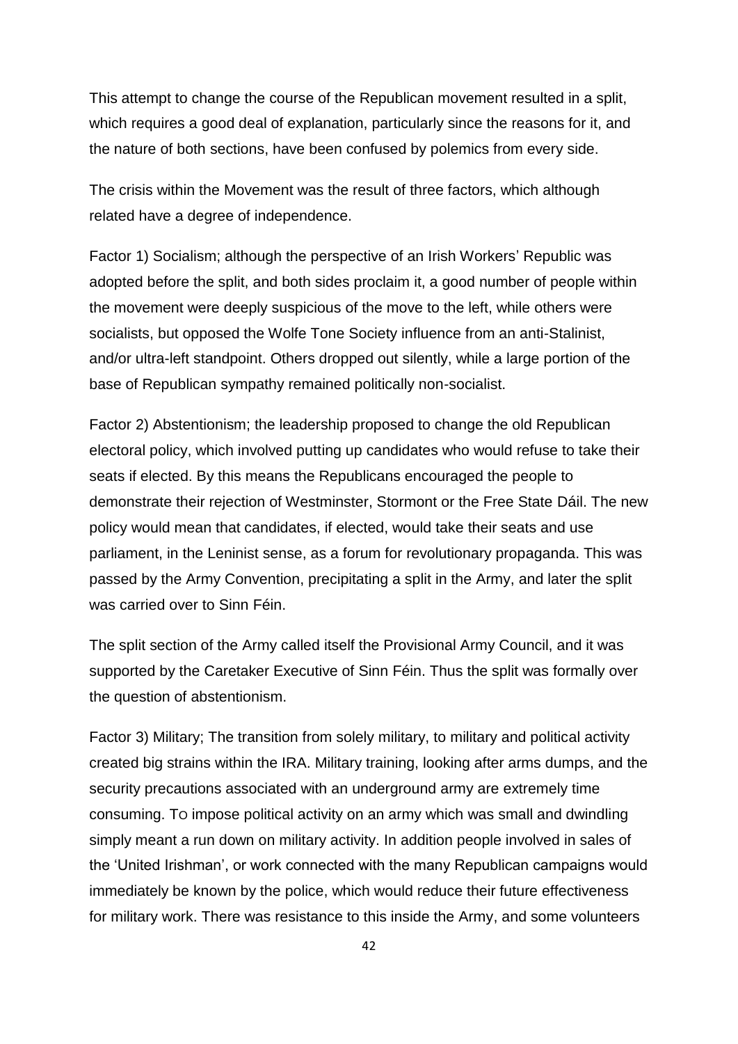This attempt to change the course of the Republican movement resulted in a split, which requires a good deal of explanation, particularly since the reasons for it, and the nature of both sections, have been confused by polemics from every side.

The crisis within the Movement was the result of three factors, which although related have a degree of independence.

Factor 1) Socialism; although the perspective of an Irish Workers' Republic was adopted before the split, and both sides proclaim it, a good number of people within the movement were deeply suspicious of the move to the left, while others were socialists, but opposed the Wolfe Tone Society influence from an anti-Stalinist, and/or ultra-left standpoint. Others dropped out silently, while a large portion of the base of Republican sympathy remained politically non-socialist.

Factor 2) Abstentionism; the leadership proposed to change the old Republican electoral policy, which involved putting up candidates who would refuse to take their seats if elected. By this means the Republicans encouraged the people to demonstrate their rejection of Westminster, Stormont or the Free State Dáil. The new policy would mean that candidates, if elected, would take their seats and use parliament, in the Leninist sense, as a forum for revolutionary propaganda. This was passed by the Army Convention, precipitating a split in the Army, and later the split was carried over to Sinn Féin.

The split section of the Army called itself the Provisional Army Council, and it was supported by the Caretaker Executive of Sinn Féin. Thus the split was formally over the question of abstentionism.

Factor 3) Military; The transition from solely military, to military and political activity created big strains within the IRA. Military training, looking after arms dumps, and the security precautions associated with an underground army are extremely time consuming. To impose political activity on an army which was small and dwindling simply meant a run down on military activity. In addition people involved in sales of the 'United Irishman', or work connected with the many Republican campaigns would immediately be known by the police, which would reduce their future effectiveness for military work. There was resistance to this inside the Army, and some volunteers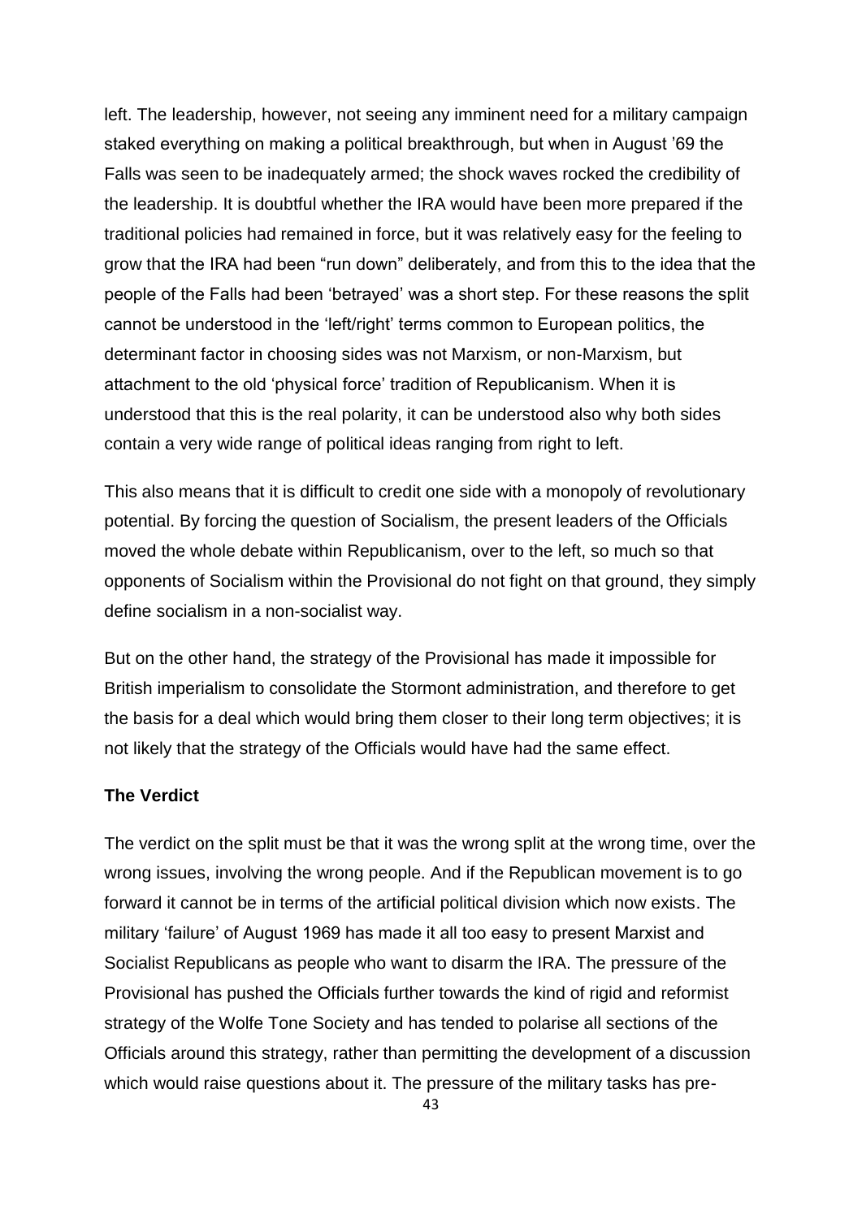left. The leadership, however, not seeing any imminent need for a military campaign staked everything on making a political breakthrough, but when in August '69 the Falls was seen to be inadequately armed; the shock waves rocked the credibility of the leadership. It is doubtful whether the IRA would have been more prepared if the traditional policies had remained in force, but it was relatively easy for the feeling to grow that the IRA had been "run down" deliberately, and from this to the idea that the people of the Falls had been 'betrayed' was a short step. For these reasons the split cannot be understood in the 'left/right' terms common to European politics, the determinant factor in choosing sides was not Marxism, or non-Marxism, but attachment to the old 'physical force' tradition of Republicanism. When it is understood that this is the real polarity, it can be understood also why both sides contain a very wide range of political ideas ranging from right to left.

This also means that it is difficult to credit one side with a monopoly of revolutionary potential. By forcing the question of Socialism, the present leaders of the Officials moved the whole debate within Republicanism, over to the left, so much so that opponents of Socialism within the Provisional do not fight on that ground, they simply define socialism in a non-socialist way.

But on the other hand, the strategy of the Provisional has made it impossible for British imperialism to consolidate the Stormont administration, and therefore to get the basis for a deal which would bring them closer to their long term objectives; it is not likely that the strategy of the Officials would have had the same effect.

**The Verdict**

The verdict on the split must be that it was the wrong split at the wrong time, over the wrong issues, involving the wrong people. And if the Republican movement is to go forward it cannot be in terms of the artificial political division which now exists. The military 'failure' of August 1969 has made it all too easy to present Marxist and Socialist Republicans as people who want to disarm the IRA. The pressure of the Provisional has pushed the Officials further towards the kind of rigid and reformist strategy of the Wolfe Tone Society and has tended to polarise all sections of the Officials around this strategy, rather than permitting the development of a discussion which would raise questions about it. The pressure of the military tasks has pre-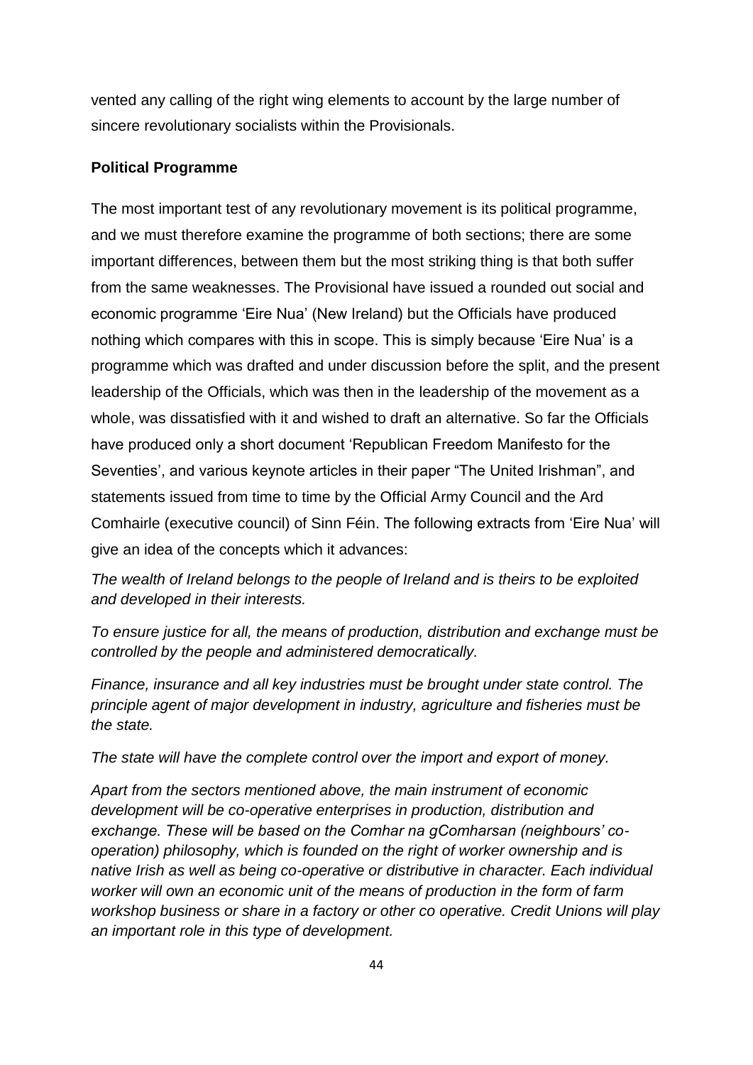vented any calling of the right wing elements to account by the large number of sincere revolutionary socialists within the Provisionals.

**Political Programme**

The most important test of any revolutionary movement is its political programme, and we must therefore examine the programme of both sections; there are some important differences, between them but the most striking thing is that both suffer from the same weaknesses. The Provisional have issued a rounded out social and economic programme 'Eire Nua' (New Ireland) but the Officials have produced nothing which compares with this in scope. This is simply because 'Eire Nua' is a programme which was drafted and under discussion before the split, and the present leadership of the Officials, which was then in the leadership of the movement as a whole, was dissatisfied with it and wished to draft an alternative. So far the Officials have produced only a short document 'Republican Freedom Manifesto for the Seventies', and various keynote articles in their paper "The United Irishman", and statements issued from time to time by the Official Army Council and the Ard Comhairle (executive council) of Sinn Féin. The following extracts from 'Eire Nua' will give an idea of the concepts which it advances:

*The wealth of Ireland belongs to the people of Ireland and is theirs to be exploited and developed in their interests.*

*To ensure justice for all, the means of production, distribution and exchange must be controlled by the people and administered democratically.*

*Finance, insurance and all key industries must be brought under state control. The principle agent of major development in industry, agriculture and fisheries must be the state.*

*The state will have the complete control over the import and export of money.*

*Apart from the sectors mentioned above, the main instrument of economic development will be co-operative enterprises in production, distribution and exchange. These will be based on the Comhar na gComharsan (neighbours' co-operation) philosophy, which is founded on the right of worker ownership and is native Irish as well as being co-operative or distributive in character. Each individual worker will own an economic unit of the means of production in the form of farm workshop business or share in a factory or other co operative. Credit Unions will play an important role in this type of development.*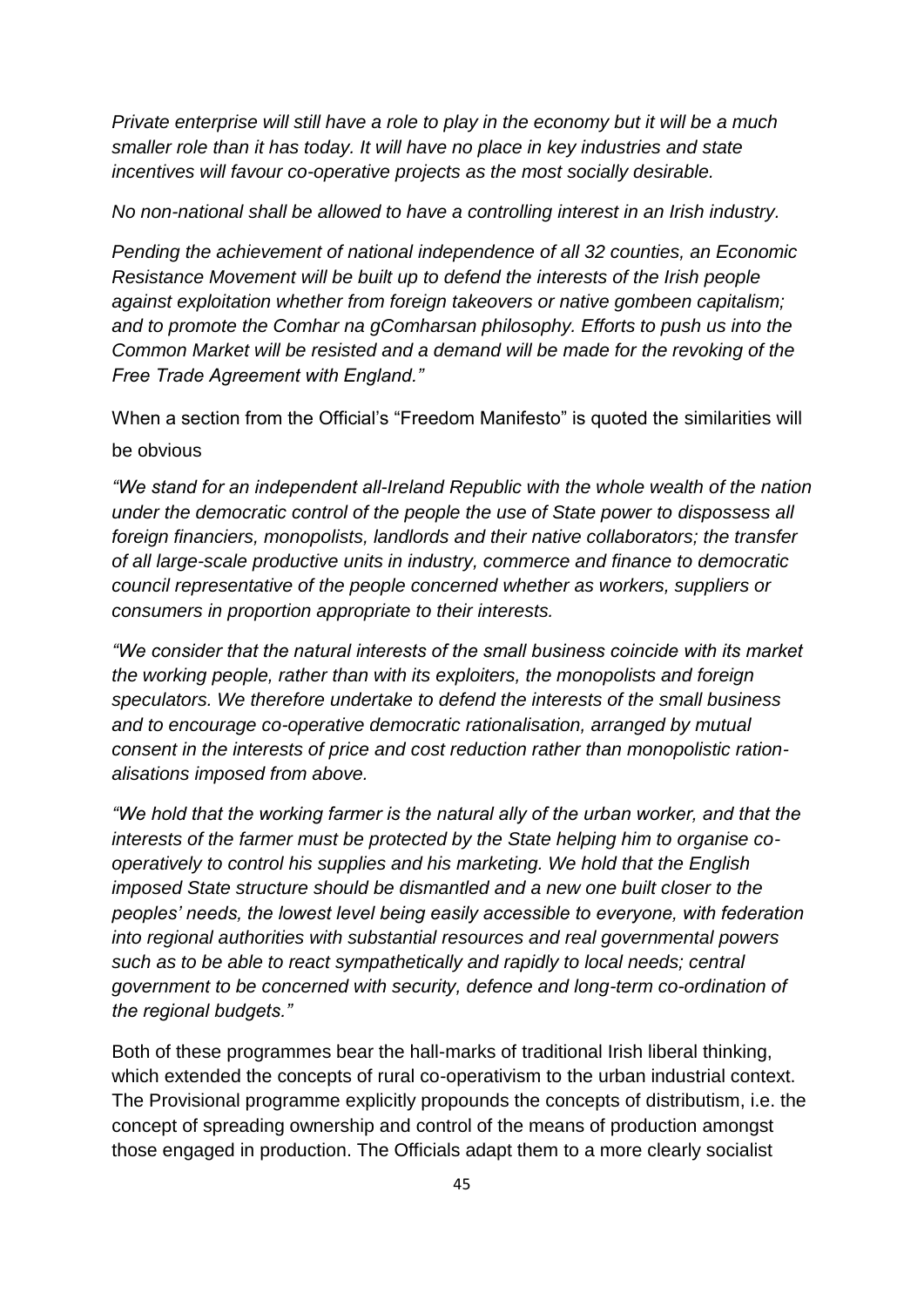*Private enterprise will still have a role to play in the economy but it will be a much smaller role than it has today. It will have no place in key industries and state incentives will favour co-operative projects as the most socially desirable.*

*No non-national shall be allowed to have a controlling interest in an Irish industry.*

*Pending the achievement of national independence of all 32 counties, an Economic Resistance Movement will be built up to defend the interests of the Irish people against exploitation whether from foreign takeovers or native gombeen capitalism; and to promote the Comhar na gComharsan philosophy. Efforts to push us into the Common Market will be resisted and a demand will be made for the revoking of the Free Trade Agreement with England."*

When a section from the Official's "Freedom Manifesto" is quoted the similarities will be obvious

*"We stand for an independent all-Ireland Republic with the whole wealth of the nation under the democratic control of the people the use of State power to dispossess all foreign financiers, monopolists, landlords and their native collaborators; the transfer of all large-scale productive units in industry, commerce and finance to democratic council representative of the people concerned whether as workers, suppliers or consumers in proportion appropriate to their interests.*

*"We consider that the natural interests of the small business coincide with its market the working people, rather than with its exploiters, the monopolists and foreign speculators. We therefore undertake to defend the interests of the small business and to encourage co-operative democratic rationalisation, arranged by mutual consent in the interests of price and cost reduction rather than monopolistic ration-alisations imposed from above.*

*"We hold that the working farmer is the natural ally of the urban worker, and that the interests of the farmer must be protected by the State helping him to organise co-operatively to control his supplies and his marketing. We hold that the English imposed State structure should be dismantled and a new one built closer to the peoples' needs, the lowest level being easily accessible to everyone, with federation into regional authorities with substantial resources and real governmental powers such as to be able to react sympathetically and rapidly to local needs; central government to be concerned with security, defence and long-term co-ordination of the regional budgets."*

Both of these programmes bear the hall-marks of traditional Irish liberal thinking, which extended the concepts of rural co-operativism to the urban industrial context. The Provisional programme explicitly propounds the concepts of distributism, i.e. the concept of spreading ownership and control of the means of production amongst those engaged in production. The Officials adapt them to a more clearly socialist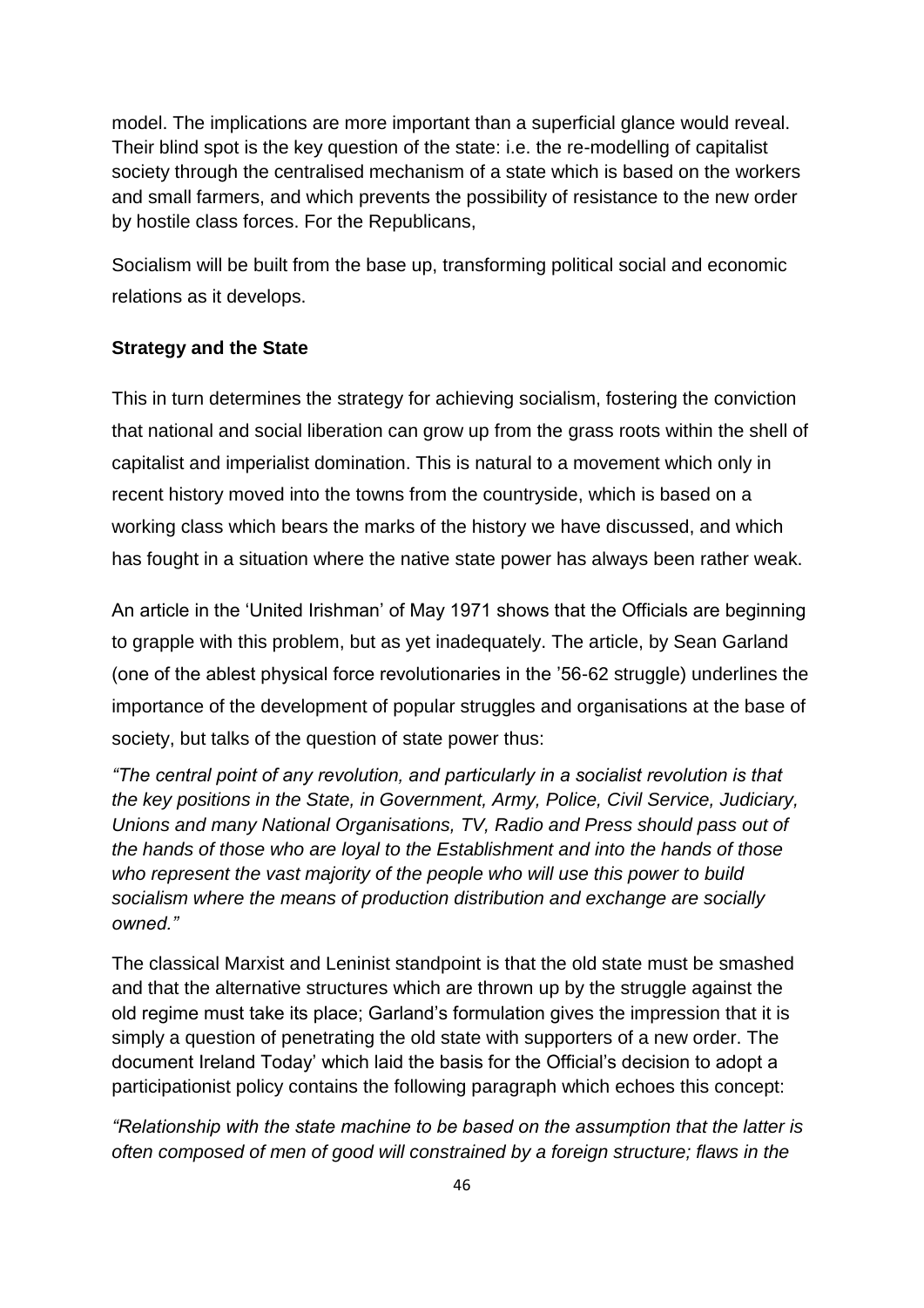model. The implications are more important than a superficial glance would reveal. Their blind spot is the key question of the state: i.e. the re-modelling of capitalist society through the centralised mechanism of a state which is based on the workers and small farmers, and which prevents the possibility of resistance to the new order by hostile class forces. For the Republicans,

Socialism will be built from the base up, transforming political social and economic relations as it develops.

**Strategy and the State**

This in turn determines the strategy for achieving socialism, fostering the conviction that national and social liberation can grow up from the grass roots within the shell of capitalist and imperialist domination. This is natural to a movement which only in recent history moved into the towns from the countryside, which is based on a working class which bears the marks of the history we have discussed, and which has fought in a situation where the native state power has always been rather weak.

An article in the 'United Irishman' of May 1971 shows that the Officials are beginning to grapple with this problem, but as yet inadequately. The article, by Sean Garland (one of the ablest physical force revolutionaries in the '56-62 struggle) underlines the importance of the development of popular struggles and organisations at the base of society, but talks of the question of state power thus:

*"The central point of any revolution, and particularly in a socialist revolution is that the key positions in the State, in Government, Army, Police, Civil Service, Judiciary, Unions and many National Organisations, TV, Radio and Press should pass out of the hands of those who are loyal to the Establishment and into the hands of those who represent the vast majority of the people who will use this power to build socialism where the means of production distribution and exchange are socially owned."*

The classical Marxist and Leninist standpoint is that the old state must be smashed and that the alternative structures which are thrown up by the struggle against the old regime must take its place; Garland's formulation gives the impression that it is simply a question of penetrating the old state with supporters of a new order. The document Ireland Today' which laid the basis for the Official's decision to adopt a participationist policy contains the following paragraph which echoes this concept:

*"Relationship with the state machine to be based on the assumption that the latter is often composed of men of good will constrained by a foreign structure; flaws in the*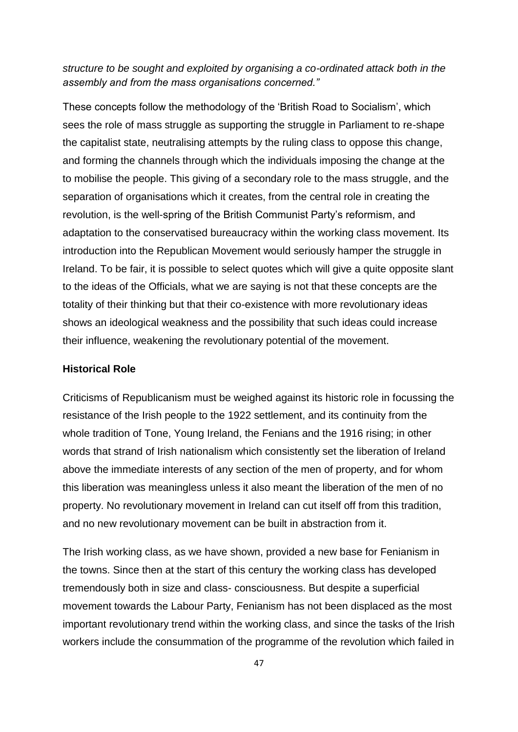*structure to be sought and exploited by organising a co-ordinated attack both in the assembly and from the mass organisations concerned."*

These concepts follow the methodology of the 'British Road to Socialism', which sees the role of mass struggle as supporting the struggle in Parliament to re-shape the capitalist state, neutralising attempts by the ruling class to oppose this change, and forming the channels through which the individuals imposing the change at the to mobilise the people. This giving of a secondary role to the mass struggle, and the separation of organisations which it creates, from the central role in creating the revolution, is the well-spring of the British Communist Party's reformism, and adaptation to the conservatised bureaucracy within the working class movement. Its introduction into the Republican Movement would seriously hamper the struggle in Ireland. To be fair, it is possible to select quotes which will give a quite opposite slant to the ideas of the Officials, what we are saying is not that these concepts are the totality of their thinking but that their co-existence with more revolutionary ideas shows an ideological weakness and the possibility that such ideas could increase their influence, weakening the revolutionary potential of the movement.

**Historical Role**

Criticisms of Republicanism must be weighed against its historic role in focussing the resistance of the Irish people to the 1922 settlement, and its continuity from the whole tradition of Tone, Young Ireland, the Fenians and the 1916 rising; in other words that strand of Irish nationalism which consistently set the liberation of Ireland above the immediate interests of any section of the men of property, and for whom this liberation was meaningless unless it also meant the liberation of the men of no property. No revolutionary movement in Ireland can cut itself off from this tradition, and no new revolutionary movement can be built in abstraction from it.

The Irish working class, as we have shown, provided a new base for Fenianism in the towns. Since then at the start of this century the working class has developed tremendously both in size and class- consciousness. But despite a superficial movement towards the Labour Party, Fenianism has not been displaced as the most important revolutionary trend within the working class, and since the tasks of the Irish workers include the consummation of the programme of the revolution which failed in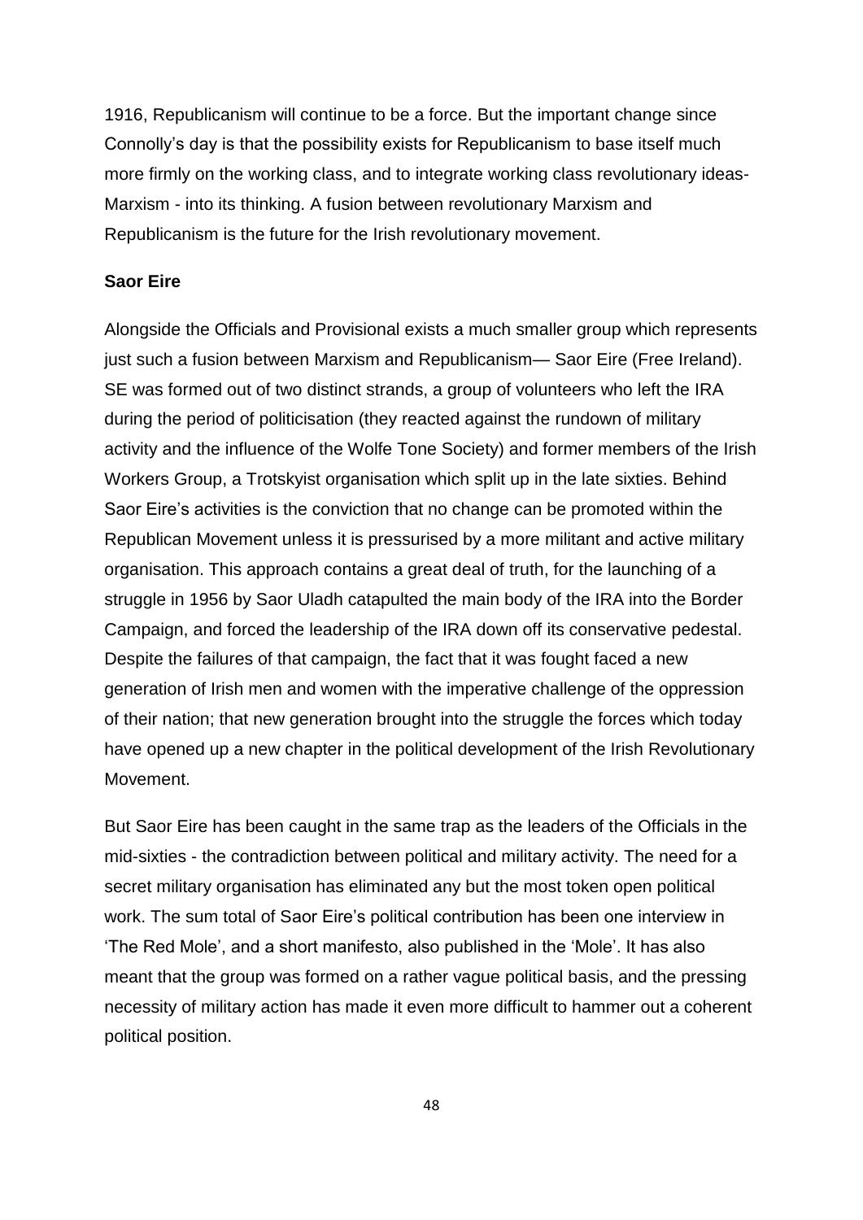1916, Republicanism will continue to be a force. But the important change since Connolly's day is that the possibility exists for Republicanism to base itself much more firmly on the working class, and to integrate working class revolutionary ideas-Marxism - into its thinking. A fusion between revolutionary Marxism and Republicanism is the future for the Irish revolutionary movement.

**Saor Eire**

Alongside the Officials and Provisional exists a much smaller group which represents just such a fusion between Marxism and Republicanism— Saor Eire (Free Ireland). SE was formed out of two distinct strands, a group of volunteers who left the IRA during the period of politicisation (they reacted against the rundown of military activity and the influence of the Wolfe Tone Society) and former members of the Irish Workers Group, a Trotskyist organisation which split up in the late sixties. Behind Saor Eire's activities is the conviction that no change can be promoted within the Republican Movement unless it is pressurised by a more militant and active military organisation. This approach contains a great deal of truth, for the launching of a struggle in 1956 by Saor Uladh catapulted the main body of the IRA into the Border Campaign, and forced the leadership of the IRA down off its conservative pedestal. Despite the failures of that campaign, the fact that it was fought faced a new generation of Irish men and women with the imperative challenge of the oppression of their nation; that new generation brought into the struggle the forces which today have opened up a new chapter in the political development of the Irish Revolutionary Movement.

But Saor Eire has been caught in the same trap as the leaders of the Officials in the mid-sixties - the contradiction between political and military activity. The need for a secret military organisation has eliminated any but the most token open political work. The sum total of Saor Eire's political contribution has been one interview in 'The Red Mole', and a short manifesto, also published in the 'Mole'. It has also meant that the group was formed on a rather vague political basis, and the pressing necessity of military action has made it even more difficult to hammer out a coherent political position.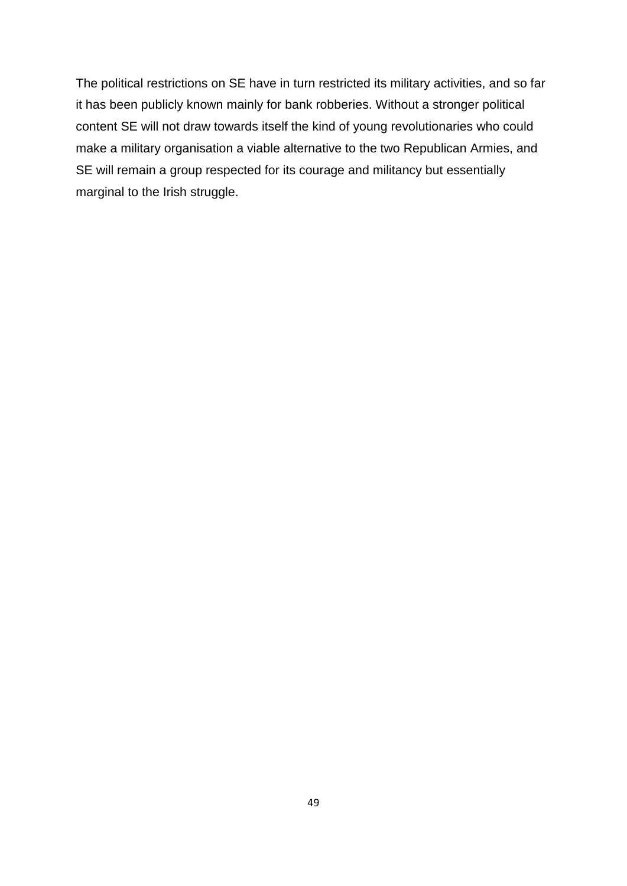The political restrictions on SE have in turn restricted its military activities, and so far it has been publicly known mainly for bank robberies. Without a stronger political content SE will not draw towards itself the kind of young revolutionaries who could make a military organisation a viable alternative to the two Republican Armies, and SE will remain a group respected for its courage and militancy but essentially marginal to the Irish struggle.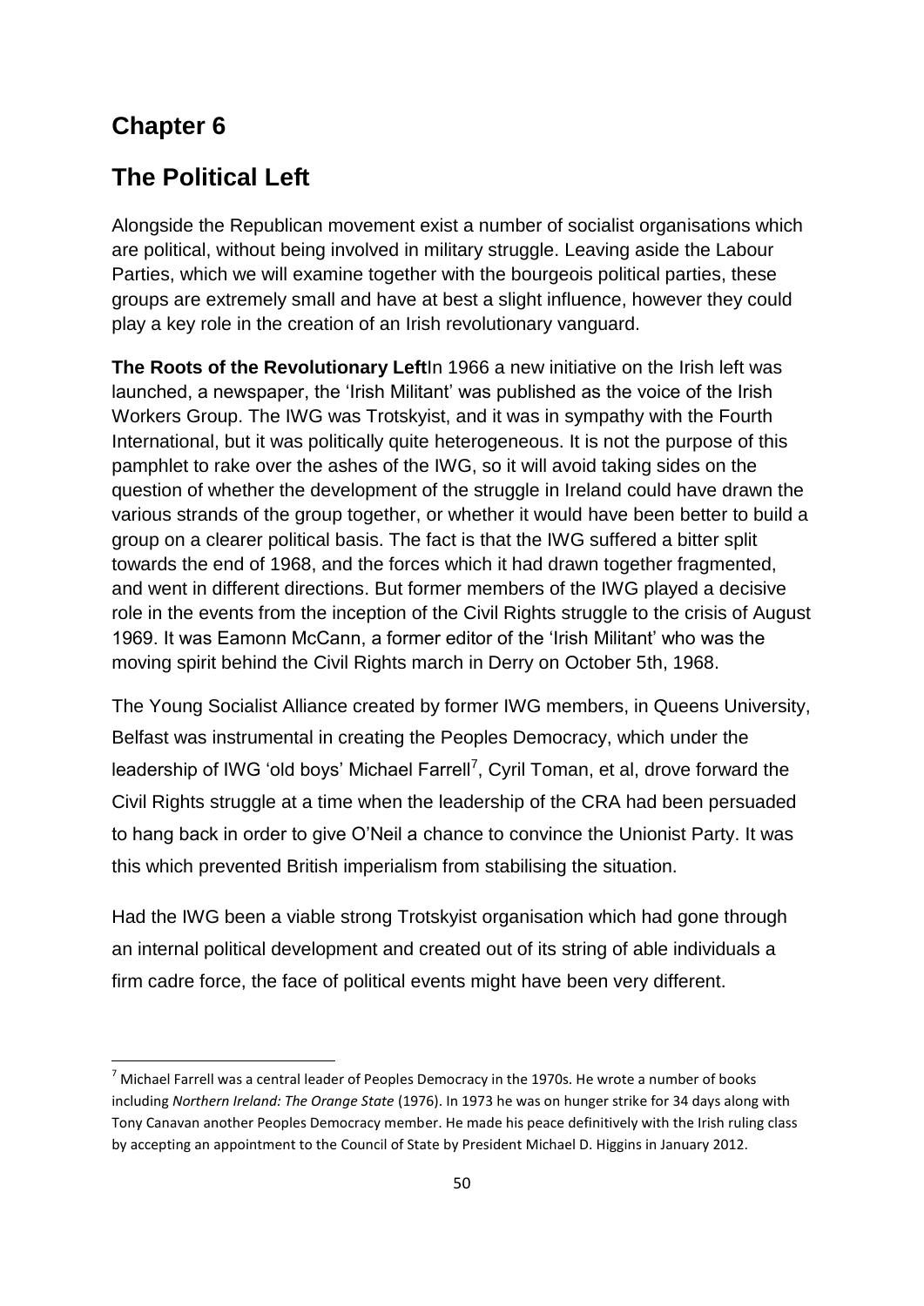# Chapter 6

# The Political Left

Alongside the Republican movement exist a number of socialist organisations which are political, without being involved in military struggle. Leaving aside the Labour Parties, which we will examine together with the bourgeois political parties, these groups are extremely small and have at best a slight influence, however they could play a key role in the creation of an Irish revolutionary vanguard.

**The Roots of the Revolutionary Left**In 1966 a new initiative on the Irish left was launched, a newspaper, the 'Irish Militant' was published as the voice of the Irish Workers Group. The IWG was Trotskyist, and it was in sympathy with the Fourth International, but it was politically quite heterogeneous. It is not the purpose of this pamphlet to rake over the ashes of the IWG, so it will avoid taking sides on the question of whether the development of the struggle in Ireland could have drawn the various strands of the group together, or whether it would have been better to build a group on a clearer political basis. The fact is that the IWG suffered a bitter split towards the end of 1968, and the forces which it had drawn together fragmented, and went in different directions. But former members of the IWG played a decisive role in the events from the inception of the Civil Rights struggle to the crisis of August 1969. It was Eamonn McCann, a former editor of the 'Irish Militant' who was the moving spirit behind the Civil Rights march in Derry on October 5th, 1968.

The Young Socialist Alliance created by former IWG members, in Queens University, Belfast was instrumental in creating the Peoples Democracy, which under the leadership of IWG 'old boys' Michael Farrell[7], Cyril Toman, et al, drove forward the Civil Rights struggle at a time when the leadership of the CRA had been persuaded to hang back in order to give O'Neil a chance to convince the Unionist Party. It was this which prevented British imperialism from stabilising the situation.

Had the IWG been a viable strong Trotskyist organisation which had gone through an internal political development and created out of its string of able individuals a firm cadre force, the face of political events might have been very different.

[7] Michael Farrell was a central leader of Peoples Democracy in the 1970s. He wrote a number of books including *Northern Ireland: The Orange State* (1976). In 1973 he was on hunger strike for 34 days along with Tony Canavan another Peoples Democracy member. He made his peace definitively with the Irish ruling class by accepting an appointment to the Council of State by President Michael D. Higgins in January 2012.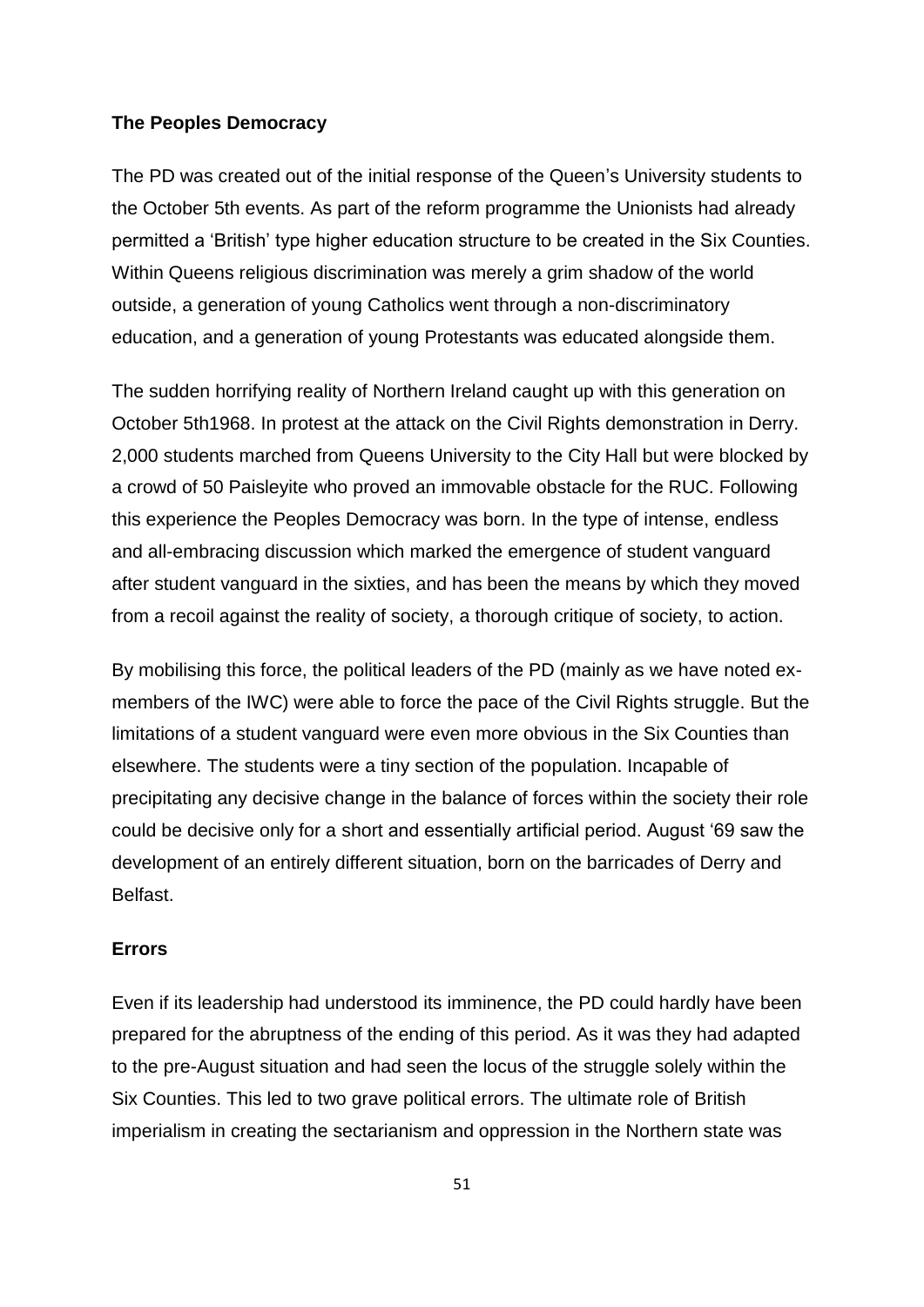**The Peoples Democracy**

The PD was created out of the initial response of the Queen's University students to the October 5th events. As part of the reform programme the Unionists had already permitted a 'British' type higher education structure to be created in the Six Counties. Within Queens religious discrimination was merely a grim shadow of the world outside, a generation of young Catholics went through a non-discriminatory education, and a generation of young Protestants was educated alongside them.

The sudden horrifying reality of Northern Ireland caught up with this generation on October 5th1968. In protest at the attack on the Civil Rights demonstration in Derry. 2,000 students marched from Queens University to the City Hall but were blocked by a crowd of 50 Paisleyite who proved an immovable obstacle for the RUC. Following this experience the Peoples Democracy was born. In the type of intense, endless and all-embracing discussion which marked the emergence of student vanguard after student vanguard in the sixties, and has been the means by which they moved from a recoil against the reality of society, a thorough critique of society, to action.

By mobilising this force, the political leaders of the PD (mainly as we have noted ex-members of the IWC) were able to force the pace of the Civil Rights struggle. But the limitations of a student vanguard were even more obvious in the Six Counties than elsewhere. The students were a tiny section of the population. Incapable of precipitating any decisive change in the balance of forces within the society their role could be decisive only for a short and essentially artificial period. August '69 saw the development of an entirely different situation, born on the barricades of Derry and Belfast.

**Errors**

Even if its leadership had understood its imminence, the PD could hardly have been prepared for the abruptness of the ending of this period. As it was they had adapted to the pre-August situation and had seen the locus of the struggle solely within the Six Counties. This led to two grave political errors. The ultimate role of British imperialism in creating the sectarianism and oppression in the Northern state was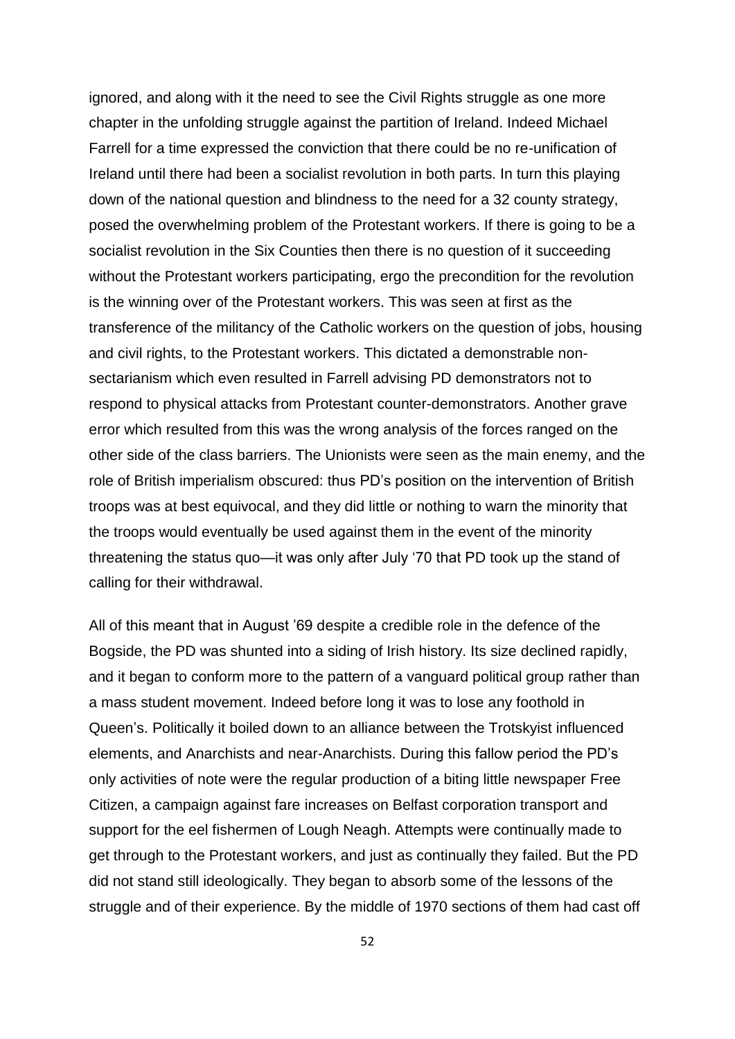ignored, and along with it the need to see the Civil Rights struggle as one more chapter in the unfolding struggle against the partition of Ireland. Indeed Michael Farrell for a time expressed the conviction that there could be no re-unification of Ireland until there had been a socialist revolution in both parts. In turn this playing down of the national question and blindness to the need for a 32 county strategy, posed the overwhelming problem of the Protestant workers. If there is going to be a socialist revolution in the Six Counties then there is no question of it succeeding without the Protestant workers participating, ergo the precondition for the revolution is the winning over of the Protestant workers. This was seen at first as the transference of the militancy of the Catholic workers on the question of jobs, housing and civil rights, to the Protestant workers. This dictated a demonstrable non-sectarianism which even resulted in Farrell advising PD demonstrators not to respond to physical attacks from Protestant counter-demonstrators. Another grave error which resulted from this was the wrong analysis of the forces ranged on the other side of the class barriers. The Unionists were seen as the main enemy, and the role of British imperialism obscured: thus PD's position on the intervention of British troops was at best equivocal, and they did little or nothing to warn the minority that the troops would eventually be used against them in the event of the minority threatening the status quo—it was only after July '70 that PD took up the stand of calling for their withdrawal.

All of this meant that in August '69 despite a credible role in the defence of the Bogside, the PD was shunted into a siding of Irish history. Its size declined rapidly, and it began to conform more to the pattern of a vanguard political group rather than a mass student movement. Indeed before long it was to lose any foothold in Queen's. Politically it boiled down to an alliance between the Trotskyist influenced elements, and Anarchists and near-Anarchists. During this fallow period the PD's only activities of note were the regular production of a biting little newspaper Free Citizen, a campaign against fare increases on Belfast corporation transport and support for the eel fishermen of Lough Neagh. Attempts were continually made to get through to the Protestant workers, and just as continually they failed. But the PD did not stand still ideologically. They began to absorb some of the lessons of the struggle and of their experience. By the middle of 1970 sections of them had cast off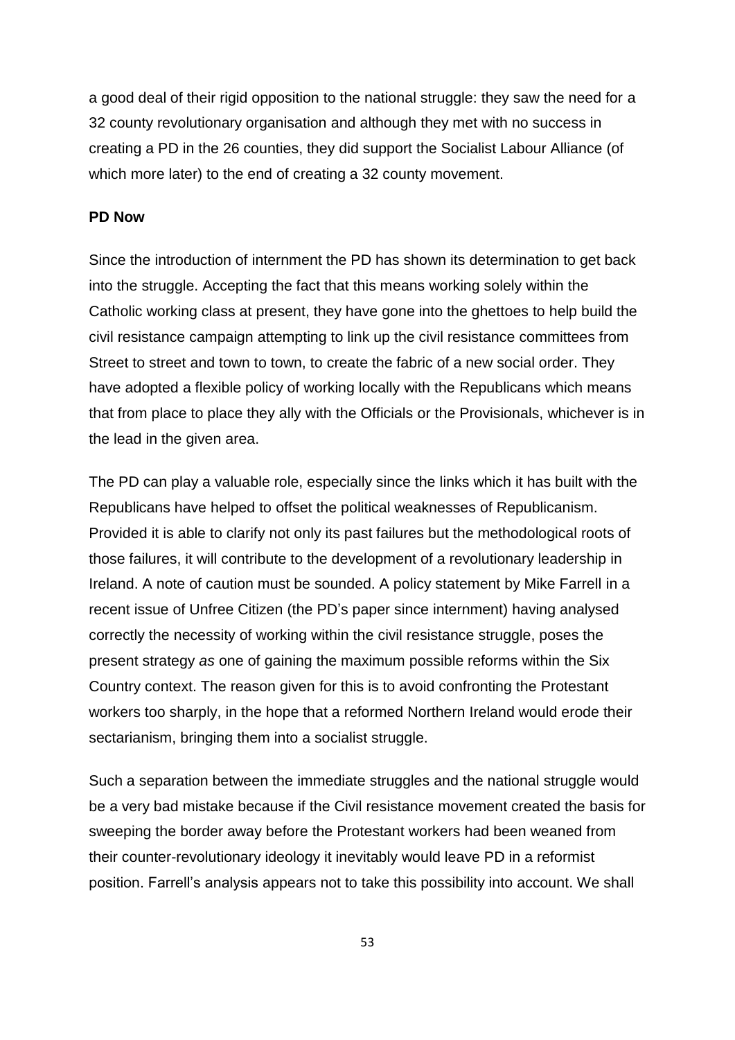a good deal of their rigid opposition to the national struggle: they saw the need for a 32 county revolutionary organisation and although they met with no success in creating a PD in the 26 counties, they did support the Socialist Labour Alliance (of which more later) to the end of creating a 32 county movement.

**PD Now**

Since the introduction of internment the PD has shown its determination to get back into the struggle. Accepting the fact that this means working solely within the Catholic working class at present, they have gone into the ghettoes to help build the civil resistance campaign attempting to link up the civil resistance committees from Street to street and town to town, to create the fabric of a new social order. They have adopted a flexible policy of working locally with the Republicans which means that from place to place they ally with the Officials or the Provisionals, whichever is in the lead in the given area.

The PD can play a valuable role, especially since the links which it has built with the Republicans have helped to offset the political weaknesses of Republicanism. Provided it is able to clarify not only its past failures but the methodological roots of those failures, it will contribute to the development of a revolutionary leadership in Ireland. A note of caution must be sounded. A policy statement by Mike Farrell in a recent issue of Unfree Citizen (the PD's paper since internment) having analysed correctly the necessity of working within the civil resistance struggle, poses the present strategy *as* one of gaining the maximum possible reforms within the Six Country context. The reason given for this is to avoid confronting the Protestant workers too sharply, in the hope that a reformed Northern Ireland would erode their sectarianism, bringing them into a socialist struggle.

Such a separation between the immediate struggles and the national struggle would be a very bad mistake because if the Civil resistance movement created the basis for sweeping the border away before the Protestant workers had been weaned from their counter-revolutionary ideology it inevitably would leave PD in a reformist position. Farrell's analysis appears not to take this possibility into account. We shall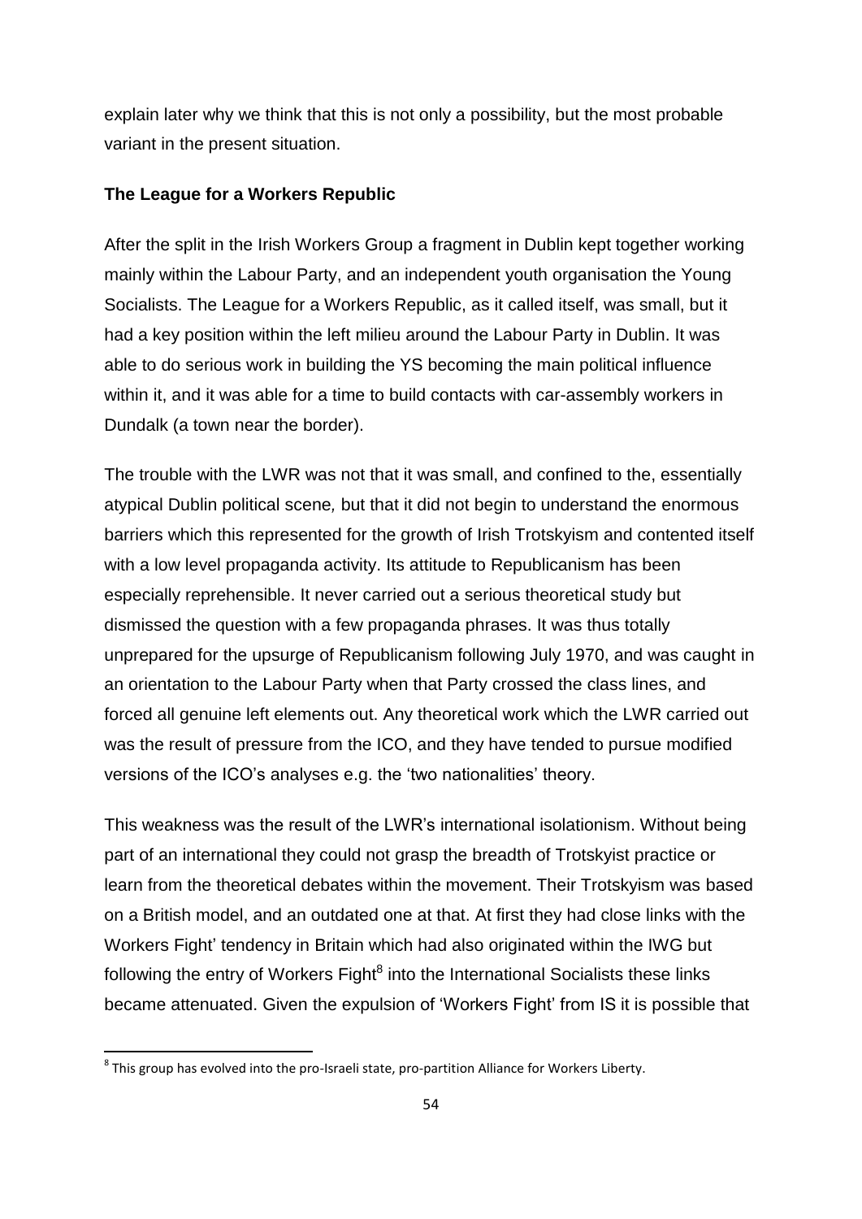explain later why we think that this is not only a possibility, but the most probable variant in the present situation.

**The League for a Workers Republic**

After the split in the Irish Workers Group a fragment in Dublin kept together working mainly within the Labour Party, and an independent youth organisation the Young Socialists. The League for a Workers Republic, as it called itself, was small, but it had a key position within the left milieu around the Labour Party in Dublin. It was able to do serious work in building the YS becoming the main political influence within it, and it was able for a time to build contacts with car-assembly workers in Dundalk (a town near the border).

The trouble with the LWR was not that it was small, and confined to the, essentially atypical Dublin political scene*,* but that it did not begin to understand the enormous barriers which this represented for the growth of Irish Trotskyism and contented itself with a low level propaganda activity. Its attitude to Republicanism has been especially reprehensible. It never carried out a serious theoretical study but dismissed the question with a few propaganda phrases. It was thus totally unprepared for the upsurge of Republicanism following July 1970, and was caught in an orientation to the Labour Party when that Party crossed the class lines, and forced all genuine left elements out. Any theoretical work which the LWR carried out was the result of pressure from the ICO, and they have tended to pursue modified versions of the ICO's analyses e.g. the 'two nationalities' theory.

This weakness was the result of the LWR's international isolationism. Without being part of an international they could not grasp the breadth of Trotskyist practice or learn from the theoretical debates within the movement. Their Trotskyism was based on a British model, and an outdated one at that. At first they had close links with the Workers Fight' tendency in Britain which had also originated within the IWG but following the entry of Workers Fight[8] into the International Socialists these links became attenuated. Given the expulsion of 'Workers Fight' from IS it is possible that

[8] This group has evolved into the pro-Israeli state, pro-partition Alliance for Workers Liberty.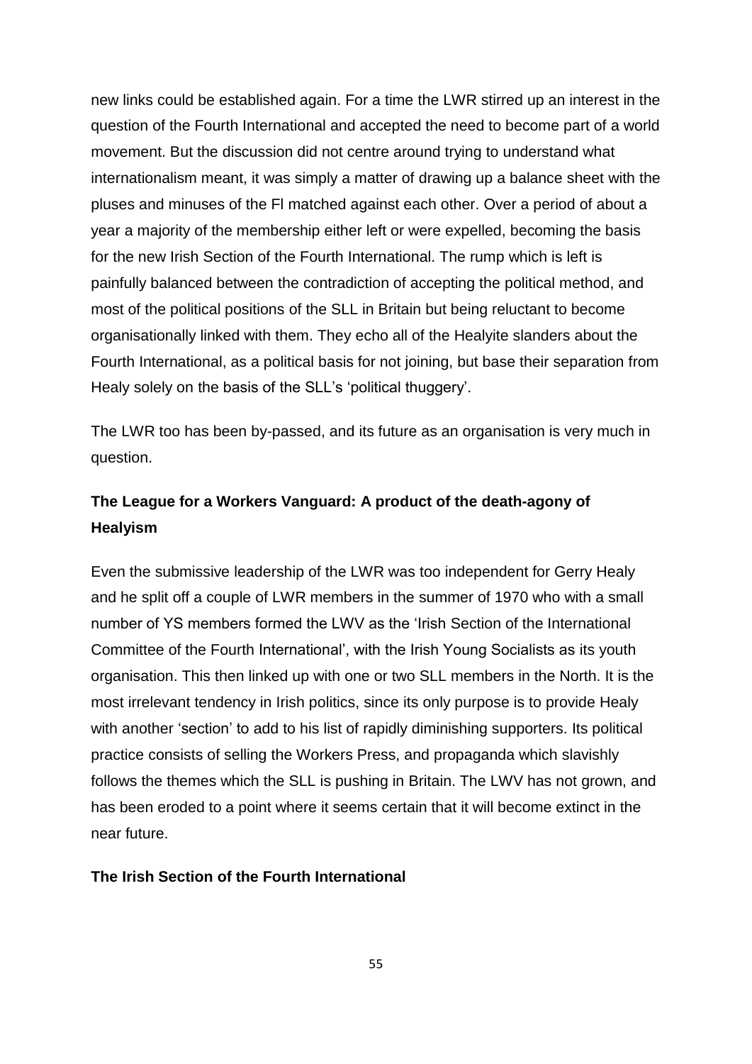new links could be established again. For a time the LWR stirred up an interest in the question of the Fourth International and accepted the need to become part of a world movement. But the discussion did not centre around trying to understand what internationalism meant, it was simply a matter of drawing up a balance sheet with the pluses and minuses of the FI matched against each other. Over a period of about a year a majority of the membership either left or were expelled, becoming the basis for the new Irish Section of the Fourth International. The rump which is left is painfully balanced between the contradiction of accepting the political method, and most of the political positions of the SLL in Britain but being reluctant to become organisationally linked with them. They echo all of the Healyite slanders about the Fourth International, as a political basis for not joining, but base their separation from Healy solely on the basis of the SLL's 'political thuggery'.

The LWR too has been by-passed, and its future as an organisation is very much in question.

### The League for a Workers Vanguard: A product of the death-agony of Healyism

Even the submissive leadership of the LWR was too independent for Gerry Healy and he split off a couple of LWR members in the summer of 1970 who with a small number of YS members formed the LWV as the 'Irish Section of the International Committee of the Fourth International', with the Irish Young Socialists as its youth organisation. This then linked up with one or two SLL members in the North. It is the most irrelevant tendency in Irish politics, since its only purpose is to provide Healy with another 'section' to add to his list of rapidly diminishing supporters. Its political practice consists of selling the Workers Press, and propaganda which slavishly follows the themes which the SLL is pushing in Britain. The LWV has not grown, and has been eroded to a point where it seems certain that it will become extinct in the near future.

### The Irish Section of the Fourth International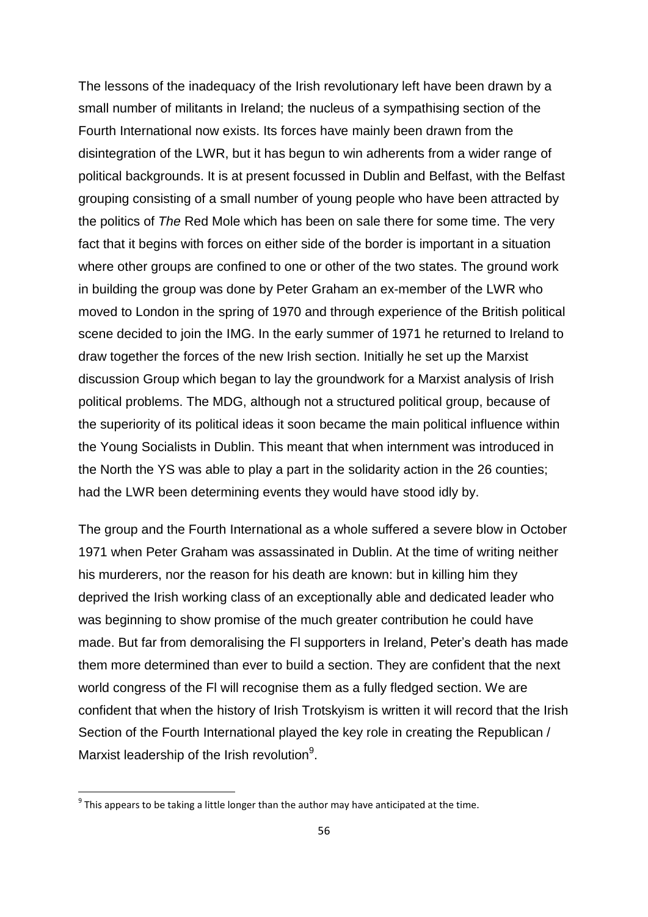The lessons of the inadequacy of the Irish revolutionary left have been drawn by a small number of militants in Ireland; the nucleus of a sympathising section of the Fourth International now exists. Its forces have mainly been drawn from the disintegration of the LWR, but it has begun to win adherents from a wider range of political backgrounds. It is at present focussed in Dublin and Belfast, with the Belfast grouping consisting of a small number of young people who have been attracted by the politics of *The* Red Mole which has been on sale there for some time. The very fact that it begins with forces on either side of the border is important in a situation where other groups are confined to one or other of the two states. The ground work in building the group was done by Peter Graham an ex-member of the LWR who moved to London in the spring of 1970 and through experience of the British political scene decided to join the IMG. In the early summer of 1971 he returned to Ireland to draw together the forces of the new Irish section. Initially he set up the Marxist discussion Group which began to lay the groundwork for a Marxist analysis of Irish political problems. The MDG, although not a structured political group, because of the superiority of its political ideas it soon became the main political influence within the Young Socialists in Dublin. This meant that when internment was introduced in the North the YS was able to play a part in the solidarity action in the 26 counties; had the LWR been determining events they would have stood idly by.

The group and the Fourth International as a whole suffered a severe blow in October 1971 when Peter Graham was assassinated in Dublin. At the time of writing neither his murderers, nor the reason for his death are known: but in killing him they deprived the Irish working class of an exceptionally able and dedicated leader who was beginning to show promise of the much greater contribution he could have made. But far from demoralising the FI supporters in Ireland, Peter's death has made them more determined than ever to build a section. They are confident that the next world congress of the FI will recognise them as a fully fledged section. We are confident that when the history of Irish Trotskyism is written it will record that the Irish Section of the Fourth International played the key role in creating the Republican / Marxist leadership of the Irish revolution[9].

[9] This appears to be taking a little longer than the author may have anticipated at the time.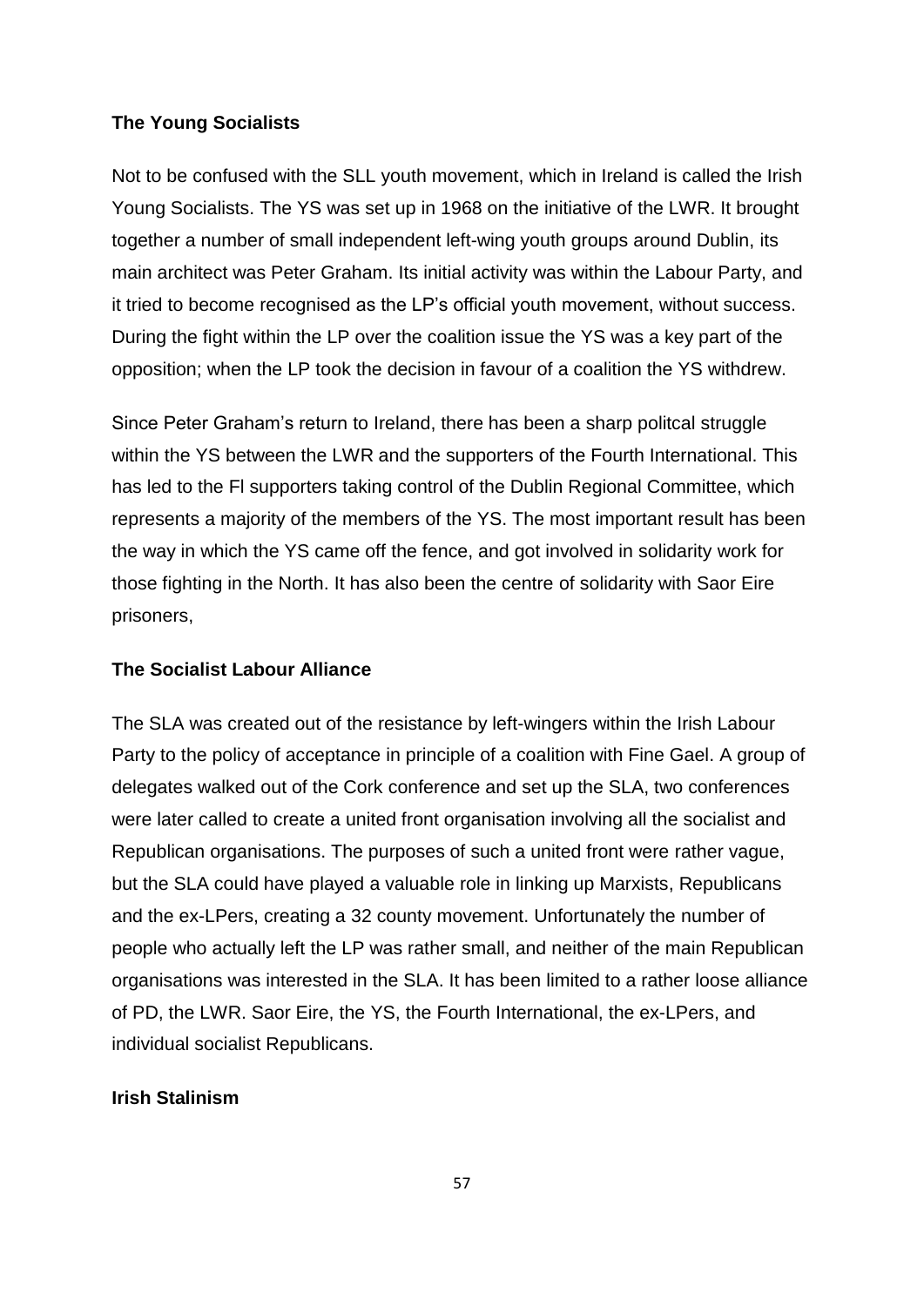**The Young Socialists**

Not to be confused with the SLL youth movement, which in Ireland is called the Irish Young Socialists. The YS was set up in 1968 on the initiative of the LWR. It brought together a number of small independent left-wing youth groups around Dublin, its main architect was Peter Graham. Its initial activity was within the Labour Party, and it tried to become recognised as the LP's official youth movement, without success. During the fight within the LP over the coalition issue the YS was a key part of the opposition; when the LP took the decision in favour of a coalition the YS withdrew.

Since Peter Graham's return to Ireland, there has been a sharp politcal struggle within the YS between the LWR and the supporters of the Fourth International. This has led to the Fl supporters taking control of the Dublin Regional Committee, which represents a majority of the members of the YS. The most important result has been the way in which the YS came off the fence, and got involved in solidarity work for those fighting in the North. It has also been the centre of solidarity with Saor Eire prisoners,

**The Socialist Labour Alliance**

The SLA was created out of the resistance by left-wingers within the Irish Labour Party to the policy of acceptance in principle of a coalition with Fine Gael. A group of delegates walked out of the Cork conference and set up the SLA, two conferences were later called to create a united front organisation involving all the socialist and Republican organisations. The purposes of such a united front were rather vague, but the SLA could have played a valuable role in linking up Marxists, Republicans and the ex-LPers, creating a 32 county movement. Unfortunately the number of people who actually left the LP was rather small, and neither of the main Republican organisations was interested in the SLA. It has been limited to a rather loose alliance of PD, the LWR. Saor Eire, the YS, the Fourth International, the ex-LPers, and individual socialist Republicans.

**Irish Stalinism**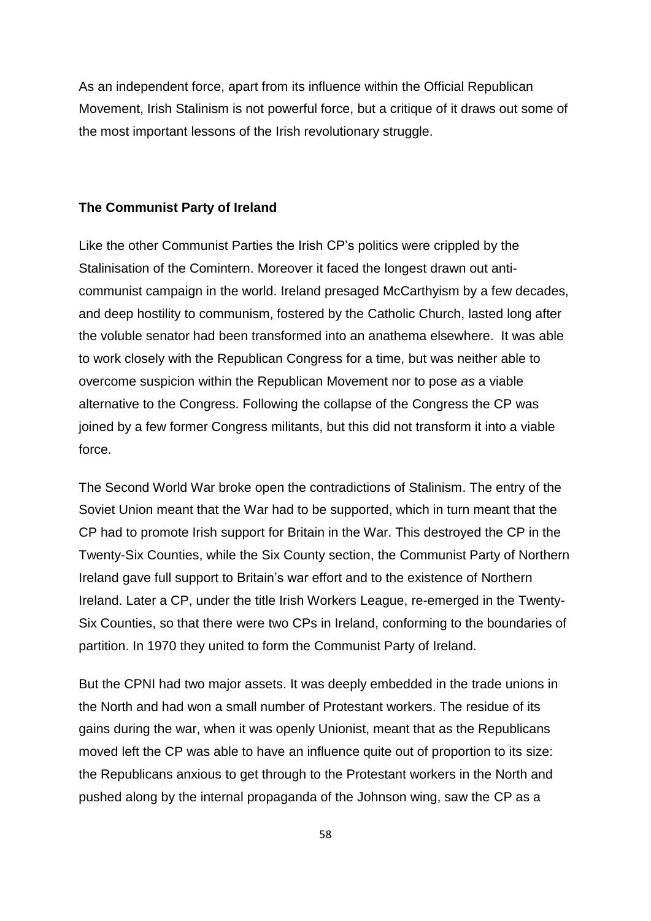As an independent force, apart from its influence within the Official Republican Movement, Irish Stalinism is not powerful force, but a critique of it draws out some of the most important lessons of the Irish revolutionary struggle.

**The Communist Party of Ireland**

Like the other Communist Parties the Irish CP's politics were crippled by the Stalinisation of the Comintern. Moreover it faced the longest drawn out anti-communist campaign in the world. Ireland presaged McCarthyism by a few decades, and deep hostility to communism, fostered by the Catholic Church, lasted long after the voluble senator had been transformed into an anathema elsewhere. It was able to work closely with the Republican Congress for a time, but was neither able to overcome suspicion within the Republican Movement nor to pose *as* a viable alternative to the Congress. Following the collapse of the Congress the CP was joined by a few former Congress militants, but this did not transform it into a viable force.

The Second World War broke open the contradictions of Stalinism. The entry of the Soviet Union meant that the War had to be supported, which in turn meant that the CP had to promote Irish support for Britain in the War. This destroyed the CP in the Twenty-Six Counties, while the Six County section, the Communist Party of Northern Ireland gave full support to Britain's war effort and to the existence of Northern Ireland. Later a CP, under the title Irish Workers League, re-emerged in the Twenty-Six Counties, so that there were two CPs in Ireland, conforming to the boundaries of partition. In 1970 they united to form the Communist Party of Ireland.

But the CPNI had two major assets. It was deeply embedded in the trade unions in the North and had won a small number of Protestant workers. The residue of its gains during the war, when it was openly Unionist, meant that as the Republicans moved left the CP was able to have an influence quite out of proportion to its size: the Republicans anxious to get through to the Protestant workers in the North and pushed along by the internal propaganda of the Johnson wing, saw the CP as a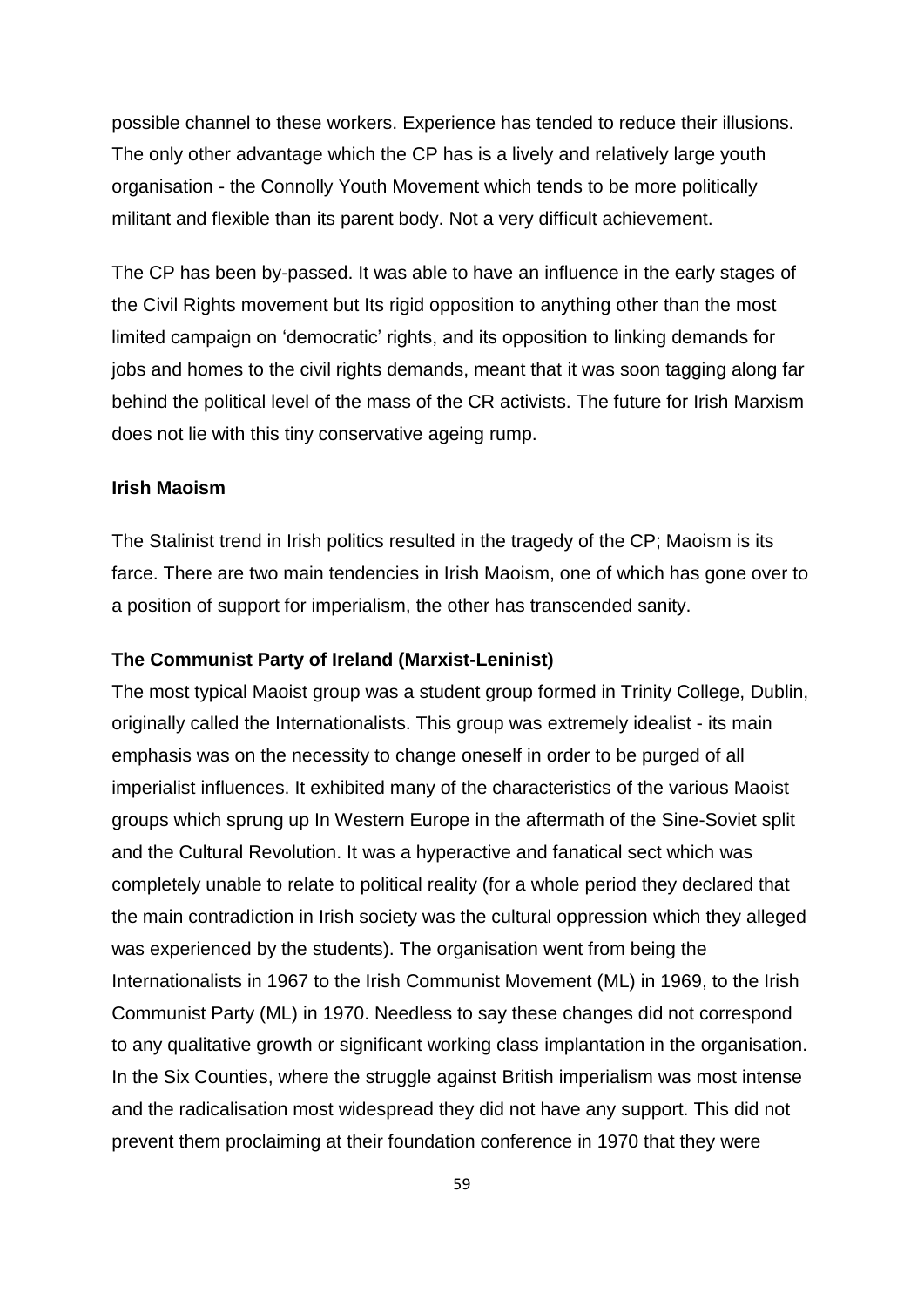possible channel to these workers. Experience has tended to reduce their illusions. The only other advantage which the CP has is a lively and relatively large youth organisation - the Connolly Youth Movement which tends to be more politically militant and flexible than its parent body. Not a very difficult achievement.

The CP has been by-passed. It was able to have an influence in the early stages of the Civil Rights movement but Its rigid opposition to anything other than the most limited campaign on 'democratic' rights, and its opposition to linking demands for jobs and homes to the civil rights demands, meant that it was soon tagging along far behind the political level of the mass of the CR activists. The future for Irish Marxism does not lie with this tiny conservative ageing rump.

### Irish Maoism

The Stalinist trend in Irish politics resulted in the tragedy of the CP; Maoism is its farce. There are two main tendencies in Irish Maoism, one of which has gone over to a position of support for imperialism, the other has transcended sanity.

### The Communist Party of Ireland (Marxist-Leninist)

The most typical Maoist group was a student group formed in Trinity College, Dublin, originally called the Internationalists. This group was extremely idealist - its main emphasis was on the necessity to change oneself in order to be purged of all imperialist influences. It exhibited many of the characteristics of the various Maoist groups which sprung up In Western Europe in the aftermath of the Sine-Soviet split and the Cultural Revolution. It was a hyperactive and fanatical sect which was completely unable to relate to political reality (for a whole period they declared that the main contradiction in Irish society was the cultural oppression which they alleged was experienced by the students). The organisation went from being the Internationalists in 1967 to the Irish Communist Movement (ML) in 1969, to the Irish Communist Party (ML) in 1970. Needless to say these changes did not correspond to any qualitative growth or significant working class implantation in the organisation. In the Six Counties, where the struggle against British imperialism was most intense and the radicalisation most widespread they did not have any support. This did not prevent them proclaiming at their foundation conference in 1970 that they were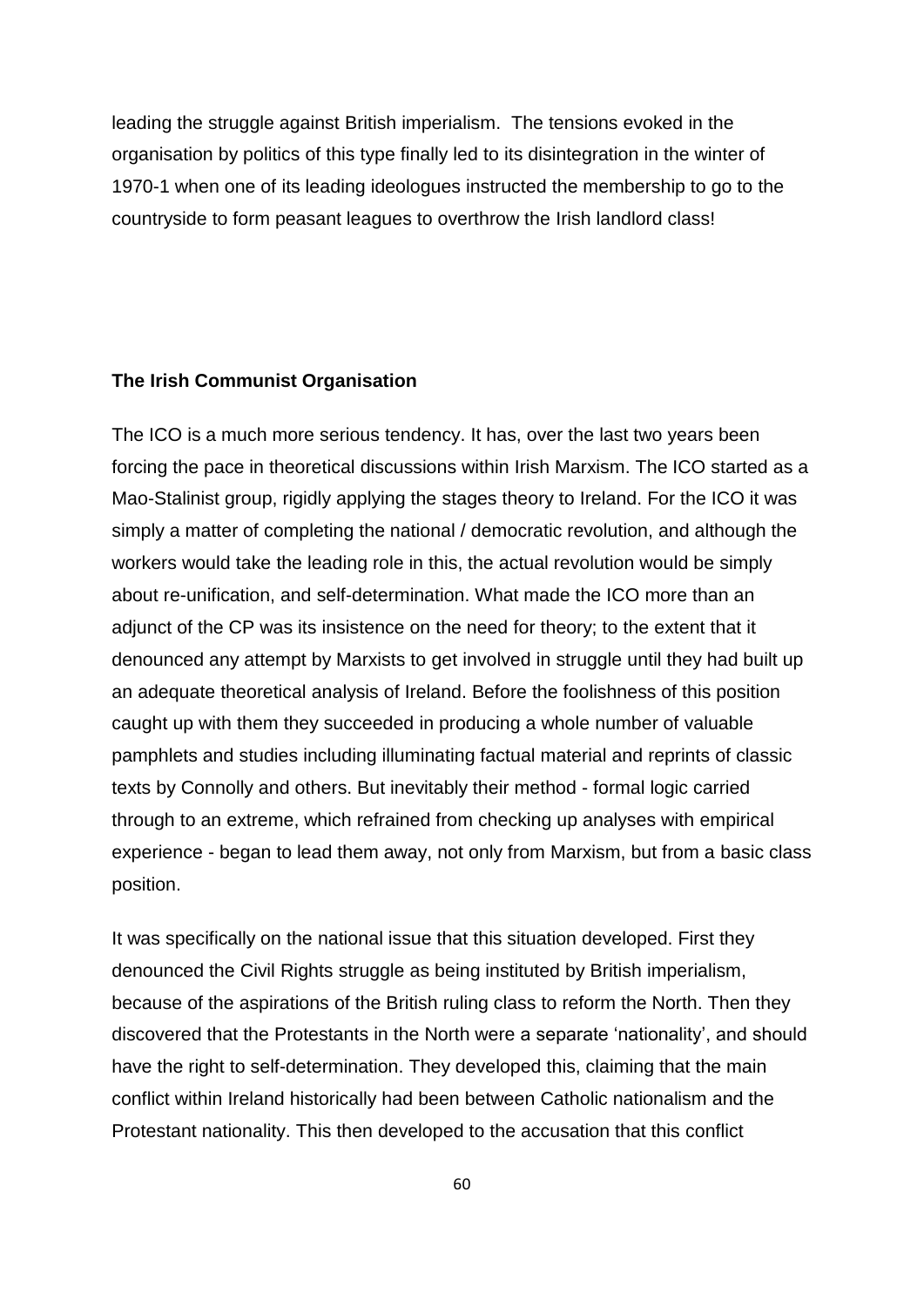leading the struggle against British imperialism. The tensions evoked in the organisation by politics of this type finally led to its disintegration in the winter of 1970-1 when one of its leading ideologues instructed the membership to go to the countryside to form peasant leagues to overthrow the Irish landlord class!

## The Irish Communist Organisation

The ICO is a much more serious tendency. It has, over the last two years been forcing the pace in theoretical discussions within Irish Marxism. The ICO started as a Mao-Stalinist group, rigidly applying the stages theory to Ireland. For the ICO it was simply a matter of completing the national / democratic revolution, and although the workers would take the leading role in this, the actual revolution would be simply about re-unification, and self-determination. What made the ICO more than an adjunct of the CP was its insistence on the need for theory; to the extent that it denounced any attempt by Marxists to get involved in struggle until they had built up an adequate theoretical analysis of Ireland. Before the foolishness of this position caught up with them they succeeded in producing a whole number of valuable pamphlets and studies including illuminating factual material and reprints of classic texts by Connolly and others. But inevitably their method - formal logic carried through to an extreme, which refrained from checking up analyses with empirical experience - began to lead them away, not only from Marxism, but from a basic class position.

It was specifically on the national issue that this situation developed. First they denounced the Civil Rights struggle as being instituted by British imperialism, because of the aspirations of the British ruling class to reform the North. Then they discovered that the Protestants in the North were a separate 'nationality', and should have the right to self-determination. They developed this, claiming that the main conflict within Ireland historically had been between Catholic nationalism and the Protestant nationality. This then developed to the accusation that this conflict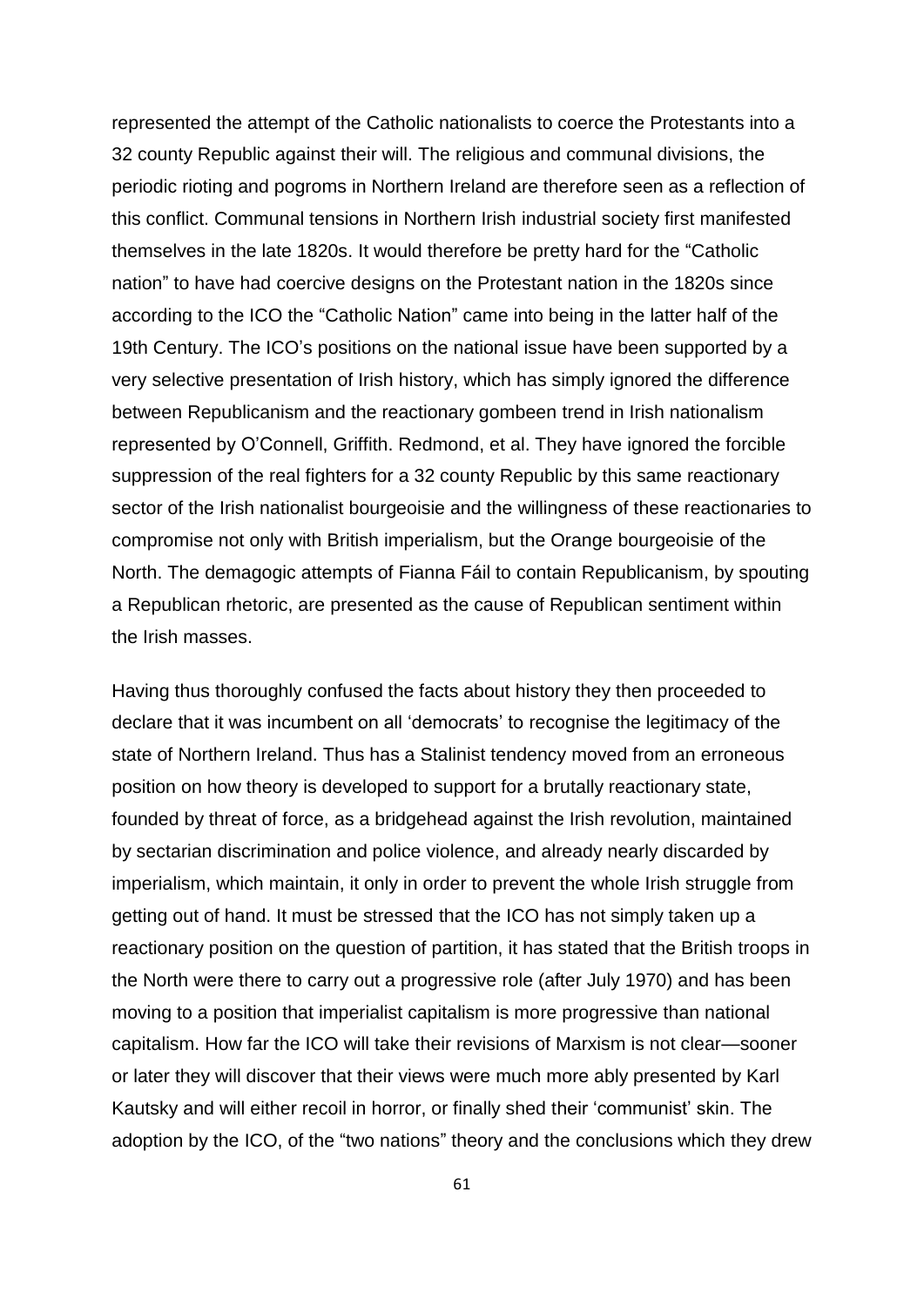represented the attempt of the Catholic nationalists to coerce the Protestants into a 32 county Republic against their will. The religious and communal divisions, the periodic rioting and pogroms in Northern Ireland are therefore seen as a reflection of this conflict. Communal tensions in Northern Irish industrial society first manifested themselves in the late 1820s. It would therefore be pretty hard for the "Catholic nation" to have had coercive designs on the Protestant nation in the 1820s since according to the ICO the "Catholic Nation" came into being in the latter half of the 19th Century. The ICO's positions on the national issue have been supported by a very selective presentation of Irish history, which has simply ignored the difference between Republicanism and the reactionary gombeen trend in Irish nationalism represented by O'Connell, Griffith. Redmond, et al. They have ignored the forcible suppression of the real fighters for a 32 county Republic by this same reactionary sector of the Irish nationalist bourgeoisie and the willingness of these reactionaries to compromise not only with British imperialism, but the Orange bourgeoisie of the North. The demagogic attempts of Fianna Fáil to contain Republicanism, by spouting a Republican rhetoric, are presented as the cause of Republican sentiment within the Irish masses.

Having thus thoroughly confused the facts about history they then proceeded to declare that it was incumbent on all 'democrats' to recognise the legitimacy of the state of Northern Ireland. Thus has a Stalinist tendency moved from an erroneous position on how theory is developed to support for a brutally reactionary state, founded by threat of force, as a bridgehead against the Irish revolution, maintained by sectarian discrimination and police violence, and already nearly discarded by imperialism, which maintain, it only in order to prevent the whole Irish struggle from getting out of hand. It must be stressed that the ICO has not simply taken up a reactionary position on the question of partition, it has stated that the British troops in the North were there to carry out a progressive role (after July 1970) and has been moving to a position that imperialist capitalism is more progressive than national capitalism. How far the ICO will take their revisions of Marxism is not clear—sooner or later they will discover that their views were much more ably presented by Karl Kautsky and will either recoil in horror, or finally shed their 'communist' skin. The adoption by the ICO, of the "two nations" theory and the conclusions which they drew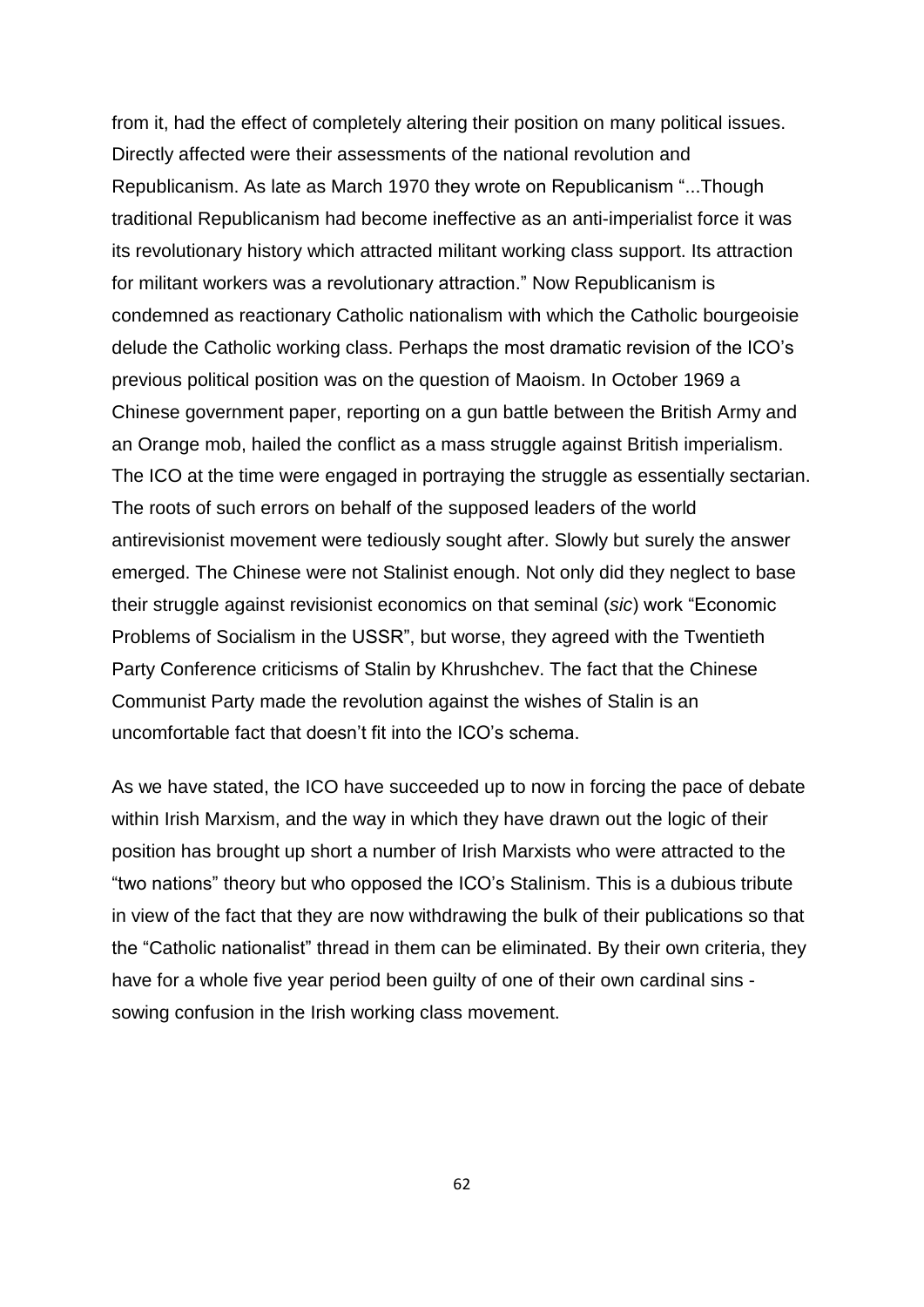from it, had the effect of completely altering their position on many political issues. Directly affected were their assessments of the national revolution and Republicanism. As late as March 1970 they wrote on Republicanism "...Though traditional Republicanism had become ineffective as an anti-imperialist force it was its revolutionary history which attracted militant working class support. Its attraction for militant workers was a revolutionary attraction." Now Republicanism is condemned as reactionary Catholic nationalism with which the Catholic bourgeoisie delude the Catholic working class. Perhaps the most dramatic revision of the ICO's previous political position was on the question of Maoism. In October 1969 a Chinese government paper, reporting on a gun battle between the British Army and an Orange mob, hailed the conflict as a mass struggle against British imperialism. The ICO at the time were engaged in portraying the struggle as essentially sectarian. The roots of such errors on behalf of the supposed leaders of the world antirevisionist movement were tediously sought after. Slowly but surely the answer emerged. The Chinese were not Stalinist enough. Not only did they neglect to base their struggle against revisionist economics on that seminal (*sic*) work "Economic Problems of Socialism in the USSR", but worse, they agreed with the Twentieth Party Conference criticisms of Stalin by Khrushchev. The fact that the Chinese Communist Party made the revolution against the wishes of Stalin is an uncomfortable fact that doesn't fit into the ICO's schema.

As we have stated, the ICO have succeeded up to now in forcing the pace of debate within Irish Marxism, and the way in which they have drawn out the logic of their position has brought up short a number of Irish Marxists who were attracted to the "two nations" theory but who opposed the ICO's Stalinism. This is a dubious tribute in view of the fact that they are now withdrawing the bulk of their publications so that the "Catholic nationalist" thread in them can be eliminated. By their own criteria, they have for a whole five year period been guilty of one of their own cardinal sins - sowing confusion in the Irish working class movement.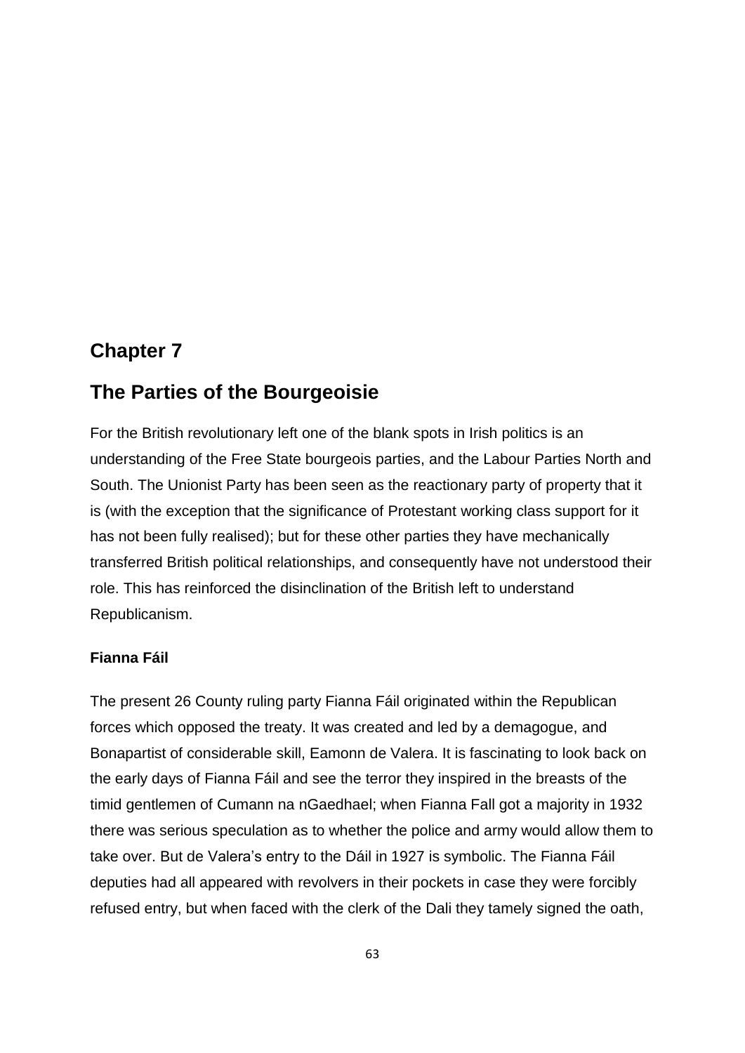# Chapter 7

# The Parties of the Bourgeoisie

For the British revolutionary left one of the blank spots in Irish politics is an understanding of the Free State bourgeois parties, and the Labour Parties North and South. The Unionist Party has been seen as the reactionary party of property that it is (with the exception that the significance of Protestant working class support for it has not been fully realised); but for these other parties they have mechanically transferred British political relationships, and consequently have not understood their role. This has reinforced the disinclination of the British left to understand Republicanism.

### Fianna Fáil

The present 26 County ruling party Fianna Fáil originated within the Republican forces which opposed the treaty. It was created and led by a demagogue, and Bonapartist of considerable skill, Eamonn de Valera. It is fascinating to look back on the early days of Fianna Fáil and see the terror they inspired in the breasts of the timid gentlemen of Cumann na nGaedhael; when Fianna Fall got a majority in 1932 there was serious speculation as to whether the police and army would allow them to take over. But de Valera's entry to the Dáil in 1927 is symbolic. The Fianna Fáil deputies had all appeared with revolvers in their pockets in case they were forcibly refused entry, but when faced with the clerk of the Dali they tamely signed the oath,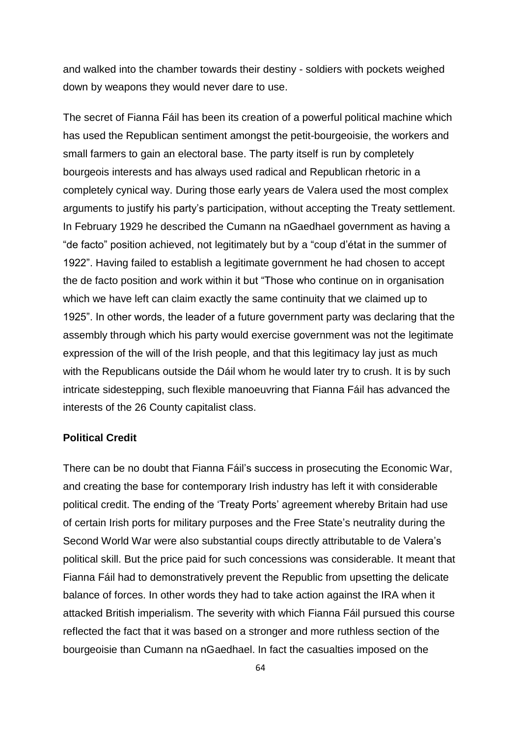and walked into the chamber towards their destiny - soldiers with pockets weighed down by weapons they would never dare to use.

The secret of Fianna Fáil has been its creation of a powerful political machine which has used the Republican sentiment amongst the petit-bourgeoisie, the workers and small farmers to gain an electoral base. The party itself is run by completely bourgeois interests and has always used radical and Republican rhetoric in a completely cynical way. During those early years de Valera used the most complex arguments to justify his party's participation, without accepting the Treaty settlement. In February 1929 he described the Cumann na nGaedhael government as having a "de facto" position achieved, not legitimately but by a "coup d'état in the summer of 1922". Having failed to establish a legitimate government he had chosen to accept the de facto position and work within it but "Those who continue on in organisation which we have left can claim exactly the same continuity that we claimed up to 1925". In other words, the leader of a future government party was declaring that the assembly through which his party would exercise government was not the legitimate expression of the will of the Irish people, and that this legitimacy lay just as much with the Republicans outside the Dáil whom he would later try to crush. It is by such intricate sidestepping, such flexible manoeuvring that Fianna Fáil has advanced the interests of the 26 County capitalist class.

**Political Credit**

There can be no doubt that Fianna Fáil's success in prosecuting the Economic War, and creating the base for contemporary Irish industry has left it with considerable political credit. The ending of the 'Treaty Ports' agreement whereby Britain had use of certain Irish ports for military purposes and the Free State's neutrality during the Second World War were also substantial coups directly attributable to de Valera's political skill. But the price paid for such concessions was considerable. It meant that Fianna Fáil had to demonstratively prevent the Republic from upsetting the delicate balance of forces. In other words they had to take action against the IRA when it attacked British imperialism. The severity with which Fianna Fáil pursued this course reflected the fact that it was based on a stronger and more ruthless section of the bourgeoisie than Cumann na nGaedhael. In fact the casualties imposed on the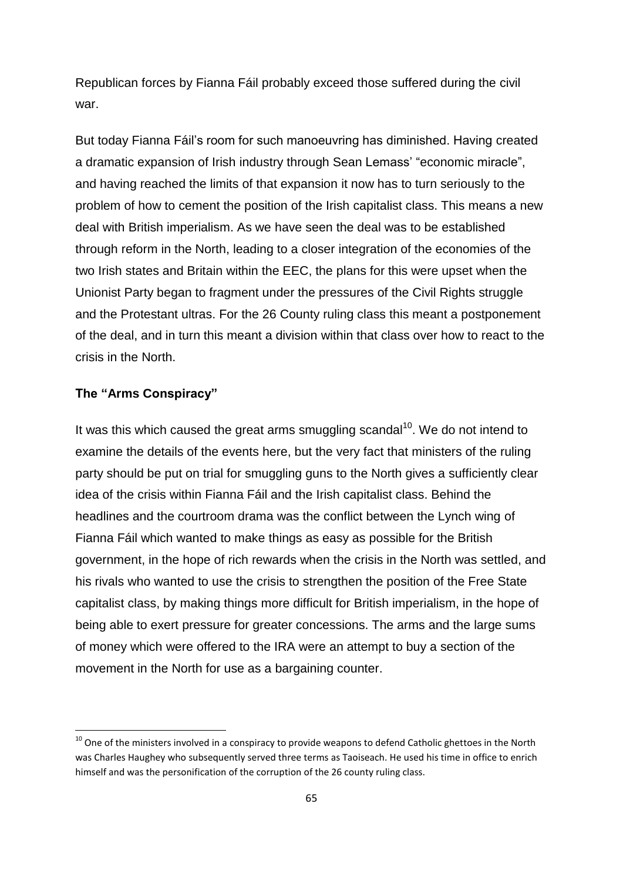Republican forces by Fianna Fáil probably exceed those suffered during the civil war.

But today Fianna Fáil's room for such manoeuvring has diminished. Having created a dramatic expansion of Irish industry through Sean Lemass' "economic miracle", and having reached the limits of that expansion it now has to turn seriously to the problem of how to cement the position of the Irish capitalist class. This means a new deal with British imperialism. As we have seen the deal was to be established through reform in the North, leading to a closer integration of the economies of the two Irish states and Britain within the EEC, the plans for this were upset when the Unionist Party began to fragment under the pressures of the Civil Rights struggle and the Protestant ultras. For the 26 County ruling class this meant a postponement of the deal, and in turn this meant a division within that class over how to react to the crisis in the North.

### The "Arms Conspiracy"

It was this which caused the great arms smuggling scandal[10]. We do not intend to examine the details of the events here, but the very fact that ministers of the ruling party should be put on trial for smuggling guns to the North gives a sufficiently clear idea of the crisis within Fianna Fáil and the Irish capitalist class. Behind the headlines and the courtroom drama was the conflict between the Lynch wing of Fianna Fáil which wanted to make things as easy as possible for the British government, in the hope of rich rewards when the crisis in the North was settled, and his rivals who wanted to use the crisis to strengthen the position of the Free State capitalist class, by making things more difficult for British imperialism, in the hope of being able to exert pressure for greater concessions. The arms and the large sums of money which were offered to the IRA were an attempt to buy a section of the movement in the North for use as a bargaining counter.

---

[10] One of the ministers involved in a conspiracy to provide weapons to defend Catholic ghettoes in the North was Charles Haughey who subsequently served three terms as Taoiseach. He used his time in office to enrich himself and was the personification of the corruption of the 26 county ruling class.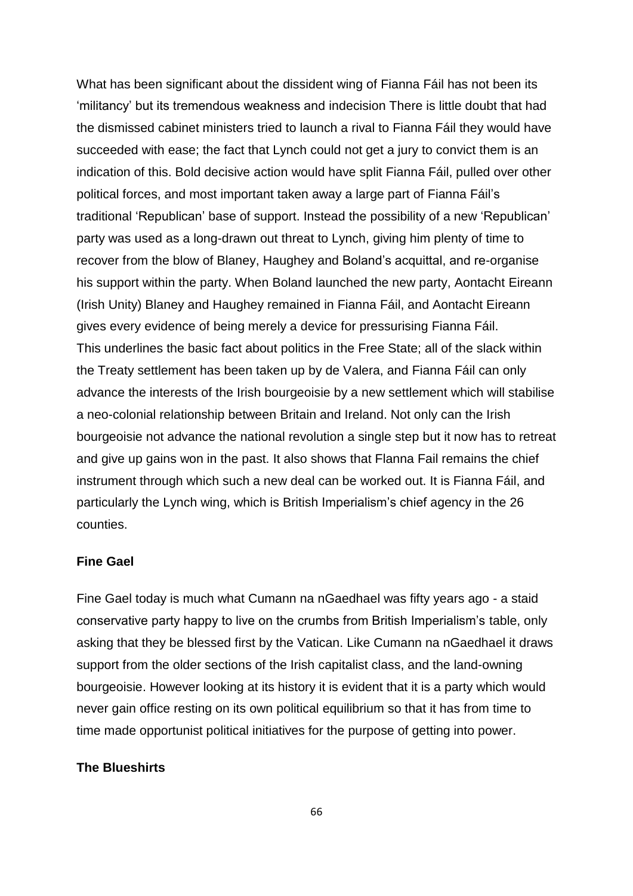What has been significant about the dissident wing of Fianna Fáil has not been its 'militancy' but its tremendous weakness and indecision There is little doubt that had the dismissed cabinet ministers tried to launch a rival to Fianna Fáil they would have succeeded with ease; the fact that Lynch could not get a jury to convict them is an indication of this. Bold decisive action would have split Fianna Fáil, pulled over other political forces, and most important taken away a large part of Fianna Fáil's traditional 'Republican' base of support. Instead the possibility of a new 'Republican' party was used as a long-drawn out threat to Lynch, giving him plenty of time to recover from the blow of Blaney, Haughey and Boland's acquittal, and re-organise his support within the party. When Boland launched the new party, Aontacht Eireann (Irish Unity) Blaney and Haughey remained in Fianna Fáil, and Aontacht Eireann gives every evidence of being merely a device for pressurising Fianna Fáil. This underlines the basic fact about politics in the Free State; all of the slack within the Treaty settlement has been taken up by de Valera, and Fianna Fáil can only advance the interests of the Irish bourgeoisie by a new settlement which will stabilise a neo-colonial relationship between Britain and Ireland. Not only can the Irish bourgeoisie not advance the national revolution a single step but it now has to retreat and give up gains won in the past. It also shows that Flanna Fail remains the chief instrument through which such a new deal can be worked out. It is Fianna Fáil, and particularly the Lynch wing, which is British Imperialism's chief agency in the 26 counties.

### Fine Gael

Fine Gael today is much what Cumann na nGaedhael was fifty years ago - a staid conservative party happy to live on the crumbs from British Imperialism's table, only asking that they be blessed first by the Vatican. Like Cumann na nGaedhael it draws support from the older sections of the Irish capitalist class, and the land-owning bourgeoisie. However looking at its history it is evident that it is a party which would never gain office resting on its own political equilibrium so that it has from time to time made opportunist political initiatives for the purpose of getting into power.

### The Blueshirts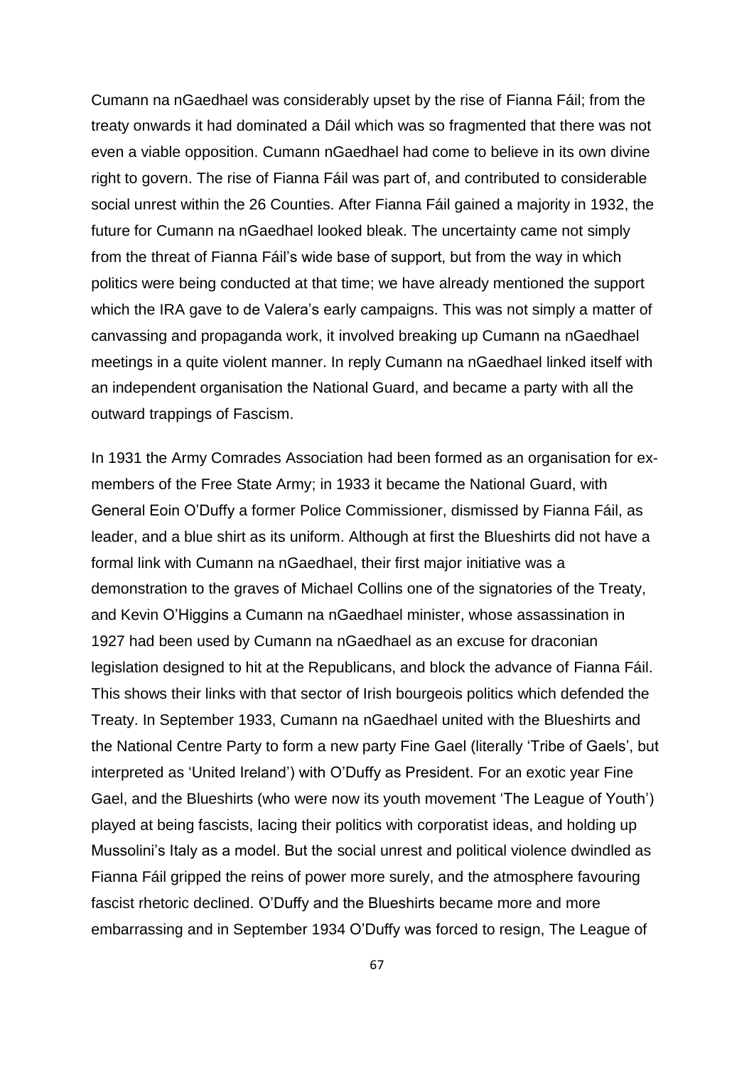Cumann na nGaedhael was considerably upset by the rise of Fianna Fáil; from the treaty onwards it had dominated a Dáil which was so fragmented that there was not even a viable opposition. Cumann nGaedhael had come to believe in its own divine right to govern. The rise of Fianna Fáil was part of, and contributed to considerable social unrest within the 26 Counties. After Fianna Fáil gained a majority in 1932, the future for Cumann na nGaedhael looked bleak. The uncertainty came not simply from the threat of Fianna Fáil's wide base of support, but from the way in which politics were being conducted at that time; we have already mentioned the support which the IRA gave to de Valera's early campaigns. This was not simply a matter of canvassing and propaganda work, it involved breaking up Cumann na nGaedhael meetings in a quite violent manner. In reply Cumann na nGaedhael linked itself with an independent organisation the National Guard, and became a party with all the outward trappings of Fascism.

In 1931 the Army Comrades Association had been formed as an organisation for ex-members of the Free State Army; in 1933 it became the National Guard, with General Eoin O'Duffy a former Police Commissioner, dismissed by Fianna Fáil, as leader, and a blue shirt as its uniform. Although at first the Blueshirts did not have a formal link with Cumann na nGaedhael, their first major initiative was a demonstration to the graves of Michael Collins one of the signatories of the Treaty, and Kevin O'Higgins a Cumann na nGaedhael minister, whose assassination in 1927 had been used by Cumann na nGaedhael as an excuse for draconian legislation designed to hit at the Republicans, and block the advance of Fianna Fáil. This shows their links with that sector of Irish bourgeois politics which defended the Treaty. In September 1933, Cumann na nGaedhael united with the Blueshirts and the National Centre Party to form a new party Fine Gael (literally 'Tribe of Gaels', but interpreted as 'United Ireland') with O'Duffy as President. For an exotic year Fine Gael, and the Blueshirts (who were now its youth movement 'The League of Youth') played at being fascists, lacing their politics with corporatist ideas, and holding up Mussolini's Italy as a model. But the social unrest and political violence dwindled as Fianna Fáil gripped the reins of power more surely, and the atmosphere favouring fascist rhetoric declined. O'Duffy and the Blueshirts became more and more embarrassing and in September 1934 O'Duffy was forced to resign, The League of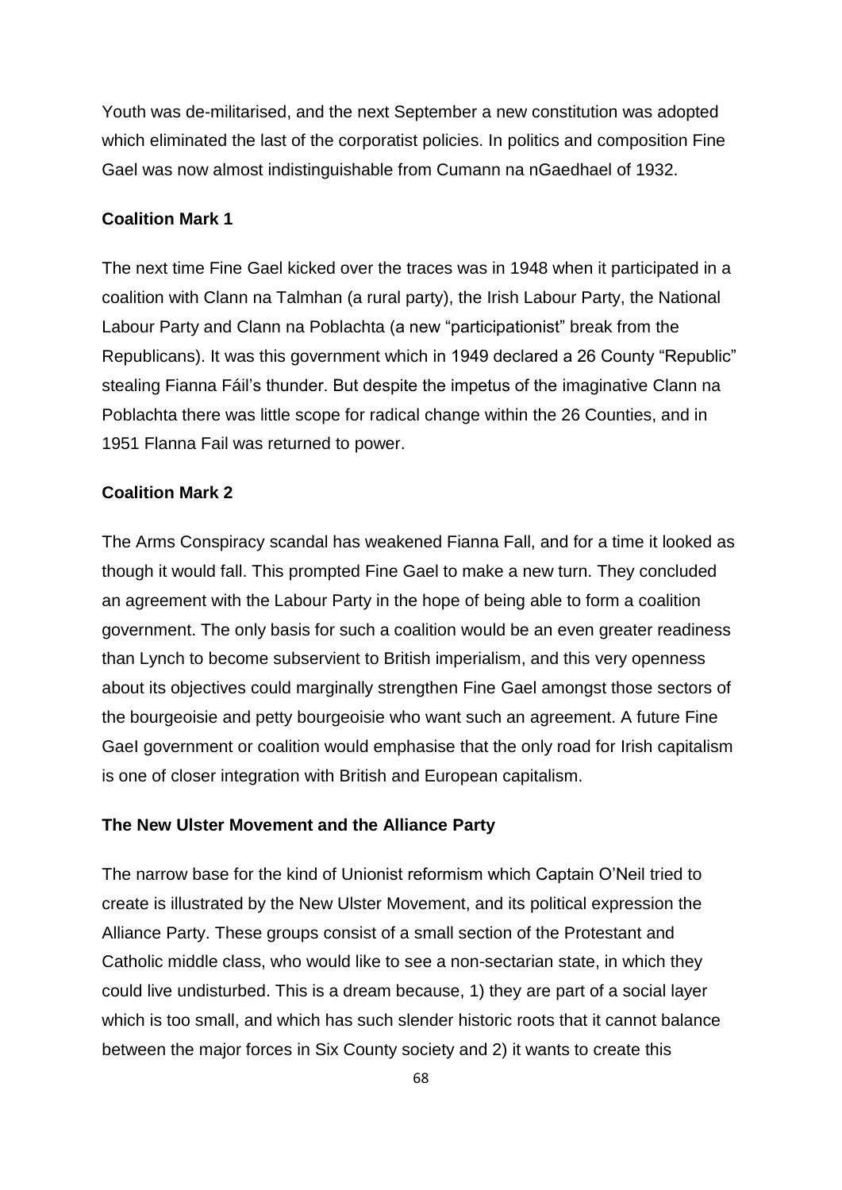Youth was de-militarised, and the next September a new constitution was adopted which eliminated the last of the corporatist policies. In politics and composition Fine Gael was now almost indistinguishable from Cumann na nGaedhael of 1932.

**Coalition Mark 1**

The next time Fine Gael kicked over the traces was in 1948 when it participated in a coalition with Clann na Talmhan (a rural party), the Irish Labour Party, the National Labour Party and Clann na Poblachta (a new "participationist" break from the Republicans). It was this government which in 1949 declared a 26 County "Republic" stealing Fianna Fáil's thunder. But despite the impetus of the imaginative Clann na Poblachta there was little scope for radical change within the 26 Counties, and in 1951 Flanna Fail was returned to power.

**Coalition Mark 2**

The Arms Conspiracy scandal has weakened Fianna Fall, and for a time it looked as though it would fall. This prompted Fine Gael to make a new turn. They concluded an agreement with the Labour Party in the hope of being able to form a coalition government. The only basis for such a coalition would be an even greater readiness than Lynch to become subservient to British imperialism, and this very openness about its objectives could marginally strengthen Fine Gael amongst those sectors of the bourgeoisie and petty bourgeoisie who want such an agreement. A future Fine GaeI government or coalition would emphasise that the only road for Irish capitalism is one of closer integration with British and European capitalism.

**The New Ulster Movement and the Alliance Party**

The narrow base for the kind of Unionist reformism which Captain O'Neil tried to create is illustrated by the New Ulster Movement, and its political expression the Alliance Party. These groups consist of a small section of the Protestant and Catholic middle class, who would like to see a non-sectarian state, in which they could live undisturbed. This is a dream because, 1) they are part of a social layer which is too small, and which has such slender historic roots that it cannot balance between the major forces in Six County society and 2) it wants to create this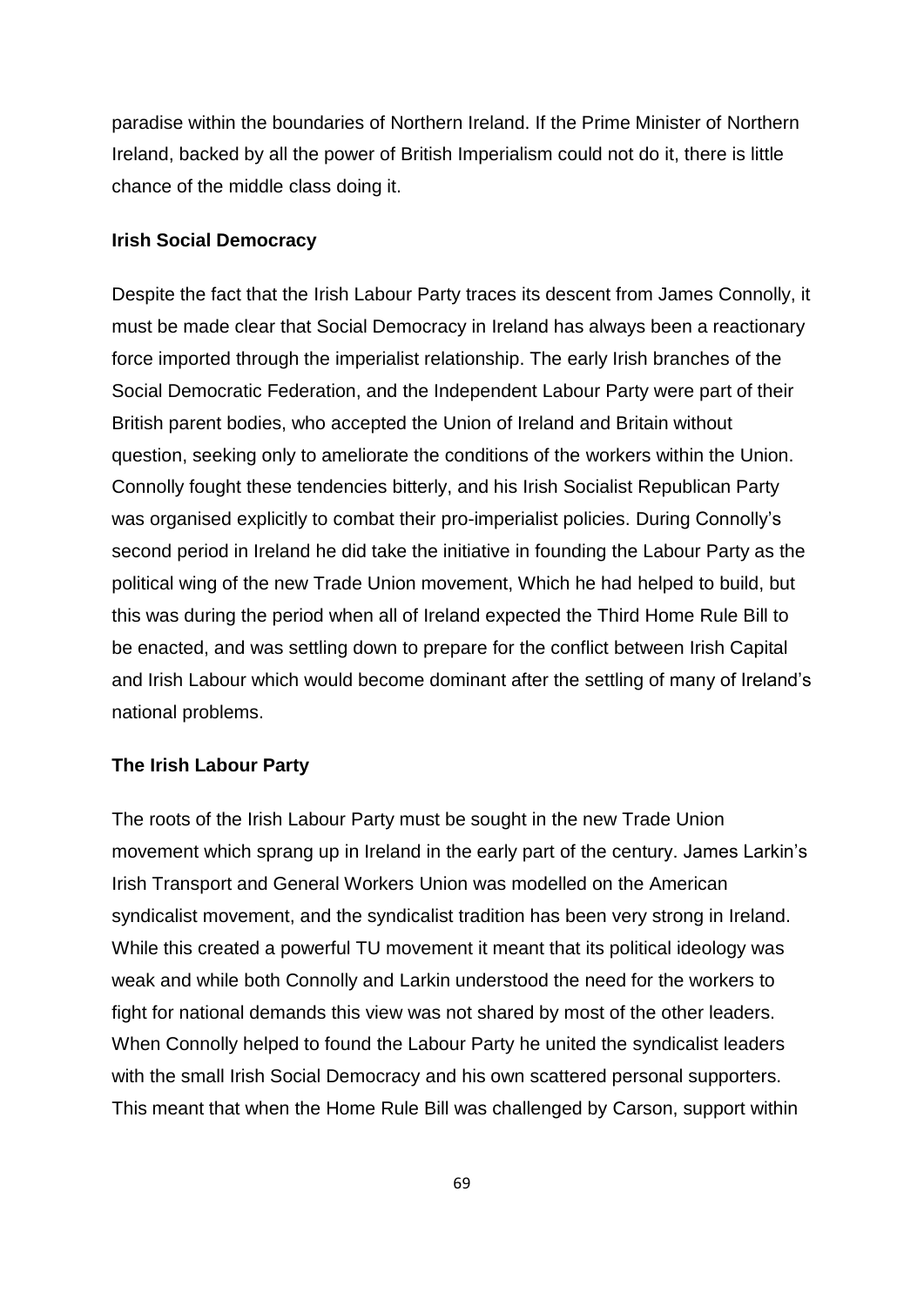paradise within the boundaries of Northern Ireland. If the Prime Minister of Northern Ireland, backed by all the power of British Imperialism could not do it, there is little chance of the middle class doing it.

**Irish Social Democracy**

Despite the fact that the Irish Labour Party traces its descent from James Connolly, it must be made clear that Social Democracy in Ireland has always been a reactionary force imported through the imperialist relationship. The early Irish branches of the Social Democratic Federation, and the Independent Labour Party were part of their British parent bodies, who accepted the Union of Ireland and Britain without question, seeking only to ameliorate the conditions of the workers within the Union. Connolly fought these tendencies bitterly, and his Irish Socialist Republican Party was organised explicitly to combat their pro-imperialist policies. During Connolly's second period in Ireland he did take the initiative in founding the Labour Party as the political wing of the new Trade Union movement, Which he had helped to build, but this was during the period when all of Ireland expected the Third Home Rule Bill to be enacted, and was settling down to prepare for the conflict between Irish Capital and Irish Labour which would become dominant after the settling of many of Ireland's national problems.

**The Irish Labour Party**

The roots of the Irish Labour Party must be sought in the new Trade Union movement which sprang up in Ireland in the early part of the century. James Larkin's Irish Transport and General Workers Union was modelled on the American syndicalist movement, and the syndicalist tradition has been very strong in Ireland. While this created a powerful TU movement it meant that its political ideology was weak and while both Connolly and Larkin understood the need for the workers to fight for national demands this view was not shared by most of the other leaders. When Connolly helped to found the Labour Party he united the syndicalist leaders with the small Irish Social Democracy and his own scattered personal supporters. This meant that when the Home Rule Bill was challenged by Carson, support within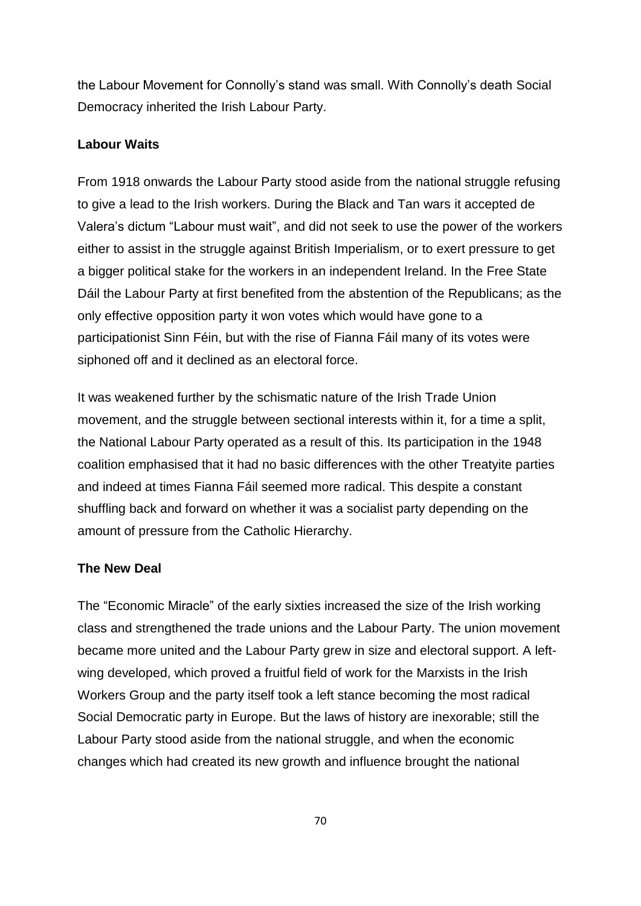the Labour Movement for Connolly's stand was small. With Connolly's death Social Democracy inherited the Irish Labour Party.

**Labour Waits**

From 1918 onwards the Labour Party stood aside from the national struggle refusing to give a lead to the Irish workers. During the Black and Tan wars it accepted de Valera's dictum "Labour must wait", and did not seek to use the power of the workers either to assist in the struggle against British Imperialism, or to exert pressure to get a bigger political stake for the workers in an independent Ireland. In the Free State Dáil the Labour Party at first benefited from the abstention of the Republicans; as the only effective opposition party it won votes which would have gone to a participationist Sinn Féin, but with the rise of Fianna Fáil many of its votes were siphoned off and it declined as an electoral force.

It was weakened further by the schismatic nature of the Irish Trade Union movement, and the struggle between sectional interests within it, for a time a split, the National Labour Party operated as a result of this. Its participation in the 1948 coalition emphasised that it had no basic differences with the other Treatyite parties and indeed at times Fianna Fáil seemed more radical. This despite a constant shuffling back and forward on whether it was a socialist party depending on the amount of pressure from the Catholic Hierarchy.

**The New Deal**

The "Economic Miracle" of the early sixties increased the size of the Irish working class and strengthened the trade unions and the Labour Party. The union movement became more united and the Labour Party grew in size and electoral support. A left-wing developed, which proved a fruitful field of work for the Marxists in the Irish Workers Group and the party itself took a left stance becoming the most radical Social Democratic party in Europe. But the laws of history are inexorable; still the Labour Party stood aside from the national struggle, and when the economic changes which had created its new growth and influence brought the national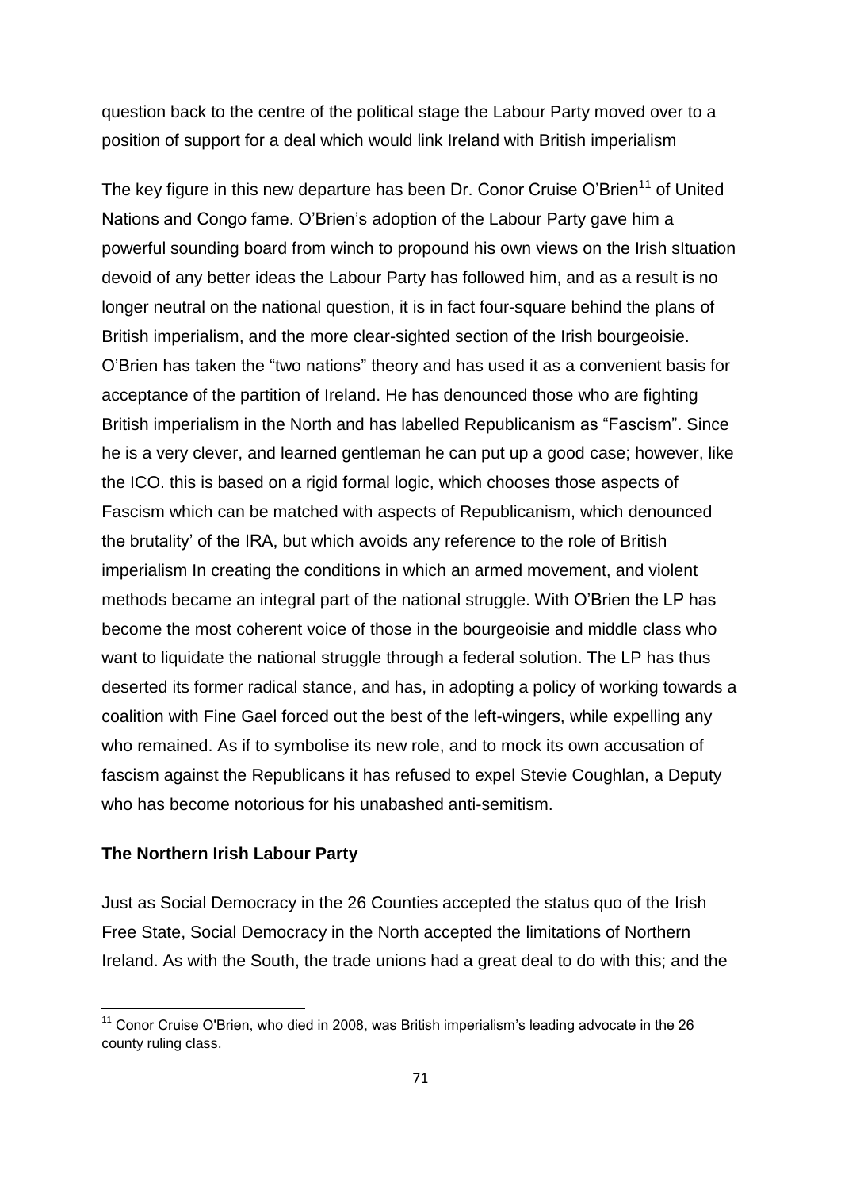question back to the centre of the political stage the Labour Party moved over to a position of support for a deal which would link Ireland with British imperialism

The key figure in this new departure has been Dr. Conor Cruise O'Brien[11] of United Nations and Congo fame. O'Brien's adoption of the Labour Party gave him a powerful sounding board from winch to propound his own views on the Irish sItuation devoid of any better ideas the Labour Party has followed him, and as a result is no longer neutral on the national question, it is in fact four-square behind the plans of British imperialism, and the more clear-sighted section of the Irish bourgeoisie. O'Brien has taken the "two nations" theory and has used it as a convenient basis for acceptance of the partition of Ireland. He has denounced those who are fighting British imperialism in the North and has labelled Republicanism as "Fascism". Since he is a very clever, and learned gentleman he can put up a good case; however, like the ICO. this is based on a rigid formal logic, which chooses those aspects of Fascism which can be matched with aspects of Republicanism, which denounced the brutality' of the IRA, but which avoids any reference to the role of British imperialism In creating the conditions in which an armed movement, and violent methods became an integral part of the national struggle. With O'Brien the LP has become the most coherent voice of those in the bourgeoisie and middle class who want to liquidate the national struggle through a federal solution. The LP has thus deserted its former radical stance, and has, in adopting a policy of working towards a coalition with Fine Gael forced out the best of the left-wingers, while expelling any who remained. As if to symbolise its new role, and to mock its own accusation of fascism against the Republicans it has refused to expel Stevie Coughlan, a Deputy who has become notorious for his unabashed anti-semitism.

**The Northern Irish Labour Party**

Just as Social Democracy in the 26 Counties accepted the status quo of the Irish Free State, Social Democracy in the North accepted the limitations of Northern Ireland. As with the South, the trade unions had a great deal to do with this; and the

---

[11] Conor Cruise O'Brien, who died in 2008, was British imperialism's leading advocate in the 26 county ruling class.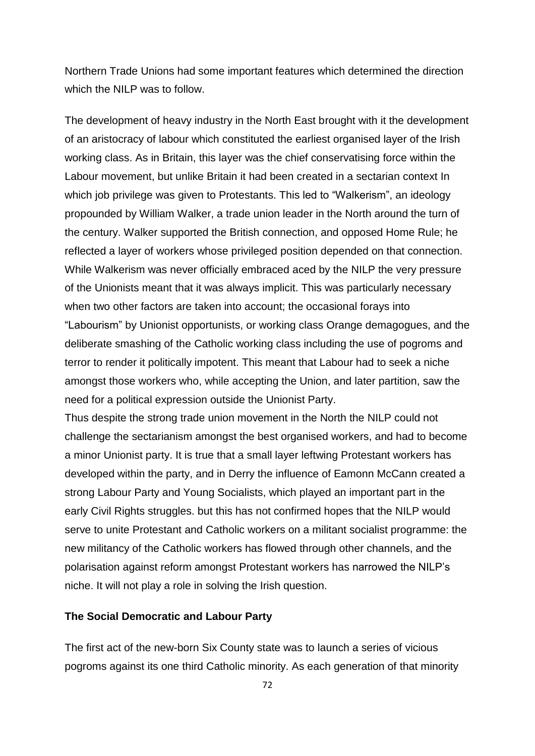Northern Trade Unions had some important features which determined the direction which the NILP was to follow.

The development of heavy industry in the North East brought with it the development of an aristocracy of labour which constituted the earliest organised layer of the Irish working class. As in Britain, this layer was the chief conservatising force within the Labour movement, but unlike Britain it had been created in a sectarian context In which job privilege was given to Protestants. This led to "Walkerism", an ideology propounded by William Walker, a trade union leader in the North around the turn of the century. Walker supported the British connection, and opposed Home Rule; he reflected a layer of workers whose privileged position depended on that connection. While Walkerism was never officially embraced aced by the NILP the very pressure of the Unionists meant that it was always implicit. This was particularly necessary when two other factors are taken into account; the occasional forays into "Labourism" by Unionist opportunists, or working class Orange demagogues, and the deliberate smashing of the Catholic working class including the use of pogroms and terror to render it politically impotent. This meant that Labour had to seek a niche amongst those workers who, while accepting the Union, and later partition, saw the need for a political expression outside the Unionist Party.

Thus despite the strong trade union movement in the North the NILP could not challenge the sectarianism amongst the best organised workers, and had to become a minor Unionist party. It is true that a small layer leftwing Protestant workers has developed within the party, and in Derry the influence of Eamonn McCann created a strong Labour Party and Young Socialists, which played an important part in the early Civil Rights struggles. but this has not confirmed hopes that the NILP would serve to unite Protestant and Catholic workers on a militant socialist programme: the new militancy of the Catholic workers has flowed through other channels, and the polarisation against reform amongst Protestant workers has narrowed the NILP's niche. It will not play a role in solving the Irish question.

**The Social Democratic and Labour Party**

The first act of the new-born Six County state was to launch a series of vicious pogroms against its one third Catholic minority. As each generation of that minority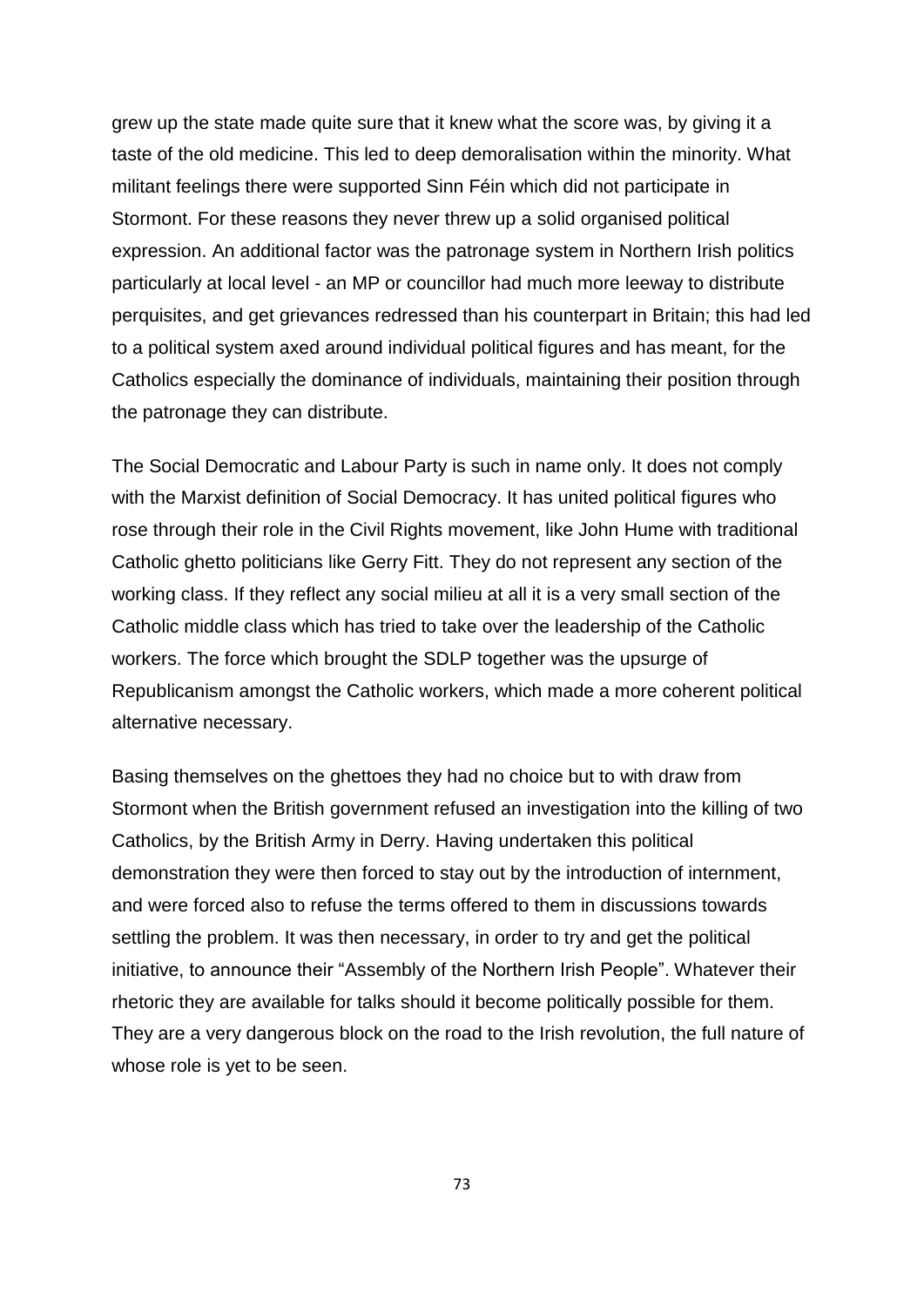grew up the state made quite sure that it knew what the score was, by giving it a taste of the old medicine. This led to deep demoralisation within the minority. What militant feelings there were supported Sinn Féin which did not participate in Stormont. For these reasons they never threw up a solid organised political expression. An additional factor was the patronage system in Northern Irish politics particularly at local level - an MP or councillor had much more leeway to distribute perquisites, and get grievances redressed than his counterpart in Britain; this had led to a political system axed around individual political figures and has meant, for the Catholics especially the dominance of individuals, maintaining their position through the patronage they can distribute.

The Social Democratic and Labour Party is such in name only. It does not comply with the Marxist definition of Social Democracy. It has united political figures who rose through their role in the Civil Rights movement, like John Hume with traditional Catholic ghetto politicians like Gerry Fitt. They do not represent any section of the working class. If they reflect any social milieu at all it is a very small section of the Catholic middle class which has tried to take over the leadership of the Catholic workers. The force which brought the SDLP together was the upsurge of Republicanism amongst the Catholic workers, which made a more coherent political alternative necessary.

Basing themselves on the ghettoes they had no choice but to with draw from Stormont when the British government refused an investigation into the killing of two Catholics, by the British Army in Derry. Having undertaken this political demonstration they were then forced to stay out by the introduction of internment, and were forced also to refuse the terms offered to them in discussions towards settling the problem. It was then necessary, in order to try and get the political initiative, to announce their "Assembly of the Northern Irish People". Whatever their rhetoric they are available for talks should it become politically possible for them. They are a very dangerous block on the road to the Irish revolution, the full nature of whose role is yet to be seen.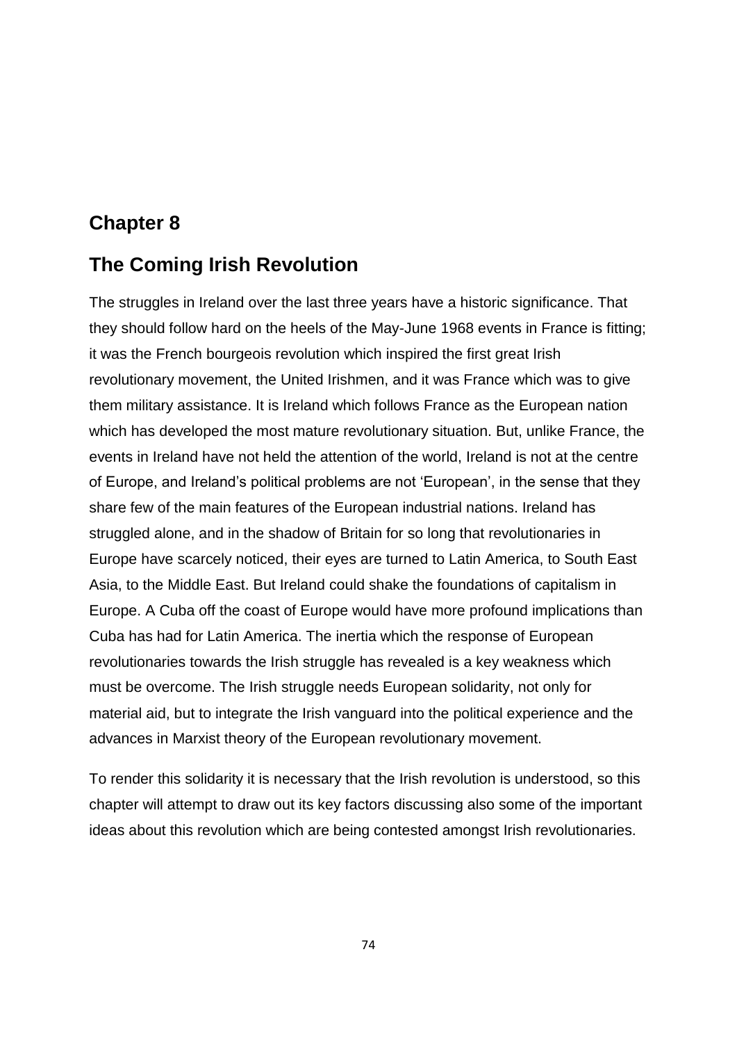## Chapter 8

## The Coming Irish Revolution

The struggles in Ireland over the last three years have a historic significance. That they should follow hard on the heels of the May-June 1968 events in France is fitting; it was the French bourgeois revolution which inspired the first great Irish revolutionary movement, the United Irishmen, and it was France which was to give them military assistance. It is Ireland which follows France as the European nation which has developed the most mature revolutionary situation. But, unlike France, the events in Ireland have not held the attention of the world, Ireland is not at the centre of Europe, and Ireland's political problems are not 'European', in the sense that they share few of the main features of the European industrial nations. Ireland has struggled alone, and in the shadow of Britain for so long that revolutionaries in Europe have scarcely noticed, their eyes are turned to Latin America, to South East Asia, to the Middle East. But Ireland could shake the foundations of capitalism in Europe. A Cuba off the coast of Europe would have more profound implications than Cuba has had for Latin America. The inertia which the response of European revolutionaries towards the Irish struggle has revealed is a key weakness which must be overcome. The Irish struggle needs European solidarity, not only for material aid, but to integrate the Irish vanguard into the political experience and the advances in Marxist theory of the European revolutionary movement.

To render this solidarity it is necessary that the Irish revolution is understood, so this chapter will attempt to draw out its key factors discussing also some of the important ideas about this revolution which are being contested amongst Irish revolutionaries.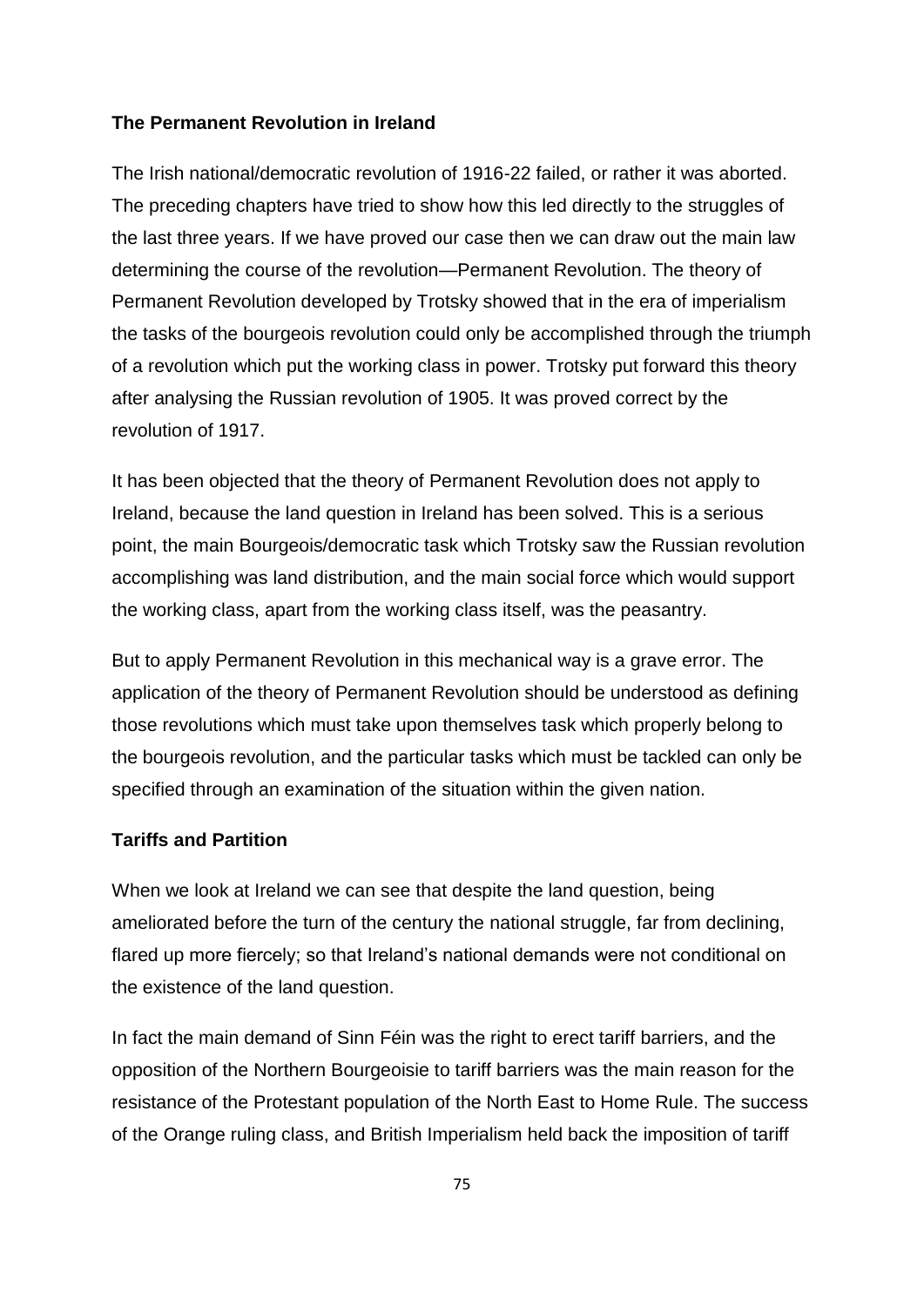**The Permanent Revolution in Ireland**

The Irish national/democratic revolution of 1916-22 failed, or rather it was aborted. The preceding chapters have tried to show how this led directly to the struggles of the last three years. If we have proved our case then we can draw out the main law determining the course of the revolution—Permanent Revolution. The theory of Permanent Revolution developed by Trotsky showed that in the era of imperialism the tasks of the bourgeois revolution could only be accomplished through the triumph of a revolution which put the working class in power. Trotsky put forward this theory after analysing the Russian revolution of 1905. It was proved correct by the revolution of 1917.

It has been objected that the theory of Permanent Revolution does not apply to Ireland, because the land question in Ireland has been solved. This is a serious point, the main Bourgeois/democratic task which Trotsky saw the Russian revolution accomplishing was land distribution, and the main social force which would support the working class, apart from the working class itself, was the peasantry.

But to apply Permanent Revolution in this mechanical way is a grave error. The application of the theory of Permanent Revolution should be understood as defining those revolutions which must take upon themselves task which properly belong to the bourgeois revolution, and the particular tasks which must be tackled can only be specified through an examination of the situation within the given nation.

**Tariffs and Partition**

When we look at Ireland we can see that despite the land question, being ameliorated before the turn of the century the national struggle, far from declining, flared up more fiercely; so that Ireland's national demands were not conditional on the existence of the land question.

In fact the main demand of Sinn Féin was the right to erect tariff barriers, and the opposition of the Northern Bourgeoisie to tariff barriers was the main reason for the resistance of the Protestant population of the North East to Home Rule. The success of the Orange ruling class, and British Imperialism held back the imposition of tariff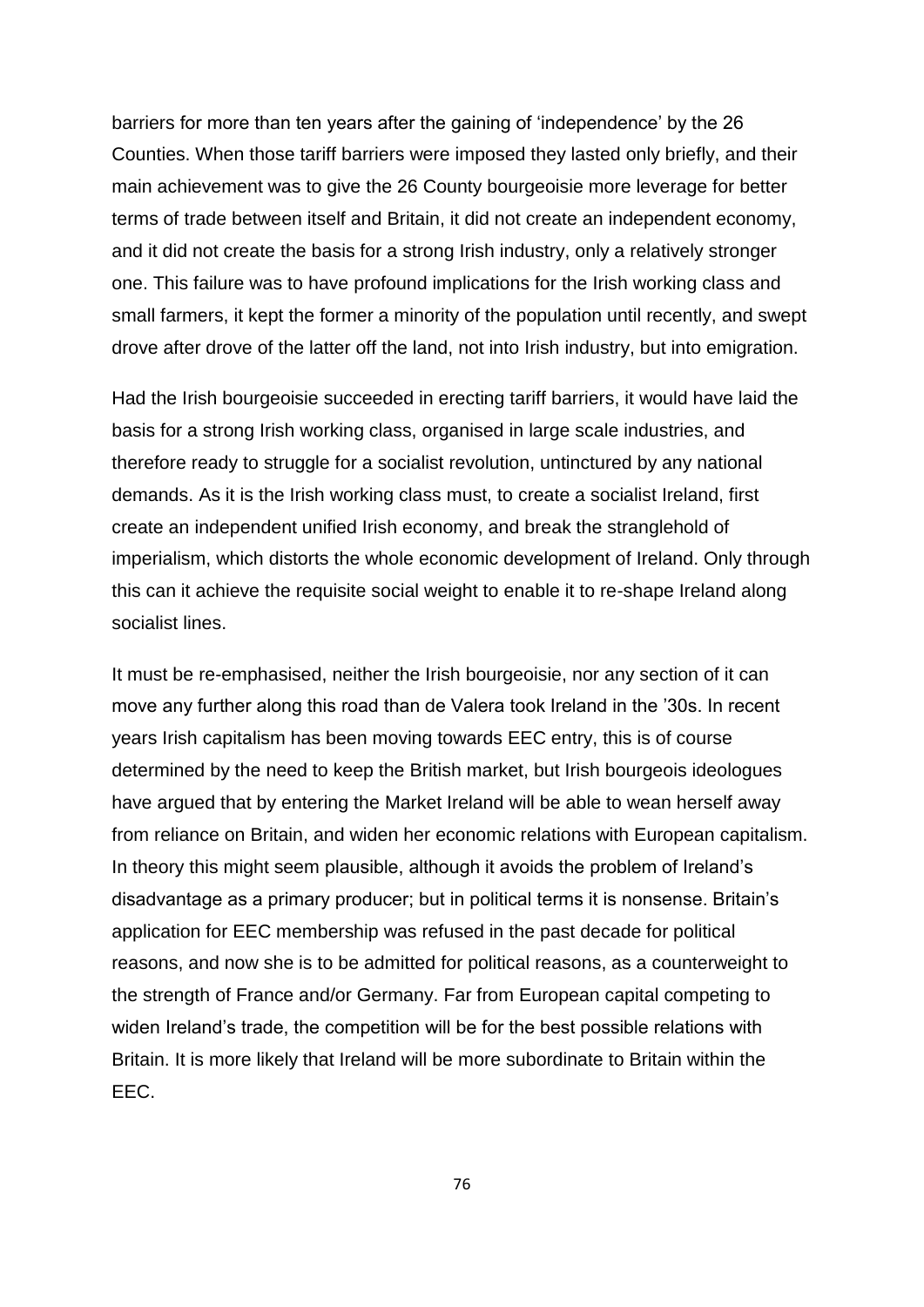barriers for more than ten years after the gaining of 'independence' by the 26 Counties. When those tariff barriers were imposed they lasted only briefly, and their main achievement was to give the 26 County bourgeoisie more leverage for better terms of trade between itself and Britain, it did not create an independent economy, and it did not create the basis for a strong Irish industry, only a relatively stronger one. This failure was to have profound implications for the Irish working class and small farmers, it kept the former a minority of the population until recently, and swept drove after drove of the latter off the land, not into Irish industry, but into emigration.

Had the Irish bourgeoisie succeeded in erecting tariff barriers, it would have laid the basis for a strong Irish working class, organised in large scale industries, and therefore ready to struggle for a socialist revolution, untinctured by any national demands. As it is the Irish working class must, to create a socialist Ireland, first create an independent unified Irish economy, and break the stranglehold of imperialism, which distorts the whole economic development of Ireland. Only through this can it achieve the requisite social weight to enable it to re-shape Ireland along socialist lines.

It must be re-emphasised, neither the Irish bourgeoisie, nor any section of it can move any further along this road than de Valera took Ireland in the '30s. In recent years Irish capitalism has been moving towards EEC entry, this is of course determined by the need to keep the British market, but Irish bourgeois ideologues have argued that by entering the Market Ireland will be able to wean herself away from reliance on Britain, and widen her economic relations with European capitalism. In theory this might seem plausible, although it avoids the problem of Ireland's disadvantage as a primary producer; but in political terms it is nonsense. Britain's application for EEC membership was refused in the past decade for political reasons, and now she is to be admitted for political reasons, as a counterweight to the strength of France and/or Germany. Far from European capital competing to widen Ireland's trade, the competition will be for the best possible relations with Britain. It is more likely that Ireland will be more subordinate to Britain within the EEC.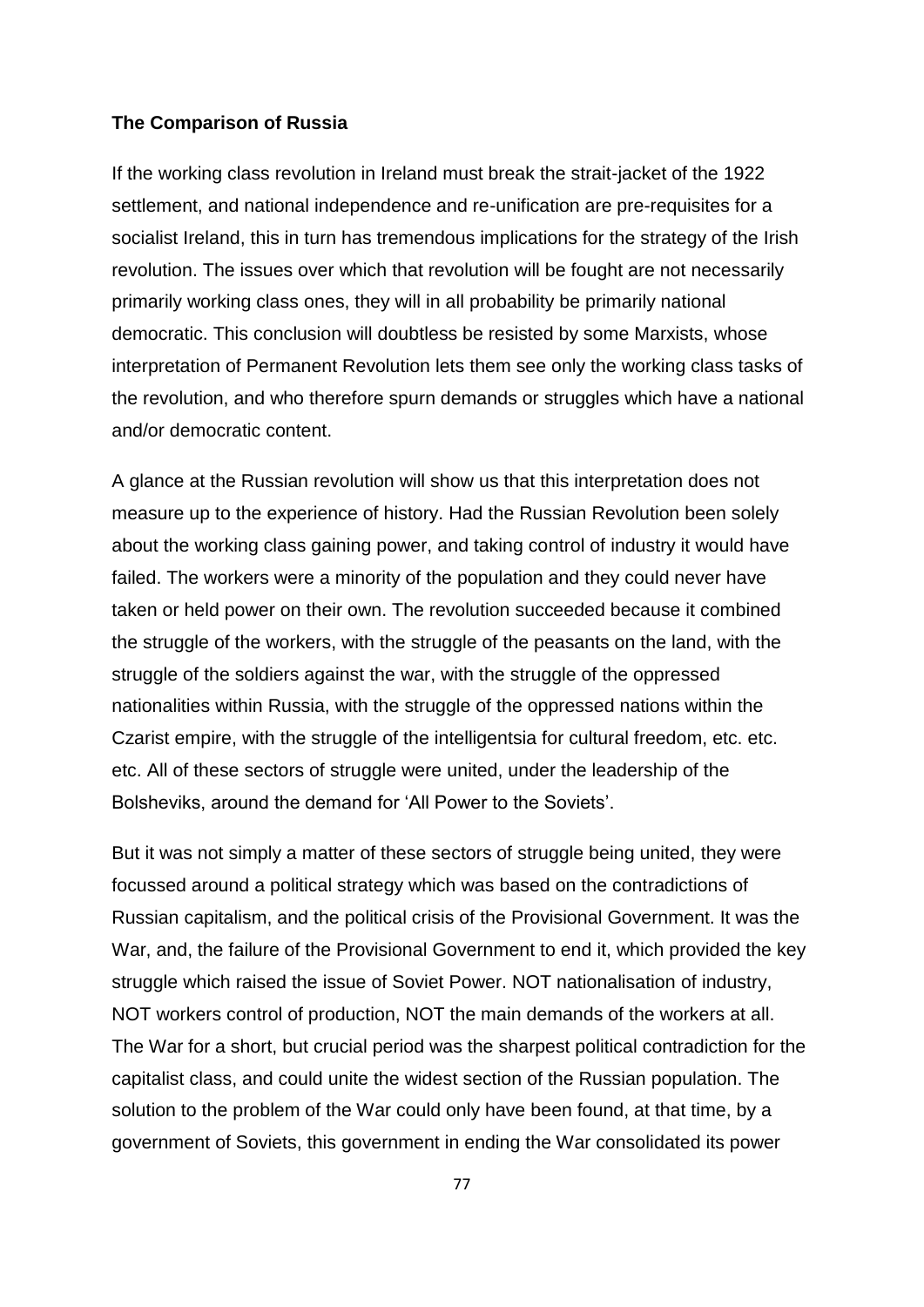**The Comparison of Russia**

If the working class revolution in Ireland must break the strait-jacket of the 1922 settlement, and national independence and re-unification are pre-requisites for a socialist Ireland, this in turn has tremendous implications for the strategy of the Irish revolution. The issues over which that revolution will be fought are not necessarily primarily working class ones, they will in all probability be primarily national democratic. This conclusion will doubtless be resisted by some Marxists, whose interpretation of Permanent Revolution lets them see only the working class tasks of the revolution, and who therefore spurn demands or struggles which have a national and/or democratic content.

A glance at the Russian revolution will show us that this interpretation does not measure up to the experience of history. Had the Russian Revolution been solely about the working class gaining power, and taking control of industry it would have failed. The workers were a minority of the population and they could never have taken or held power on their own. The revolution succeeded because it combined the struggle of the workers, with the struggle of the peasants on the land, with the struggle of the soldiers against the war, with the struggle of the oppressed nationalities within Russia, with the struggle of the oppressed nations within the Czarist empire, with the struggle of the intelligentsia for cultural freedom, etc. etc. etc. All of these sectors of struggle were united, under the leadership of the Bolsheviks, around the demand for 'All Power to the Soviets'.

But it was not simply a matter of these sectors of struggle being united, they were focussed around a political strategy which was based on the contradictions of Russian capitalism, and the political crisis of the Provisional Government. It was the War, and, the failure of the Provisional Government to end it, which provided the key struggle which raised the issue of Soviet Power. NOT nationalisation of industry, NOT workers control of production, NOT the main demands of the workers at all. The War for a short, but crucial period was the sharpest political contradiction for the capitalist class, and could unite the widest section of the Russian population. The solution to the problem of the War could only have been found, at that time, by a government of Soviets, this government in ending the War consolidated its power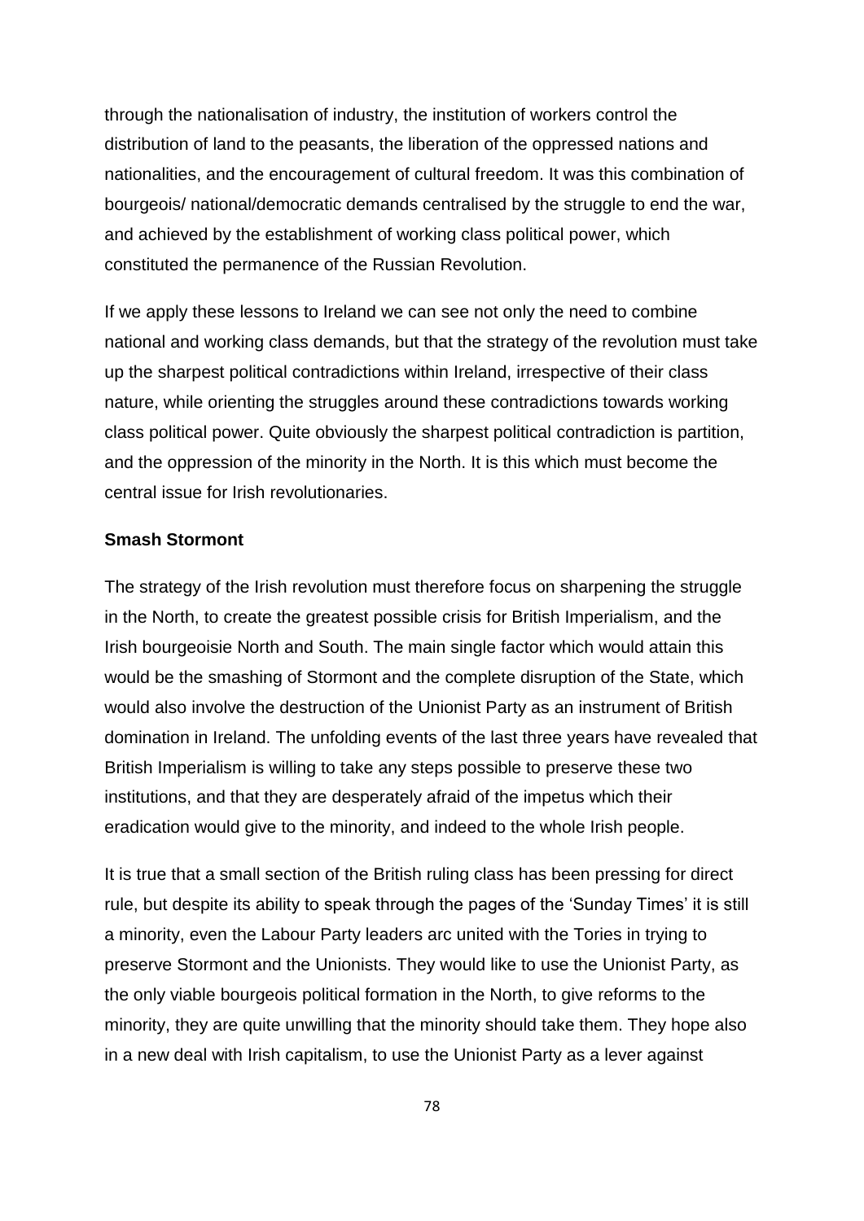through the nationalisation of industry, the institution of workers control the distribution of land to the peasants, the liberation of the oppressed nations and nationalities, and the encouragement of cultural freedom. It was this combination of bourgeois/ national/democratic demands centralised by the struggle to end the war, and achieved by the establishment of working class political power, which constituted the permanence of the Russian Revolution.

If we apply these lessons to Ireland we can see not only the need to combine national and working class demands, but that the strategy of the revolution must take up the sharpest political contradictions within Ireland, irrespective of their class nature, while orienting the struggles around these contradictions towards working class political power. Quite obviously the sharpest political contradiction is partition, and the oppression of the minority in the North. It is this which must become the central issue for Irish revolutionaries.

**Smash Stormont**

The strategy of the Irish revolution must therefore focus on sharpening the struggle in the North, to create the greatest possible crisis for British Imperialism, and the Irish bourgeoisie North and South. The main single factor which would attain this would be the smashing of Stormont and the complete disruption of the State, which would also involve the destruction of the Unionist Party as an instrument of British domination in Ireland. The unfolding events of the last three years have revealed that British Imperialism is willing to take any steps possible to preserve these two institutions, and that they are desperately afraid of the impetus which their eradication would give to the minority, and indeed to the whole Irish people.

It is true that a small section of the British ruling class has been pressing for direct rule, but despite its ability to speak through the pages of the 'Sunday Times' it is still a minority, even the Labour Party leaders arc united with the Tories in trying to preserve Stormont and the Unionists. They would like to use the Unionist Party, as the only viable bourgeois political formation in the North, to give reforms to the minority, they are quite unwilling that the minority should take them. They hope also in a new deal with Irish capitalism, to use the Unionist Party as a lever against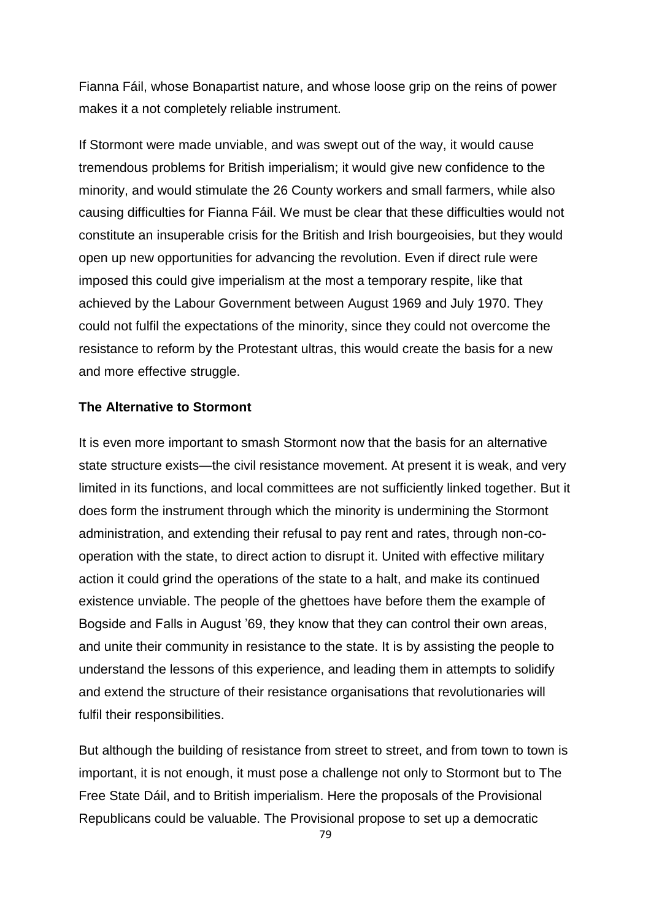Fianna Fáil, whose Bonapartist nature, and whose loose grip on the reins of power makes it a not completely reliable instrument.

If Stormont were made unviable, and was swept out of the way, it would cause tremendous problems for British imperialism; it would give new confidence to the minority, and would stimulate the 26 County workers and small farmers, while also causing difficulties for Fianna Fáil. We must be clear that these difficulties would not constitute an insuperable crisis for the British and Irish bourgeoisies, but they would open up new opportunities for advancing the revolution. Even if direct rule were imposed this could give imperialism at the most a temporary respite, like that achieved by the Labour Government between August 1969 and July 1970. They could not fulfil the expectations of the minority, since they could not overcome the resistance to reform by the Protestant ultras, this would create the basis for a new and more effective struggle.

**The Alternative to Stormont**

It is even more important to smash Stormont now that the basis for an alternative state structure exists—the civil resistance movement. At present it is weak, and very limited in its functions, and local committees are not sufficiently linked together. But it does form the instrument through which the minority is undermining the Stormont administration, and extending their refusal to pay rent and rates, through non-co-operation with the state, to direct action to disrupt it. United with effective military action it could grind the operations of the state to a halt, and make its continued existence unviable. The people of the ghettoes have before them the example of Bogside and Falls in August '69, they know that they can control their own areas, and unite their community in resistance to the state. It is by assisting the people to understand the lessons of this experience, and leading them in attempts to solidify and extend the structure of their resistance organisations that revolutionaries will fulfil their responsibilities.

But although the building of resistance from street to street, and from town to town is important, it is not enough, it must pose a challenge not only to Stormont but to The Free State Dáil, and to British imperialism. Here the proposals of the Provisional Republicans could be valuable. The Provisional propose to set up a democratic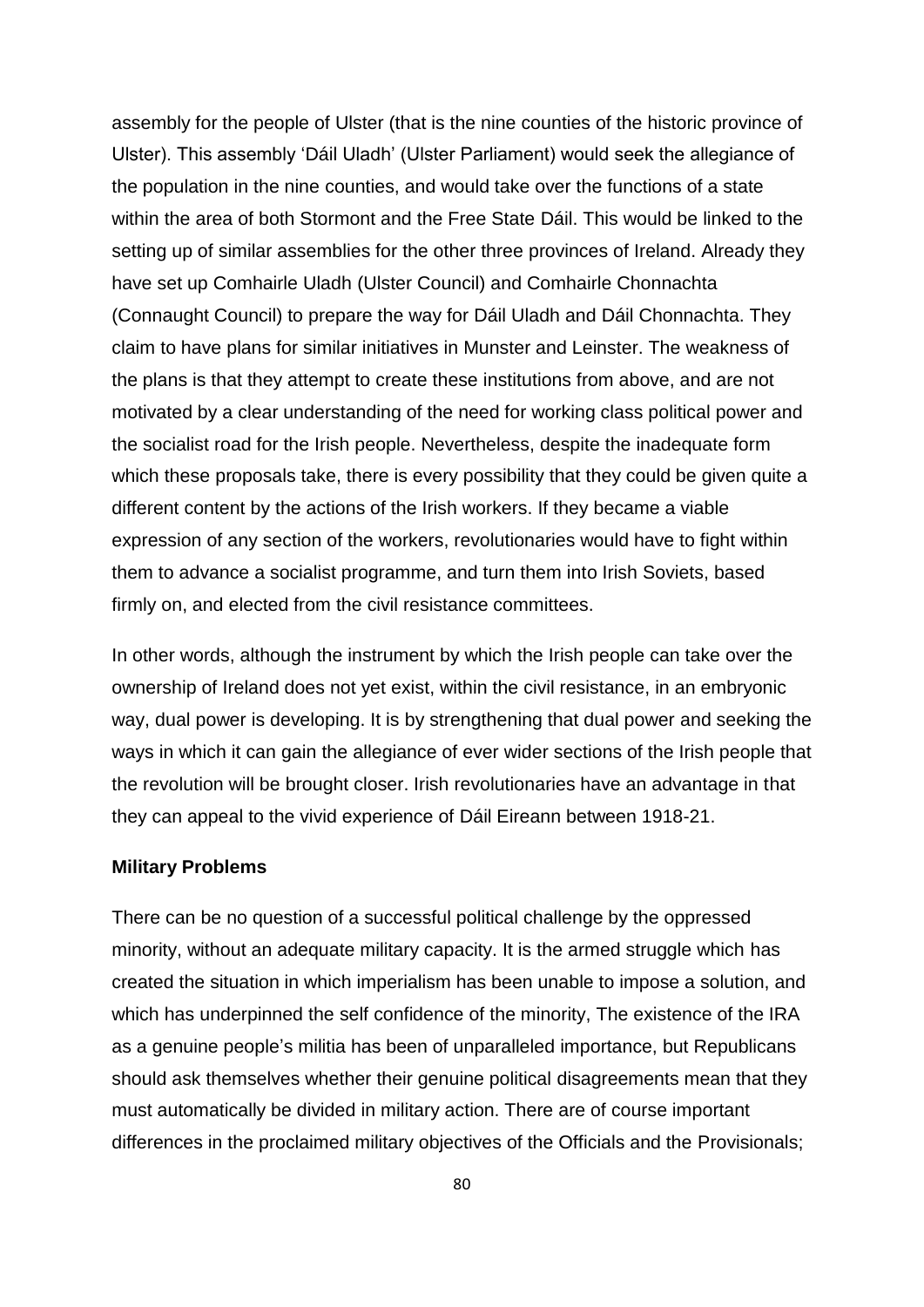assembly for the people of Ulster (that is the nine counties of the historic province of Ulster). This assembly 'Dáil Uladh' (Ulster Parliament) would seek the allegiance of the population in the nine counties, and would take over the functions of a state within the area of both Stormont and the Free State Dáil. This would be linked to the setting up of similar assemblies for the other three provinces of Ireland. Already they have set up Comhairle Uladh (Ulster Council) and Comhairle Chonnachta (Connaught Council) to prepare the way for Dáil Uladh and Dáil Chonnachta. They claim to have plans for similar initiatives in Munster and Leinster. The weakness of the plans is that they attempt to create these institutions from above, and are not motivated by a clear understanding of the need for working class political power and the socialist road for the Irish people. Nevertheless, despite the inadequate form which these proposals take, there is every possibility that they could be given quite a different content by the actions of the Irish workers. If they became a viable expression of any section of the workers, revolutionaries would have to fight within them to advance a socialist programme, and turn them into Irish Soviets, based firmly on, and elected from the civil resistance committees.

In other words, although the instrument by which the Irish people can take over the ownership of Ireland does not yet exist, within the civil resistance, in an embryonic way, dual power is developing. It is by strengthening that dual power and seeking the ways in which it can gain the allegiance of ever wider sections of the Irish people that the revolution will be brought closer. Irish revolutionaries have an advantage in that they can appeal to the vivid experience of Dáil Eireann between 1918-21.

**Military Problems**

There can be no question of a successful political challenge by the oppressed minority, without an adequate military capacity. It is the armed struggle which has created the situation in which imperialism has been unable to impose a solution, and which has underpinned the self confidence of the minority, The existence of the IRA as a genuine people's militia has been of unparalleled importance, but Republicans should ask themselves whether their genuine political disagreements mean that they must automatically be divided in military action. There are of course important differences in the proclaimed military objectives of the Officials and the Provisionals;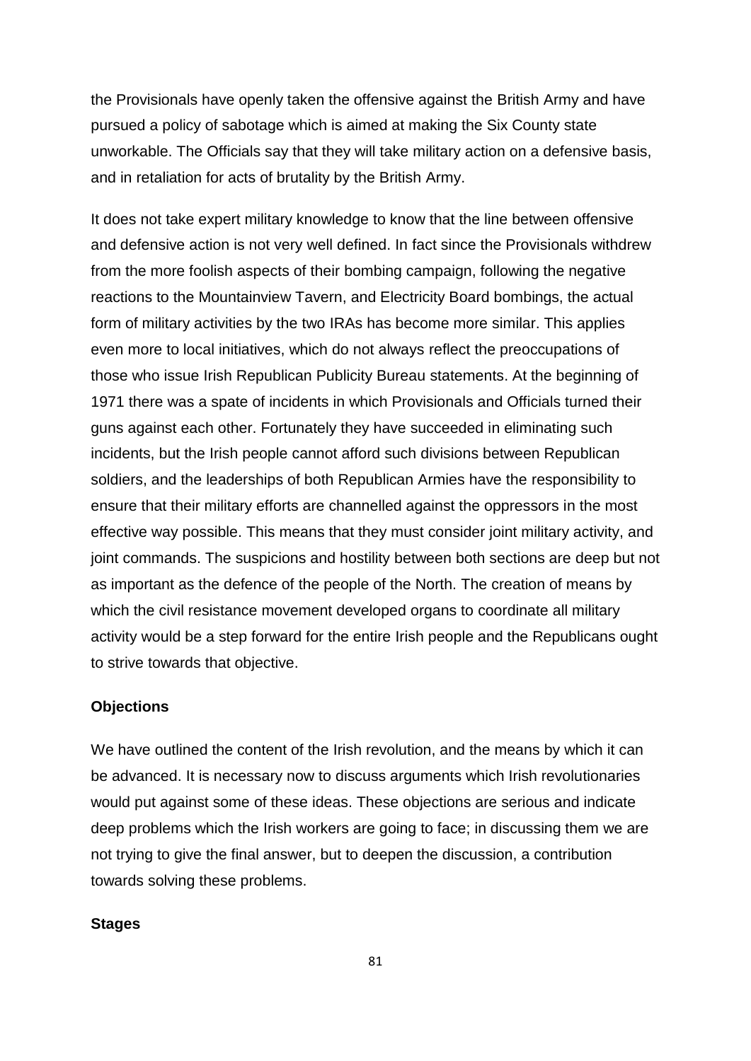the Provisionals have openly taken the offensive against the British Army and have pursued a policy of sabotage which is aimed at making the Six County state unworkable. The Officials say that they will take military action on a defensive basis, and in retaliation for acts of brutality by the British Army.

It does not take expert military knowledge to know that the line between offensive and defensive action is not very well defined. In fact since the Provisionals withdrew from the more foolish aspects of their bombing campaign, following the negative reactions to the Mountainview Tavern, and Electricity Board bombings, the actual form of military activities by the two IRAs has become more similar. This applies even more to local initiatives, which do not always reflect the preoccupations of those who issue Irish Republican Publicity Bureau statements. At the beginning of 1971 there was a spate of incidents in which Provisionals and Officials turned their guns against each other. Fortunately they have succeeded in eliminating such incidents, but the Irish people cannot afford such divisions between Republican soldiers, and the leaderships of both Republican Armies have the responsibility to ensure that their military efforts are channelled against the oppressors in the most effective way possible. This means that they must consider joint military activity, and joint commands. The suspicions and hostility between both sections are deep but not as important as the defence of the people of the North. The creation of means by which the civil resistance movement developed organs to coordinate all military activity would be a step forward for the entire Irish people and the Republicans ought to strive towards that objective.

### Objections

We have outlined the content of the Irish revolution, and the means by which it can be advanced. It is necessary now to discuss arguments which Irish revolutionaries would put against some of these ideas. These objections are serious and indicate deep problems which the Irish workers are going to face; in discussing them we are not trying to give the final answer, but to deepen the discussion, a contribution towards solving these problems.

### Stages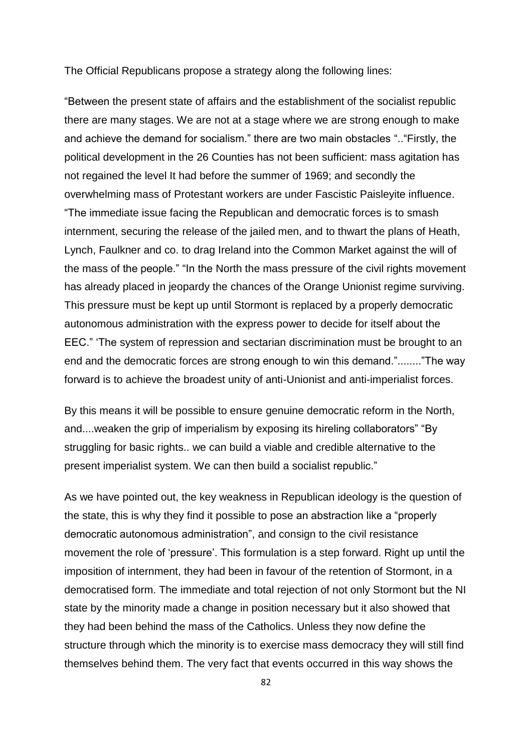The Official Republicans propose a strategy along the following lines:

"Between the present state of affairs and the establishment of the socialist republic there are many stages. We are not at a stage where we are strong enough to make and achieve the demand for socialism." there are two main obstacles "..“Firstly, the political development in the 26 Counties has not been sufficient: mass agitation has not regained the level It had before the summer of 1969; and secondly the overwhelming mass of Protestant workers are under Fascistic Paisleyite influence. "The immediate issue facing the Republican and democratic forces is to smash internment, securing the release of the jailed men, and to thwart the plans of Heath, Lynch, Faulkner and co. to drag Ireland into the Common Market against the will of the mass of the people." "In the North the mass pressure of the civil rights movement has already placed in jeopardy the chances of the Orange Unionist regime surviving. This pressure must be kept up until Stormont is replaced by a properly democratic autonomous administration with the express power to decide for itself about the EEC." 'The system of repression and sectarian discrimination must be brought to an end and the democratic forces are strong enough to win this demand."........"The way forward is to achieve the broadest unity of anti-Unionist and anti-imperialist forces.

By this means it will be possible to ensure genuine democratic reform in the North, and....weaken the grip of imperialism by exposing its hireling collaborators" "By struggling for basic rights.. we can build a viable and credible alternative to the present imperialist system. We can then build a socialist republic."

As we have pointed out, the key weakness in Republican ideology is the question of the state, this is why they find it possible to pose an abstraction like a "properly democratic autonomous administration", and consign to the civil resistance movement the role of 'pressure'. This formulation is a step forward. Right up until the imposition of internment, they had been in favour of the retention of Stormont, in a democratised form. The immediate and total rejection of not only Stormont but the NI state by the minority made a change in position necessary but it also showed that they had been behind the mass of the Catholics. Unless they now define the structure through which the minority is to exercise mass democracy they will still find themselves behind them. The very fact that events occurred in this way shows the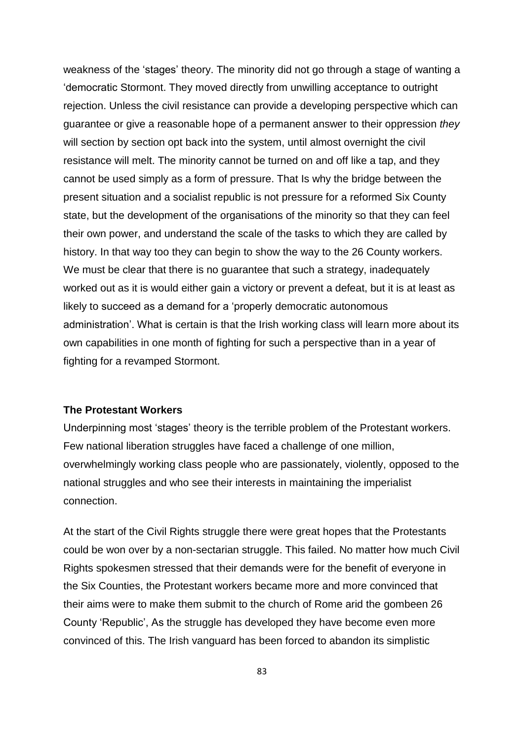weakness of the 'stages' theory. The minority did not go through a stage of wanting a 'democratic Stormont. They moved directly from unwilling acceptance to outright rejection. Unless the civil resistance can provide a developing perspective which can guarantee or give a reasonable hope of a permanent answer to their oppression *they* will section by section opt back into the system, until almost overnight the civil resistance will melt. The minority cannot be turned on and off like a tap, and they cannot be used simply as a form of pressure. That Is why the bridge between the present situation and a socialist republic is not pressure for a reformed Six County state, but the development of the organisations of the minority so that they can feel their own power, and understand the scale of the tasks to which they are called by history. In that way too they can begin to show the way to the 26 County workers. We must be clear that there is no guarantee that such a strategy, inadequately worked out as it is would either gain a victory or prevent a defeat, but it is at least as likely to succeed as a demand for a 'properly democratic autonomous administration'. What is certain is that the Irish working class will learn more about its own capabilities in one month of fighting for such a perspective than in a year of fighting for a revamped Stormont.

**The Protestant Workers**

Underpinning most 'stages' theory is the terrible problem of the Protestant workers. Few national liberation struggles have faced a challenge of one million, overwhelmingly working class people who are passionately, violently, opposed to the national struggles and who see their interests in maintaining the imperialist connection.

At the start of the Civil Rights struggle there were great hopes that the Protestants could be won over by a non-sectarian struggle. This failed. No matter how much Civil Rights spokesmen stressed that their demands were for the benefit of everyone in the Six Counties, the Protestant workers became more and more convinced that their aims were to make them submit to the church of Rome arid the gombeen 26 County 'Republic', As the struggle has developed they have become even more convinced of this. The Irish vanguard has been forced to abandon its simplistic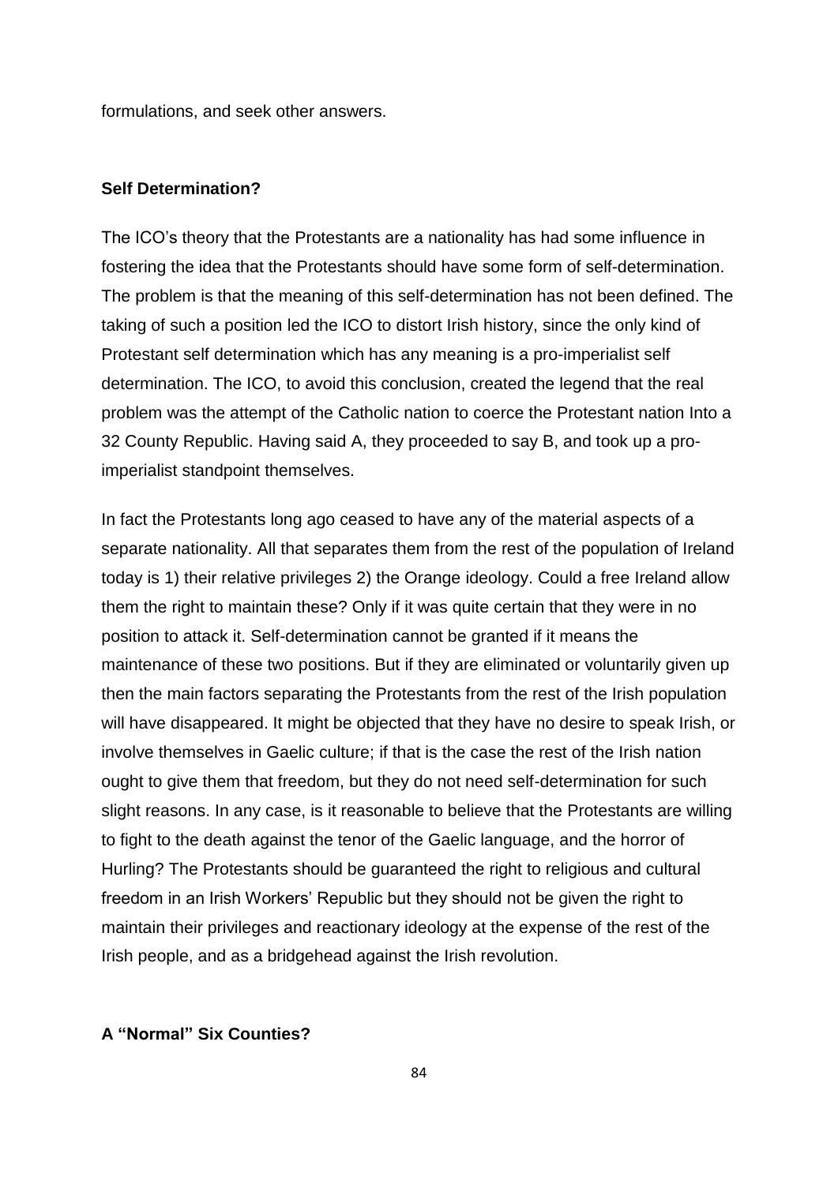formulations, and seek other answers.

**Self Determination?**

The ICO's theory that the Protestants are a nationality has had some influence in fostering the idea that the Protestants should have some form of self-determination. The problem is that the meaning of this self-determination has not been defined. The taking of such a position led the ICO to distort Irish history, since the only kind of Protestant self determination which has any meaning is a pro-imperialist self determination. The ICO, to avoid this conclusion, created the legend that the real problem was the attempt of the Catholic nation to coerce the Protestant nation Into a 32 County Republic. Having said A, they proceeded to say B, and took up a pro-imperialist standpoint themselves.

In fact the Protestants long ago ceased to have any of the material aspects of a separate nationality. All that separates them from the rest of the population of Ireland today is 1) their relative privileges 2) the Orange ideology. Could a free Ireland allow them the right to maintain these? Only if it was quite certain that they were in no position to attack it. Self-determination cannot be granted if it means the maintenance of these two positions. But if they are eliminated or voluntarily given up then the main factors separating the Protestants from the rest of the Irish population will have disappeared. It might be objected that they have no desire to speak Irish, or involve themselves in Gaelic culture; if that is the case the rest of the Irish nation ought to give them that freedom, but they do not need self-determination for such slight reasons. In any case, is it reasonable to believe that the Protestants are willing to fight to the death against the tenor of the Gaelic language, and the horror of Hurling? The Protestants should be guaranteed the right to religious and cultural freedom in an Irish Workers' Republic but they should not be given the right to maintain their privileges and reactionary ideology at the expense of the rest of the Irish people, and as a bridgehead against the Irish revolution.

**A "Normal" Six Counties?**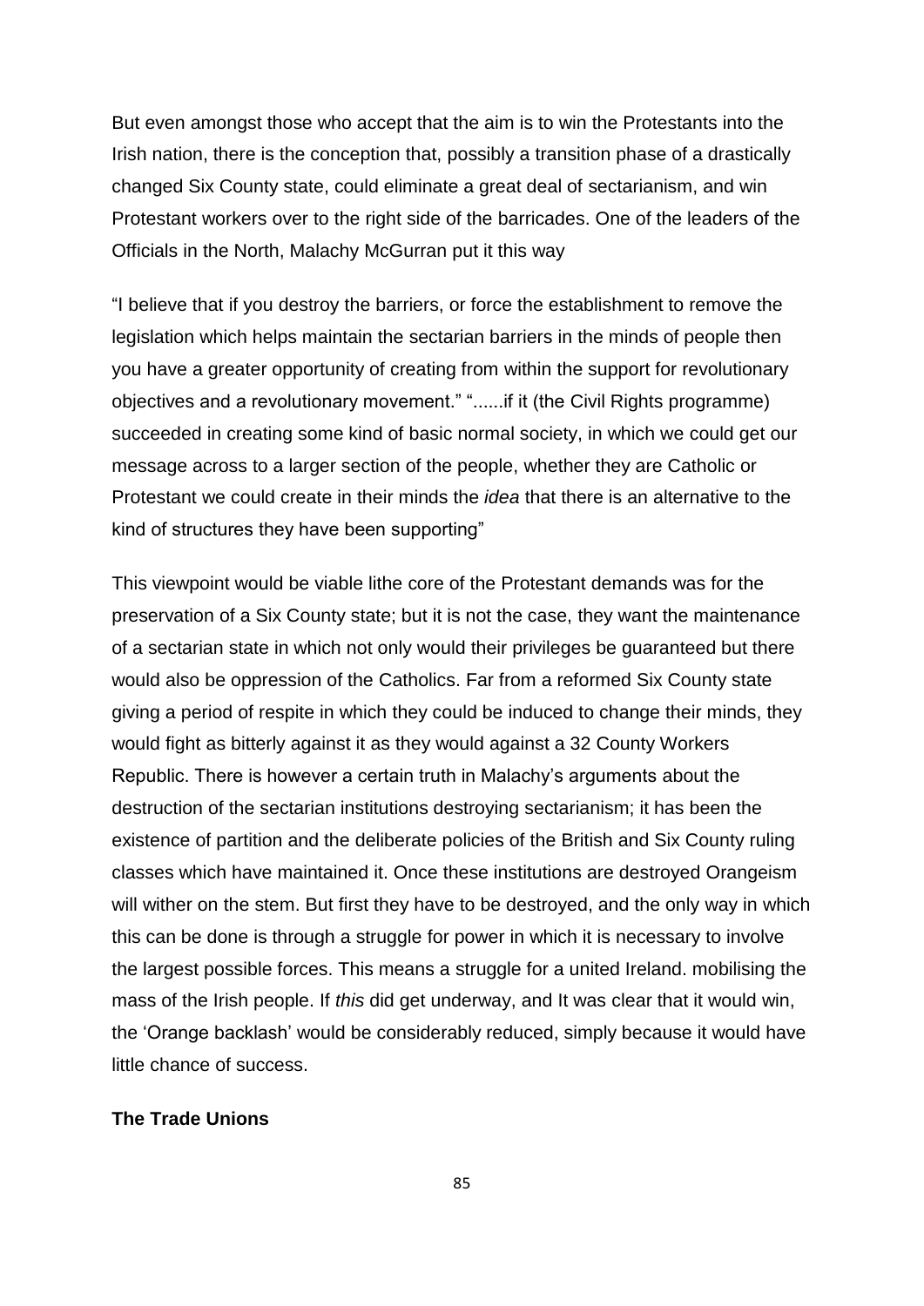But even amongst those who accept that the aim is to win the Protestants into the Irish nation, there is the conception that, possibly a transition phase of a drastically changed Six County state, could eliminate a great deal of sectarianism, and win Protestant workers over to the right side of the barricades. One of the leaders of the Officials in the North, Malachy McGurran put it this way

"I believe that if you destroy the barriers, or force the establishment to remove the legislation which helps maintain the sectarian barriers in the minds of people then you have a greater opportunity of creating from within the support for revolutionary objectives and a revolutionary movement." "......if it (the Civil Rights programme) succeeded in creating some kind of basic normal society, in which we could get our message across to a larger section of the people, whether they are Catholic or Protestant we could create in their minds the *idea* that there is an alternative to the kind of structures they have been supporting"

This viewpoint would be viable lithe core of the Protestant demands was for the preservation of a Six County state; but it is not the case, they want the maintenance of a sectarian state in which not only would their privileges be guaranteed but there would also be oppression of the Catholics. Far from a reformed Six County state giving a period of respite in which they could be induced to change their minds, they would fight as bitterly against it as they would against a 32 County Workers Republic. There is however a certain truth in Malachy's arguments about the destruction of the sectarian institutions destroying sectarianism; it has been the existence of partition and the deliberate policies of the British and Six County ruling classes which have maintained it. Once these institutions are destroyed Orangeism will wither on the stem. But first they have to be destroyed, and the only way in which this can be done is through a struggle for power in which it is necessary to involve the largest possible forces. This means a struggle for a united Ireland. mobilising the mass of the Irish people. If *this* did get underway, and It was clear that it would win, the 'Orange backlash' would be considerably reduced, simply because it would have little chance of success.

**The Trade Unions**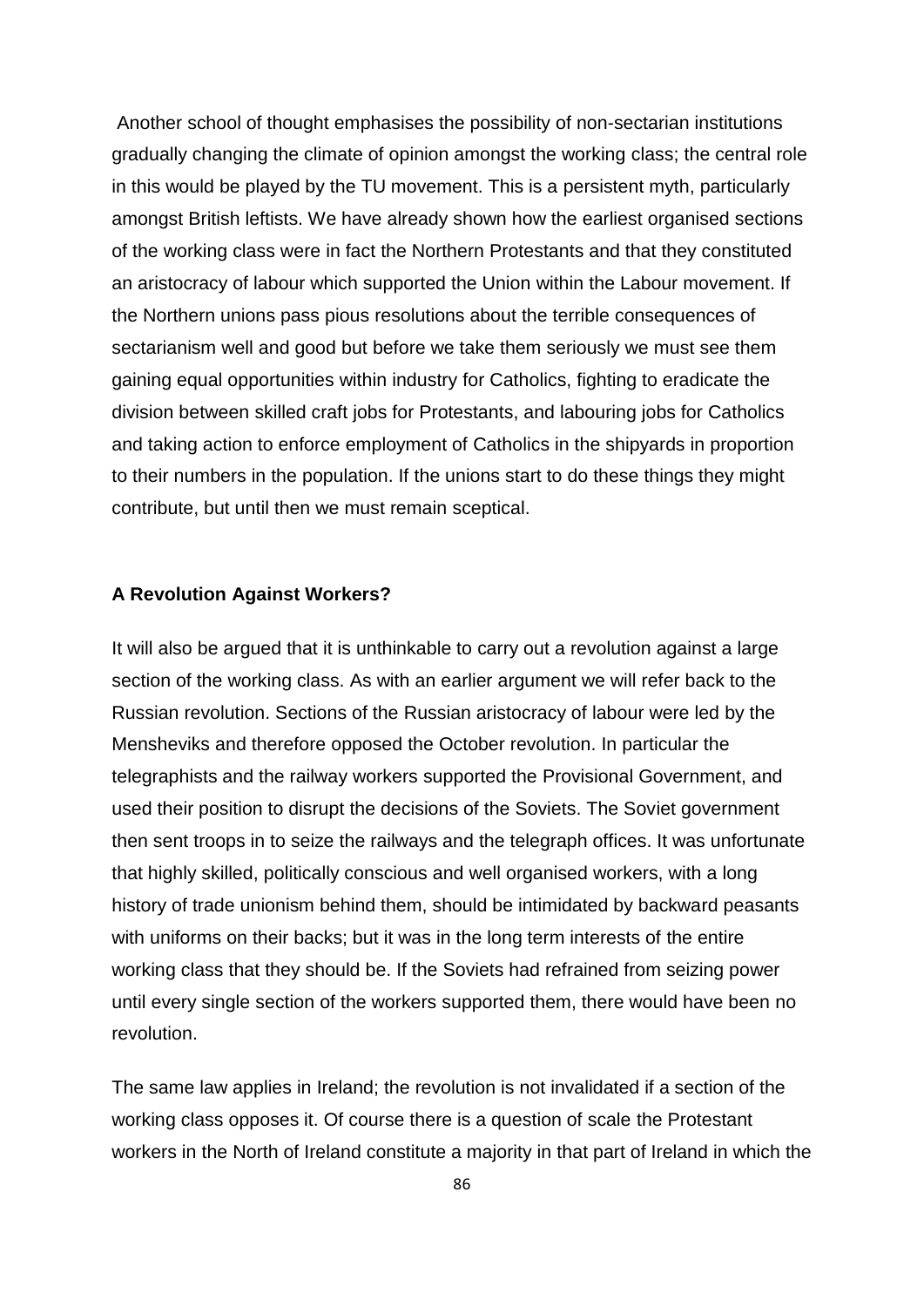Another school of thought emphasises the possibility of non-sectarian institutions gradually changing the climate of opinion amongst the working class; the central role in this would be played by the TU movement. This is a persistent myth, particularly amongst British leftists. We have already shown how the earliest organised sections of the working class were in fact the Northern Protestants and that they constituted an aristocracy of labour which supported the Union within the Labour movement. If the Northern unions pass pious resolutions about the terrible consequences of sectarianism well and good but before we take them seriously we must see them gaining equal opportunities within industry for Catholics, fighting to eradicate the division between skilled craft jobs for Protestants, and labouring jobs for Catholics and taking action to enforce employment of Catholics in the shipyards in proportion to their numbers in the population. If the unions start to do these things they might contribute, but until then we must remain sceptical.

**A Revolution Against Workers?**

It will also be argued that it is unthinkable to carry out a revolution against a large section of the working class. As with an earlier argument we will refer back to the Russian revolution. Sections of the Russian aristocracy of labour were led by the Mensheviks and therefore opposed the October revolution. In particular the telegraphists and the railway workers supported the Provisional Government, and used their position to disrupt the decisions of the Soviets. The Soviet government then sent troops in to seize the railways and the telegraph offices. It was unfortunate that highly skilled, politically conscious and well organised workers, with a long history of trade unionism behind them, should be intimidated by backward peasants with uniforms on their backs; but it was in the long term interests of the entire working class that they should be. If the Soviets had refrained from seizing power until every single section of the workers supported them, there would have been no revolution.

The same law applies in Ireland; the revolution is not invalidated if a section of the working class opposes it. Of course there is a question of scale the Protestant workers in the North of Ireland constitute a majority in that part of Ireland in which the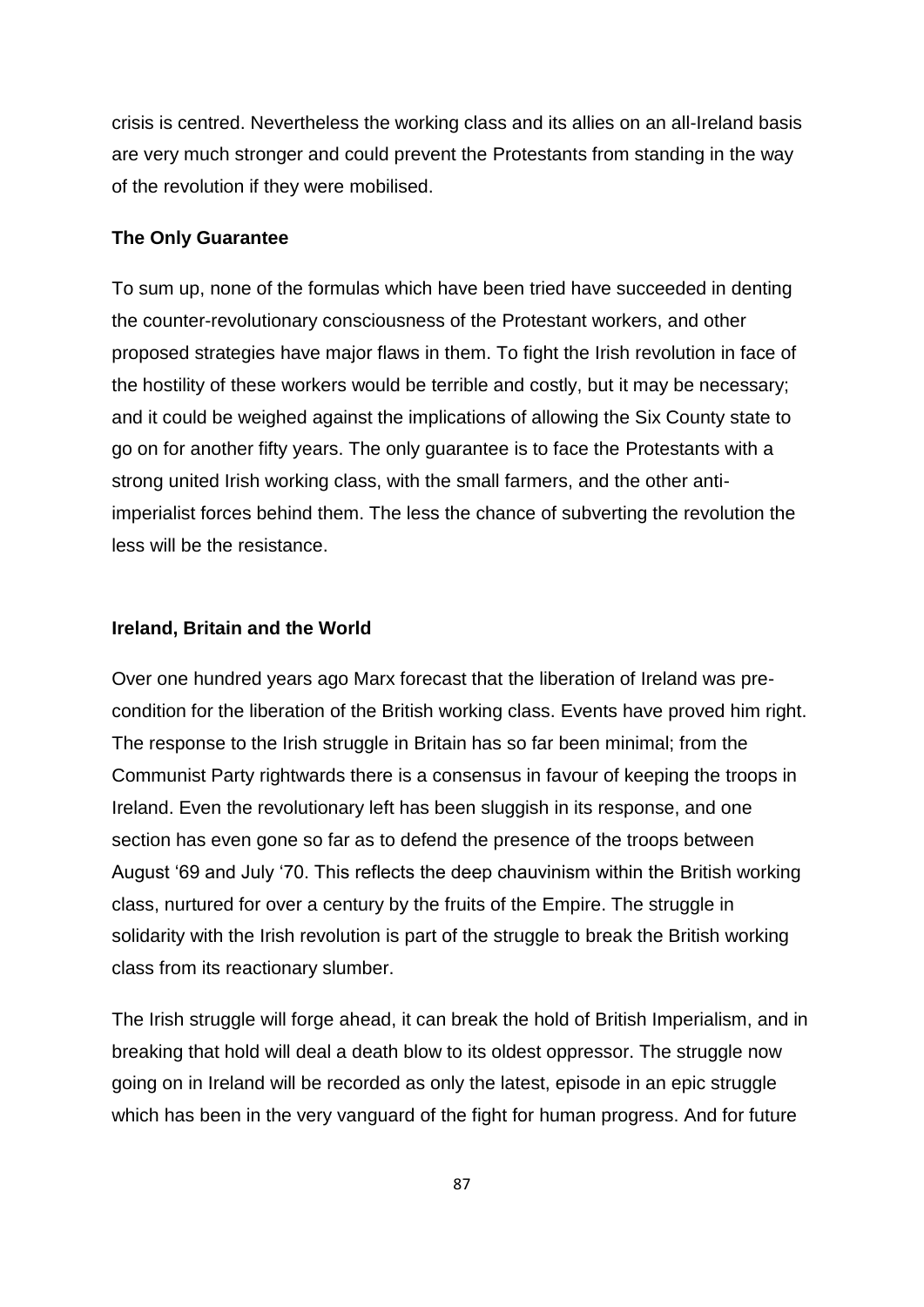crisis is centred. Nevertheless the working class and its allies on an all-Ireland basis are very much stronger and could prevent the Protestants from standing in the way of the revolution if they were mobilised.

### The Only Guarantee

To sum up, none of the formulas which have been tried have succeeded in denting the counter-revolutionary consciousness of the Protestant workers, and other proposed strategies have major flaws in them. To fight the Irish revolution in face of the hostility of these workers would be terrible and costly, but it may be necessary; and it could be weighed against the implications of allowing the Six County state to go on for another fifty years. The only guarantee is to face the Protestants with a strong united Irish working class, with the small farmers, and the other anti-imperialist forces behind them. The less the chance of subverting the revolution the less will be the resistance.

### Ireland, Britain and the World

Over one hundred years ago Marx forecast that the liberation of Ireland was pre-condition for the liberation of the British working class. Events have proved him right. The response to the Irish struggle in Britain has so far been minimal; from the Communist Party rightwards there is a consensus in favour of keeping the troops in Ireland. Even the revolutionary left has been sluggish in its response, and one section has even gone so far as to defend the presence of the troops between August '69 and July '70. This reflects the deep chauvinism within the British working class, nurtured for over a century by the fruits of the Empire. The struggle in solidarity with the Irish revolution is part of the struggle to break the British working class from its reactionary slumber.

The Irish struggle will forge ahead, it can break the hold of British Imperialism, and in breaking that hold will deal a death blow to its oldest oppressor. The struggle now going on in Ireland will be recorded as only the latest, episode in an epic struggle which has been in the very vanguard of the fight for human progress. And for future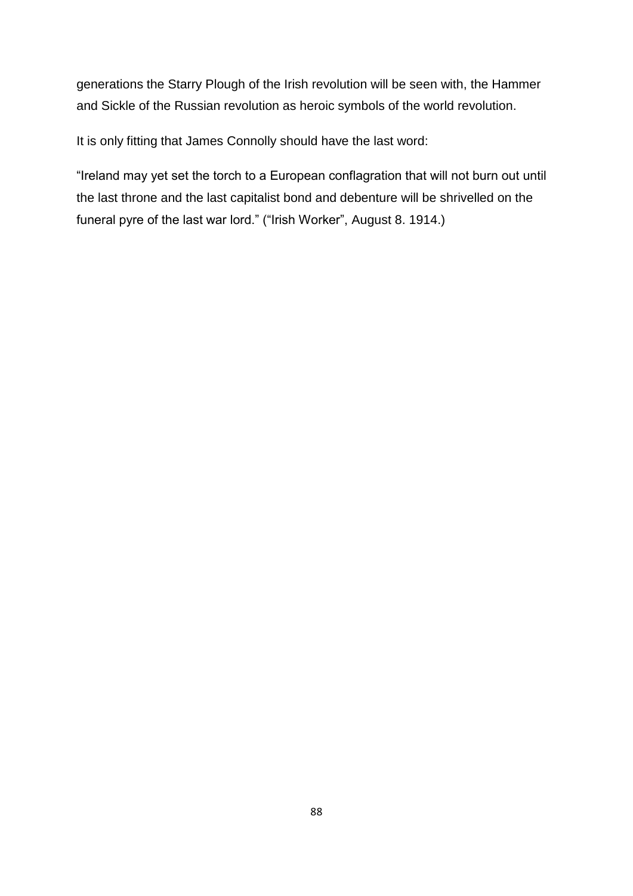generations the Starry Plough of the Irish revolution will be seen with, the Hammer and Sickle of the Russian revolution as heroic symbols of the world revolution.

It is only fitting that James Connolly should have the last word:

"Ireland may yet set the torch to a European conflagration that will not burn out until the last throne and the last capitalist bond and debenture will be shrivelled on the funeral pyre of the last war lord." ("Irish Worker", August 8. 1914.)